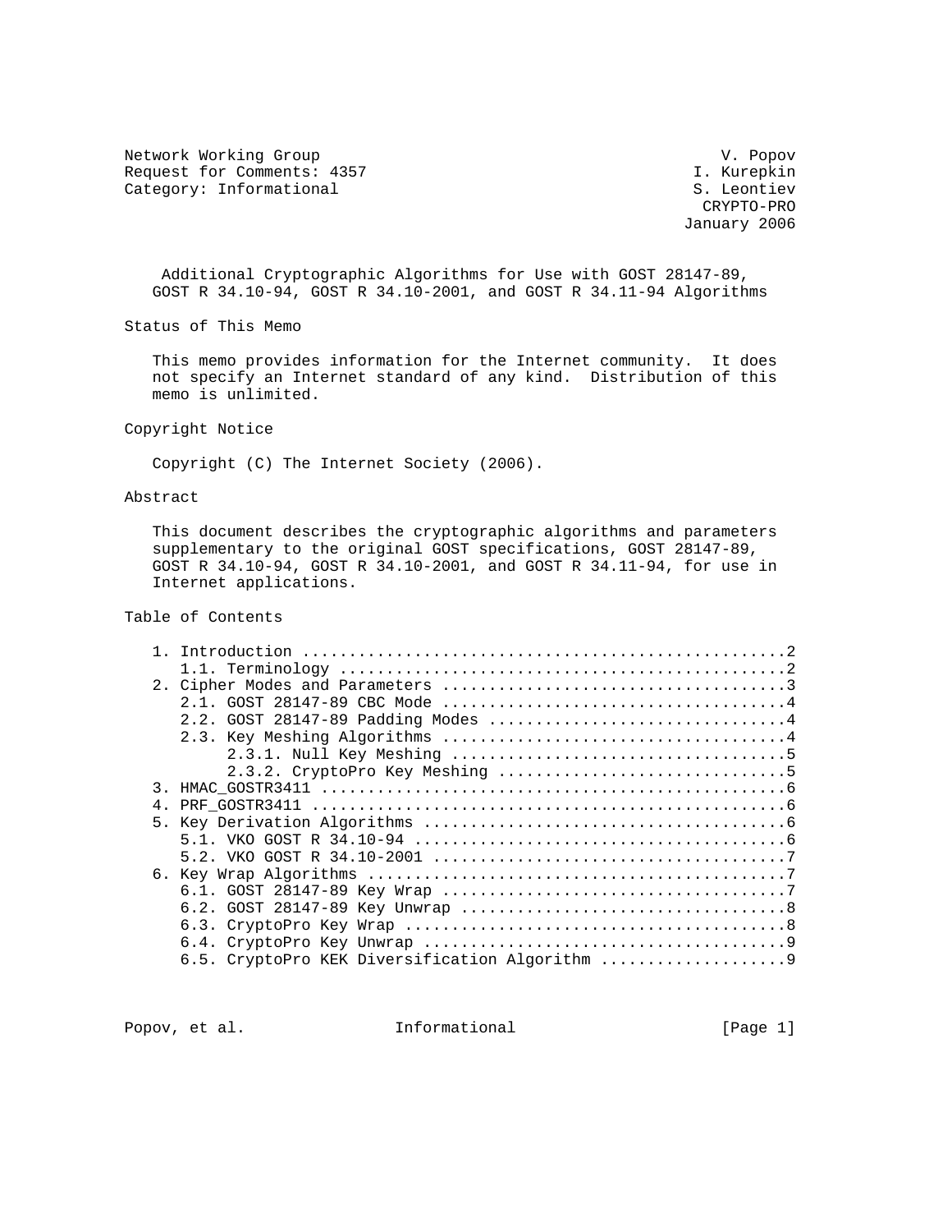Network Working Group V. Popov
Request for Comments: 4357 I. Kurepkin
Category: Informational S. Leontiev
CRYPTO-PRO
January 2006

# Additional Cryptographic Algorithms for Use with GOST 28147-89, GOST R 34.10-94, GOST R 34.10-2001, and GOST R 34.11-94 Algorithms

## Status of This Memo

This memo provides information for the Internet community. It does not specify an Internet standard of any kind. Distribution of this memo is unlimited.

## Copyright Notice

Copyright (C) The Internet Society (2006).

## Abstract

This document describes the cryptographic algorithms and parameters supplementary to the original GOST specifications, GOST 28147-89, GOST R 34.10-94, GOST R 34.10-2001, and GOST R 34.11-94, for use in Internet applications.

## Table of Contents

```
1. Introduction ....................................................2
   1.1. Terminology ................................................2
2. Cipher Modes and Parameters .....................................3
   2.1. GOST 28147-89 CBC Mode .....................................4
   2.2. GOST 28147-89 Padding Modes ................................4
   2.3. Key Meshing Algorithms .....................................4
        2.3.1. Null Key Meshing ....................................5
        2.3.2. CryptoPro Key Meshing ...............................5
3. HMAC_GOSTR3411 ..................................................6
4. PRF_GOSTR3411 ...................................................6
5. Key Derivation Algorithms .......................................6
   5.1. VKO GOST R 34.10-94 ........................................6
   5.2. VKO GOST R 34.10-2001 ......................................7
6. Key Wrap Algorithms .............................................7
   6.1. GOST 28147-89 Key Wrap .....................................7
   6.2. GOST 28147-89 Key Unwrap ...................................8
   6.3. CryptoPro Key Wrap .........................................8
   6.4. CryptoPro Key Unwrap .......................................9
   6.5. CryptoPro KEK Diversification Algorithm ....................9
```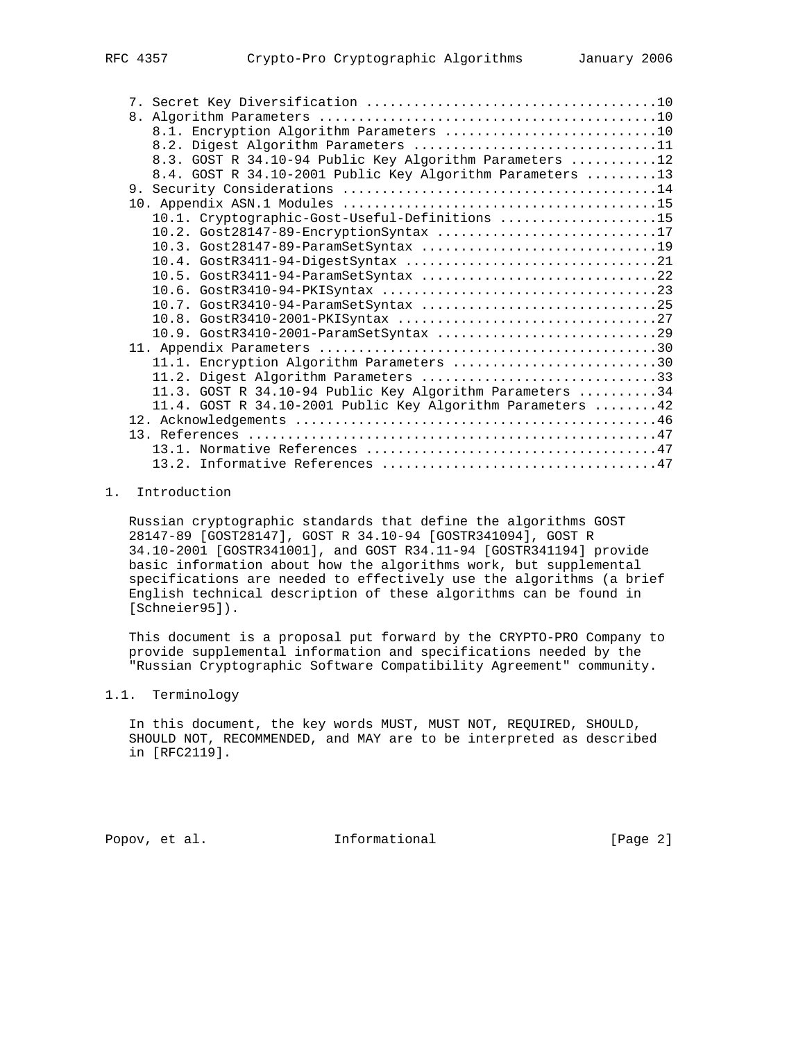7. Secret Key Diversification ....................................10
   8. Algorithm Parameters ..........................................10
      8.1. Encryption Algorithm Parameters ..........................10
      8.2. Digest Algorithm Parameters ..............................11
      8.3. GOST R 34.10-94 Public Key Algorithm Parameters ..........12
      8.4. GOST R 34.10-2001 Public Key Algorithm Parameters ........13
   9. Security Considerations .......................................14
   10. Appendix ASN.1 Modules .......................................15
      10.1. Cryptographic-Gost-Useful-Definitions ...................15
      10.2. Gost28147-89-EncryptionSyntax ...........................17
      10.3. Gost28147-89-ParamSetSyntax .............................19
      10.4. GostR3411-94-DigestSyntax ...............................21
      10.5. GostR3411-94-ParamSetSyntax .............................22
      10.6. GostR3410-94-PKISyntax ..................................23
      10.7. GostR3410-94-ParamSetSyntax .............................25
      10.8. GostR3410-2001-PKISyntax ................................27
      10.9. GostR3410-2001-ParamSetSyntax ...........................29
   11. Appendix Parameters ..........................................30
      11.1. Encryption Algorithm Parameters .........................30
      11.2. Digest Algorithm Parameters .............................33
      11.3. GOST R 34.10-94 Public Key Algorithm Parameters .........34
      11.4. GOST R 34.10-2001 Public Key Algorithm Parameters .......42
   12. Acknowledgements .............................................46
   13. References ...................................................47
      13.1. Normative References ....................................47
      13.2. Informative References ..................................47

## 1. Introduction

Russian cryptographic standards that define the algorithms GOST 28147-89 [GOST28147], GOST R 34.10-94 [GOSTR341094], GOST R 34.10-2001 [GOSTR341001], and GOST R34.11-94 [GOSTR341194] provide basic information about how the algorithms work, but supplemental specifications are needed to effectively use the algorithms (a brief English technical description of these algorithms can be found in [Schneier95]).

This document is a proposal put forward by the CRYPTO-PRO Company to provide supplemental information and specifications needed by the "Russian Cryptographic Software Compatibility Agreement" community.

### 1.1. Terminology

In this document, the key words MUST, MUST NOT, REQUIRED, SHOULD, SHOULD NOT, RECOMMENDED, and MAY are to be interpreted as described in [RFC2119].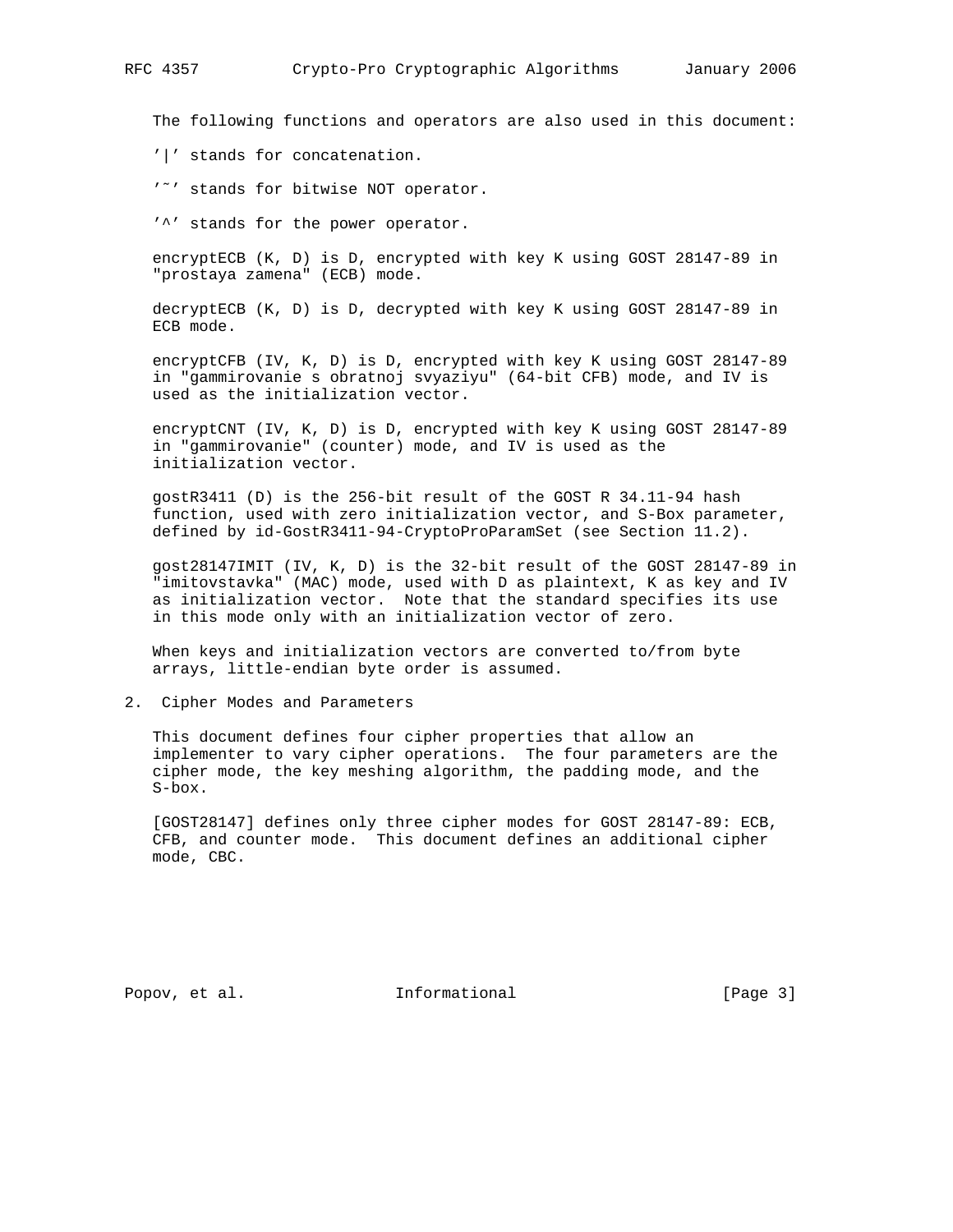The following functions and operators are also used in this document:

'|' stands for concatenation.

'~' stands for bitwise NOT operator.

'^' stands for the power operator.

encryptECB (K, D) is D, encrypted with key K using GOST 28147-89 in "prostaya zamena" (ECB) mode.

decryptECB (K, D) is D, decrypted with key K using GOST 28147-89 in ECB mode.

encryptCFB (IV, K, D) is D, encrypted with key K using GOST 28147-89 in "gammirovanie s obratnoj svyaziyu" (64-bit CFB) mode, and IV is used as the initialization vector.

encryptCNT (IV, K, D) is D, encrypted with key K using GOST 28147-89 in "gammirovanie" (counter) mode, and IV is used as the initialization vector.

gostR3411 (D) is the 256-bit result of the GOST R 34.11-94 hash function, used with zero initialization vector, and S-Box parameter, defined by id-GostR3411-94-CryptoProParamSet (see Section 11.2).

gost28147IMIT (IV, K, D) is the 32-bit result of the GOST 28147-89 in "imitovstavka" (MAC) mode, used with D as plaintext, K as key and IV as initialization vector. Note that the standard specifies its use in this mode only with an initialization vector of zero.

When keys and initialization vectors are converted to/from byte arrays, little-endian byte order is assumed.

## 2. Cipher Modes and Parameters

This document defines four cipher properties that allow an implementer to vary cipher operations. The four parameters are the cipher mode, the key meshing algorithm, the padding mode, and the S-box.

[GOST28147] defines only three cipher modes for GOST 28147-89: ECB, CFB, and counter mode. This document defines an additional cipher mode, CBC.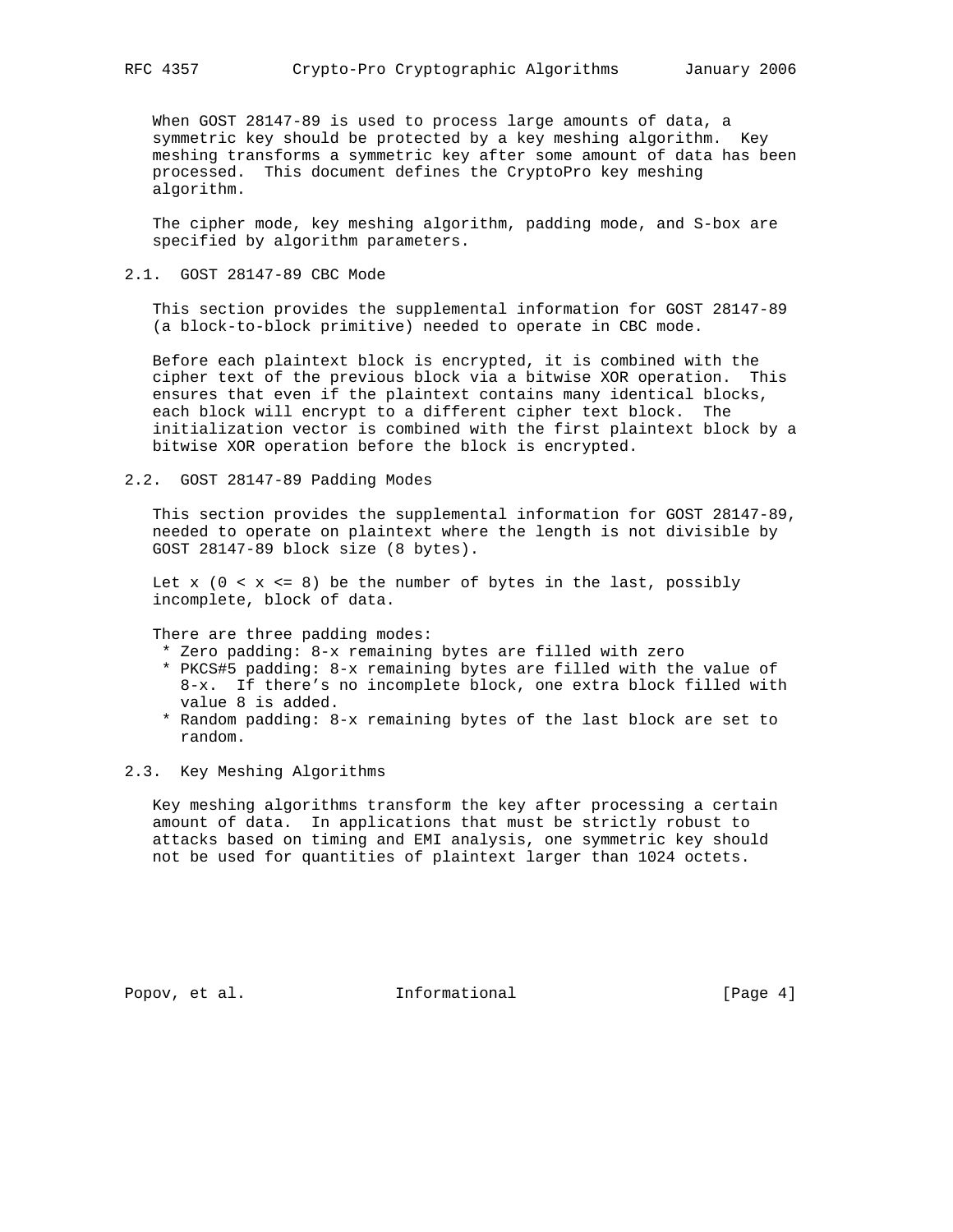When GOST 28147-89 is used to process large amounts of data, a symmetric key should be protected by a key meshing algorithm. Key meshing transforms a symmetric key after some amount of data has been processed. This document defines the CryptoPro key meshing algorithm.

The cipher mode, key meshing algorithm, padding mode, and S-box are specified by algorithm parameters.

## 2.1. GOST 28147-89 CBC Mode

This section provides the supplemental information for GOST 28147-89 (a block-to-block primitive) needed to operate in CBC mode.

Before each plaintext block is encrypted, it is combined with the cipher text of the previous block via a bitwise XOR operation. This ensures that even if the plaintext contains many identical blocks, each block will encrypt to a different cipher text block. The initialization vector is combined with the first plaintext block by a bitwise XOR operation before the block is encrypted.

## 2.2. GOST 28147-89 Padding Modes

This section provides the supplemental information for GOST 28147-89, needed to operate on plaintext where the length is not divisible by GOST 28147-89 block size (8 bytes).

Let $x$ ($0 < x <= 8$) be the number of bytes in the last, possibly incomplete, block of data.

There are three padding modes:

* Zero padding: 8-x remaining bytes are filled with zero
* PKCS#5 padding: 8-x remaining bytes are filled with the value of 8-x. If there's no incomplete block, one extra block filled with value 8 is added.
* Random padding: 8-x remaining bytes of the last block are set to random.

## 2.3. Key Meshing Algorithms

Key meshing algorithms transform the key after processing a certain amount of data. In applications that must be strictly robust to attacks based on timing and EMI analysis, one symmetric key should not be used for quantities of plaintext larger than 1024 octets.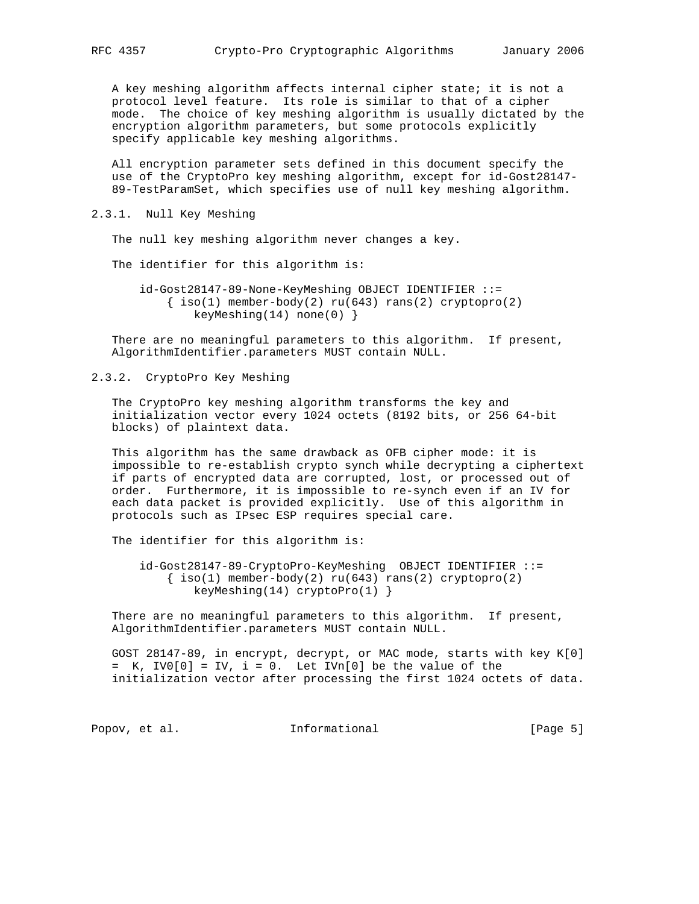A key meshing algorithm affects internal cipher state; it is not a protocol level feature. Its role is similar to that of a cipher mode. The choice of key meshing algorithm is usually dictated by the encryption algorithm parameters, but some protocols explicitly specify applicable key meshing algorithms.

All encryption parameter sets defined in this document specify the use of the CryptoPro key meshing algorithm, except for id-Gost28147-89-TestParamSet, which specifies use of null key meshing algorithm.

### 2.3.1. Null Key Meshing

The null key meshing algorithm never changes a key.

The identifier for this algorithm is:

```
id-Gost28147-89-None-KeyMeshing OBJECT IDENTIFIER ::=
    { iso(1) member-body(2) ru(643) rans(2) cryptopro(2)
        keyMeshing(14) none(0) }
```

There are no meaningful parameters to this algorithm. If present, AlgorithmIdentifier.parameters MUST contain NULL.

### 2.3.2. CryptoPro Key Meshing

The CryptoPro key meshing algorithm transforms the key and initialization vector every 1024 octets (8192 bits, or 256 64-bit blocks) of plaintext data.

This algorithm has the same drawback as OFB cipher mode: it is impossible to re-establish crypto synch while decrypting a ciphertext if parts of encrypted data are corrupted, lost, or processed out of order. Furthermore, it is impossible to re-synch even if an IV for each data packet is provided explicitly. Use of this algorithm in protocols such as IPsec ESP requires special care.

The identifier for this algorithm is:

```
id-Gost28147-89-CryptoPro-KeyMeshing  OBJECT IDENTIFIER ::=
    { iso(1) member-body(2) ru(643) rans(2) cryptopro(2)
        keyMeshing(14) cryptoPro(1) }
```

There are no meaningful parameters to this algorithm. If present, AlgorithmIdentifier.parameters MUST contain NULL.

GOST 28147-89, in encrypt, decrypt, or MAC mode, starts with key K[0] = K, IV0[0] = IV, i = 0. Let IVn[0] be the value of the initialization vector after processing the first 1024 octets of data.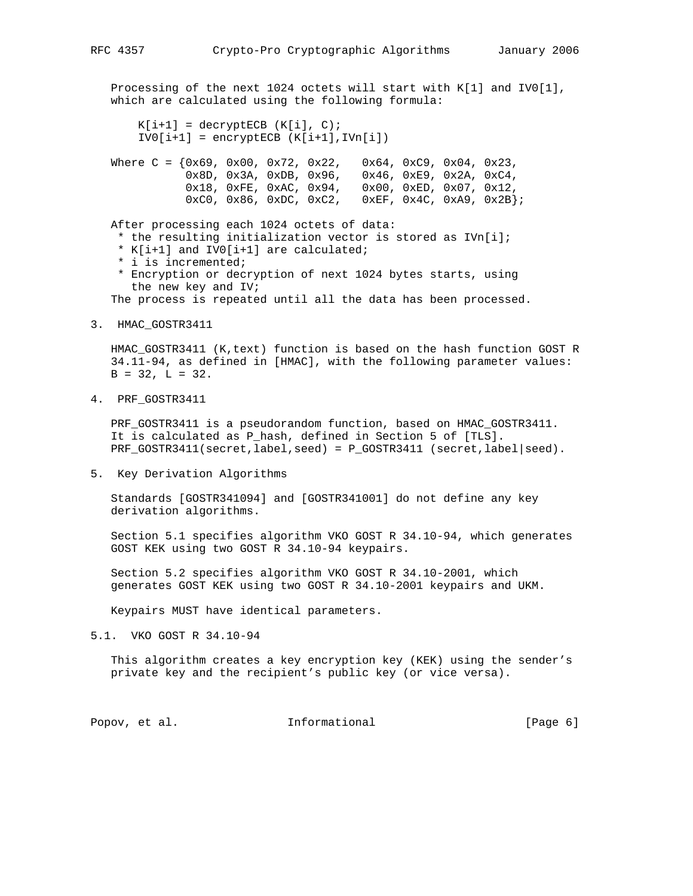Processing of the next 1024 octets will start with K[1] and IV0[1], which are calculated using the following formula:

```
K[i+1] = decryptECB (K[i], C);
IV0[i+1] = encryptECB (K[i+1],IVn[i])
```

```
Where C = {0x69, 0x00, 0x72, 0x22,   0x64, 0xC9, 0x04, 0x23,
           0x8D, 0x3A, 0xDB, 0x96,   0x46, 0xE9, 0x2A, 0xC4,
           0x18, 0xFE, 0xAC, 0x94,   0x00, 0xED, 0x07, 0x12,
           0xC0, 0x86, 0xDC, 0xC2,   0xEF, 0x4C, 0xA9, 0x2B};
```

After processing each 1024 octets of data:

* the resulting initialization vector is stored as IVn[i];
* K[i+1] and IV0[i+1] are calculated;
* i is incremented;
* Encryption or decryption of next 1024 bytes starts, using the new key and IV;

The process is repeated until all the data has been processed.

## 3. HMAC_GOSTR3411

HMAC_GOSTR3411 (K,text) function is based on the hash function GOST R 34.11-94, as defined in [HMAC], with the following parameter values: B = 32, L = 32.

## 4. PRF_GOSTR3411

PRF_GOSTR3411 is a pseudorandom function, based on HMAC_GOSTR3411. It is calculated as P_hash, defined in Section 5 of [TLS]. PRF_GOSTR3411(secret,label,seed) = P_GOSTR3411 (secret,label|seed).

## 5. Key Derivation Algorithms

Standards [GOSTR341094] and [GOSTR341001] do not define any key derivation algorithms.

Section 5.1 specifies algorithm VKO GOST R 34.10-94, which generates GOST KEK using two GOST R 34.10-94 keypairs.

Section 5.2 specifies algorithm VKO GOST R 34.10-2001, which generates GOST KEK using two GOST R 34.10-2001 keypairs and UKM.

Keypairs MUST have identical parameters.

### 5.1. VKO GOST R 34.10-94

This algorithm creates a key encryption key (KEK) using the sender's private key and the recipient's public key (or vice versa).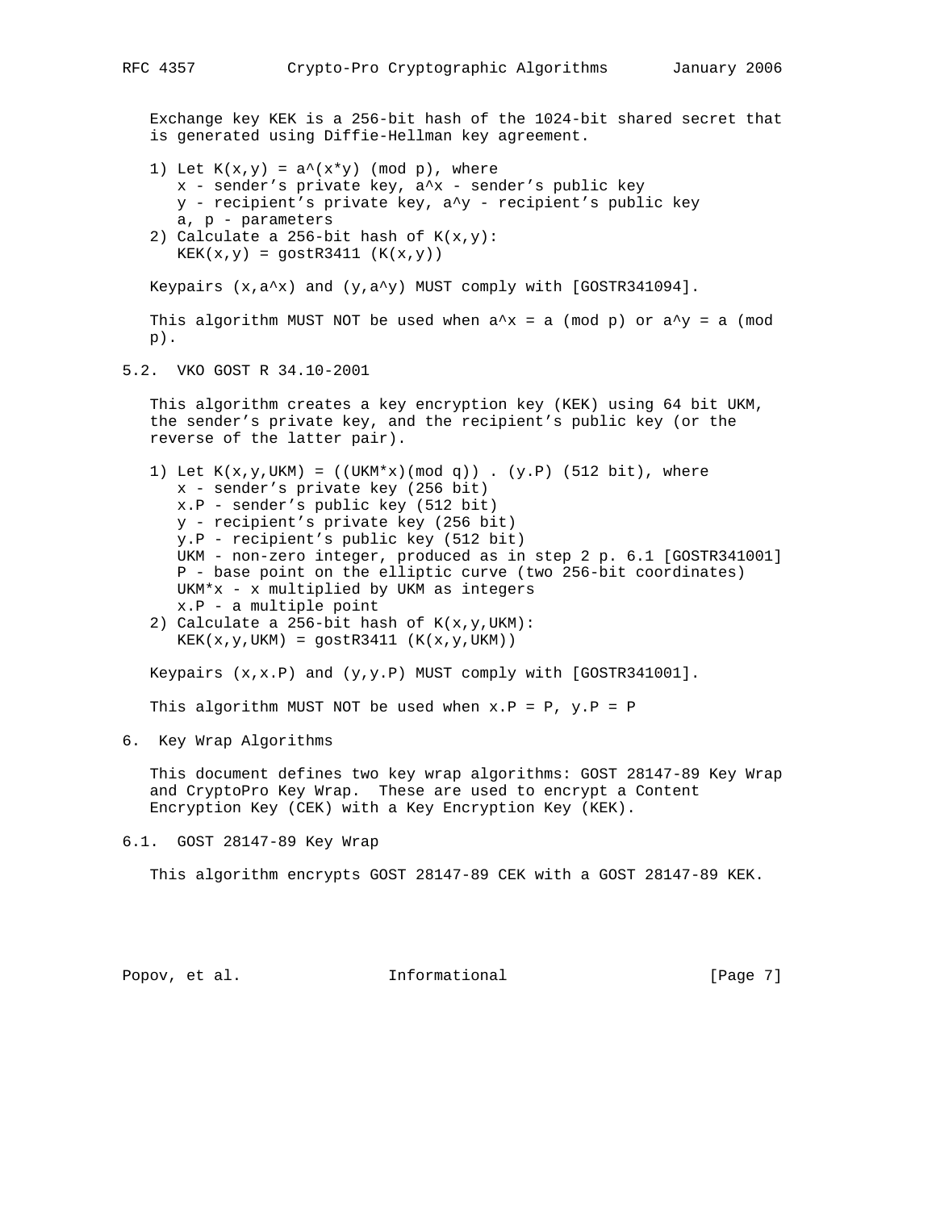Exchange key KEK is a 256-bit hash of the 1024-bit shared secret that is generated using Diffie-Hellman key agreement.

1) Let $K(x,y) = a^{(x*y)} \pmod p$, where
   - x - sender's private key, $a^x$ - sender's public key
   - y - recipient's private key, $a^y$ - recipient's public key
   - a, p - parameters
2) Calculate a 256-bit hash of $K(x,y)$:
   $KEK(x,y) = gostR3411 (K(x,y))$

Keypairs $(x,a^x)$ and $(y,a^y)$ MUST comply with [GOSTR341094].

This algorithm MUST NOT be used when $a^x = a \pmod p$ or $a^y = a \pmod p$.

## 5.2. VKO GOST R 34.10-2001

This algorithm creates a key encryption key (KEK) using 64 bit UKM, the sender's private key, and the recipient's public key (or the reverse of the latter pair).

1) Let $K(x,y,UKM) = ((UKM*x) \pmod q) . (y.P)$ (512 bit), where
   - x - sender's private key (256 bit)
   - x.P - sender's public key (512 bit)
   - y - recipient's private key (256 bit)
   - y.P - recipient's public key (512 bit)
   - UKM - non-zero integer, produced as in step 2 p. 6.1 [GOSTR341001]
   - P - base point on the elliptic curve (two 256-bit coordinates)
   - UKM*x - x multiplied by UKM as integers
   - x.P - a multiple point
2) Calculate a 256-bit hash of $K(x,y,UKM)$:
   $KEK(x,y,UKM) = gostR3411 (K(x,y,UKM))$

Keypairs (x,x.P) and (y,y.P) MUST comply with [GOSTR341001].

This algorithm MUST NOT be used when x.P = P, y.P = P

# 6. Key Wrap Algorithms

This document defines two key wrap algorithms: GOST 28147-89 Key Wrap and CryptoPro Key Wrap. These are used to encrypt a Content Encryption Key (CEK) with a Key Encryption Key (KEK).

## 6.1. GOST 28147-89 Key Wrap

This algorithm encrypts GOST 28147-89 CEK with a GOST 28147-89 KEK.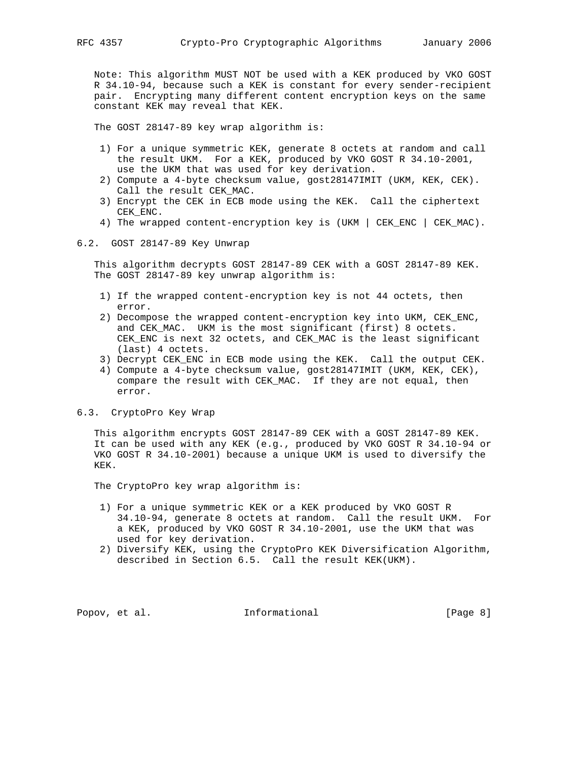Note: This algorithm MUST NOT be used with a KEK produced by VKO GOST R 34.10-94, because such a KEK is constant for every sender-recipient pair. Encrypting many different content encryption keys on the same constant KEK may reveal that KEK.

The GOST 28147-89 key wrap algorithm is:

1) For a unique symmetric KEK, generate 8 octets at random and call the result UKM. For a KEK, produced by VKO GOST R 34.10-2001, use the UKM that was used for key derivation.
2) Compute a 4-byte checksum value, gost28147IMIT (UKM, KEK, CEK). Call the result CEK_MAC.
3) Encrypt the CEK in ECB mode using the KEK. Call the ciphertext CEK_ENC.
4) The wrapped content-encryption key is (UKM | CEK_ENC | CEK_MAC).

## 6.2. GOST 28147-89 Key Unwrap

This algorithm decrypts GOST 28147-89 CEK with a GOST 28147-89 KEK. The GOST 28147-89 key unwrap algorithm is:

1) If the wrapped content-encryption key is not 44 octets, then error.
2) Decompose the wrapped content-encryption key into UKM, CEK_ENC, and CEK_MAC. UKM is the most significant (first) 8 octets. CEK_ENC is next 32 octets, and CEK_MAC is the least significant (last) 4 octets.
3) Decrypt CEK_ENC in ECB mode using the KEK. Call the output CEK.
4) Compute a 4-byte checksum value, gost28147IMIT (UKM, KEK, CEK), compare the result with CEK_MAC. If they are not equal, then error.

## 6.3. CryptoPro Key Wrap

This algorithm encrypts GOST 28147-89 CEK with a GOST 28147-89 KEK. It can be used with any KEK (e.g., produced by VKO GOST R 34.10-94 or VKO GOST R 34.10-2001) because a unique UKM is used to diversify the KEK.

The CryptoPro key wrap algorithm is:

1) For a unique symmetric KEK or a KEK produced by VKO GOST R 34.10-94, generate 8 octets at random. Call the result UKM. For a KEK, produced by VKO GOST R 34.10-2001, use the UKM that was used for key derivation.
2) Diversify KEK, using the CryptoPro KEK Diversification Algorithm, described in Section 6.5. Call the result KEK(UKM).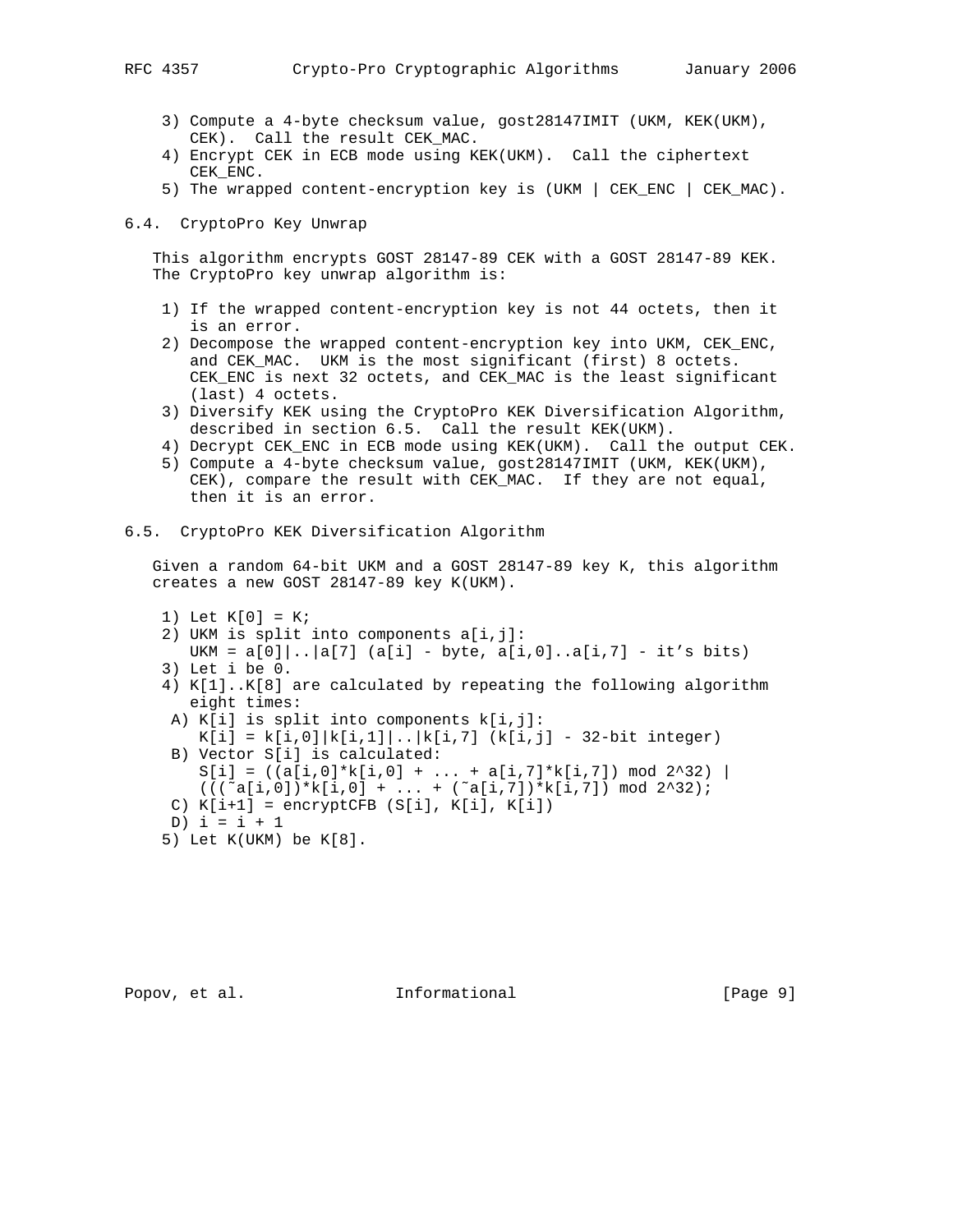3) Compute a 4-byte checksum value, gost28147IMIT (UKM, KEK(UKM), CEK). Call the result CEK_MAC.
4) Encrypt CEK in ECB mode using KEK(UKM). Call the ciphertext CEK_ENC.
5) The wrapped content-encryption key is (UKM | CEK_ENC | CEK_MAC).

## 6.4. CryptoPro Key Unwrap

This algorithm encrypts GOST 28147-89 CEK with a GOST 28147-89 KEK. The CryptoPro key unwrap algorithm is:

1) If the wrapped content-encryption key is not 44 octets, then it is an error.
2) Decompose the wrapped content-encryption key into UKM, CEK_ENC, and CEK_MAC. UKM is the most significant (first) 8 octets. CEK_ENC is next 32 octets, and CEK_MAC is the least significant (last) 4 octets.
3) Diversify KEK using the CryptoPro KEK Diversification Algorithm, described in section 6.5. Call the result KEK(UKM).
4) Decrypt CEK_ENC in ECB mode using KEK(UKM). Call the output CEK.
5) Compute a 4-byte checksum value, gost28147IMIT (UKM, KEK(UKM), CEK), compare the result with CEK_MAC. If they are not equal, then it is an error.

## 6.5. CryptoPro KEK Diversification Algorithm

Given a random 64-bit UKM and a GOST 28147-89 key K, this algorithm creates a new GOST 28147-89 key K(UKM).

```
 1) Let K[0] = K;
 2) UKM is split into components a[i,j]:
    UKM = a[0]|..|a[7] (a[i] - byte, a[i,0]..a[i,7] - it's bits)
 3) Let i be 0.
 4) K[1]..K[8] are calculated by repeating the following algorithm
    eight times:
  A) K[i] is split into components k[i,j]:
     K[i] = k[i,0]|k[i,1]|..|k[i,7] (k[i,j] - 32-bit integer)
  B) Vector S[i] is calculated:
     S[i] = ((a[i,0]*k[i,0] + ... + a[i,7]*k[i,7]) mod 2^32) |
     (((~a[i,0])*k[i,0] + ... + (~a[i,7])*k[i,7]) mod 2^32);
  C) K[i+1] = encryptCFB (S[i], K[i], K[i])
  D) i = i + 1
 5) Let K(UKM) be K[8].
```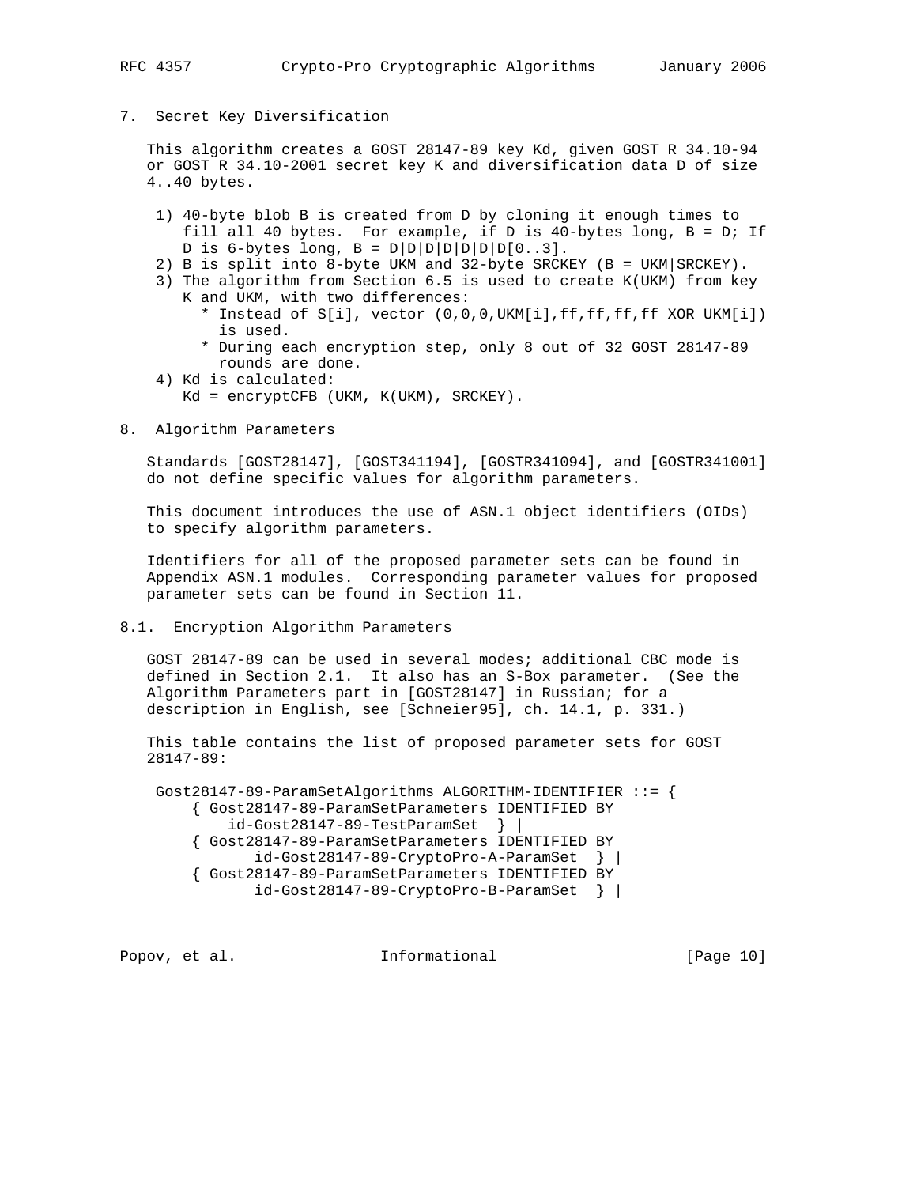## 7. Secret Key Diversification

This algorithm creates a GOST 28147-89 key Kd, given GOST R 34.10-94 or GOST R 34.10-2001 secret key K and diversification data D of size 4..40 bytes.

1) 40-byte blob B is created from D by cloning it enough times to fill all 40 bytes. For example, if D is 40-bytes long, B = D; If D is 6-bytes long, B = D|D|D|D|D|D|D[0..3].
2) B is split into 8-byte UKM and 32-byte SRCKEY (B = UKM|SRCKEY).
3) The algorithm from Section 6.5 is used to create K(UKM) from key K and UKM, with two differences:
   * Instead of S[i], vector (0,0,0,UKM[i],ff,ff,ff,ff XOR UKM[i]) is used.
   * During each encryption step, only 8 out of 32 GOST 28147-89 rounds are done.
4) Kd is calculated:
   Kd = encryptCFB (UKM, K(UKM), SRCKEY).

## 8. Algorithm Parameters

Standards [GOST28147], [GOST341194], [GOSTR341094], and [GOSTR341001] do not define specific values for algorithm parameters.

This document introduces the use of ASN.1 object identifiers (OIDs) to specify algorithm parameters.

Identifiers for all of the proposed parameter sets can be found in Appendix ASN.1 modules. Corresponding parameter values for proposed parameter sets can be found in Section 11.

### 8.1. Encryption Algorithm Parameters

GOST 28147-89 can be used in several modes; additional CBC mode is defined in Section 2.1. It also has an S-Box parameter. (See the Algorithm Parameters part in [GOST28147] in Russian; for a description in English, see [Schneier95], ch. 14.1, p. 331.)

This table contains the list of proposed parameter sets for GOST 28147-89:

```
Gost28147-89-ParamSetAlgorithms ALGORITHM-IDENTIFIER ::= {
    { Gost28147-89-ParamSetParameters IDENTIFIED BY
        id-Gost28147-89-TestParamSet  } |
    { Gost28147-89-ParamSetParameters IDENTIFIED BY
            id-Gost28147-89-CryptoPro-A-ParamSet  } |
    { Gost28147-89-ParamSetParameters IDENTIFIED BY
            id-Gost28147-89-CryptoPro-B-ParamSet  } |
```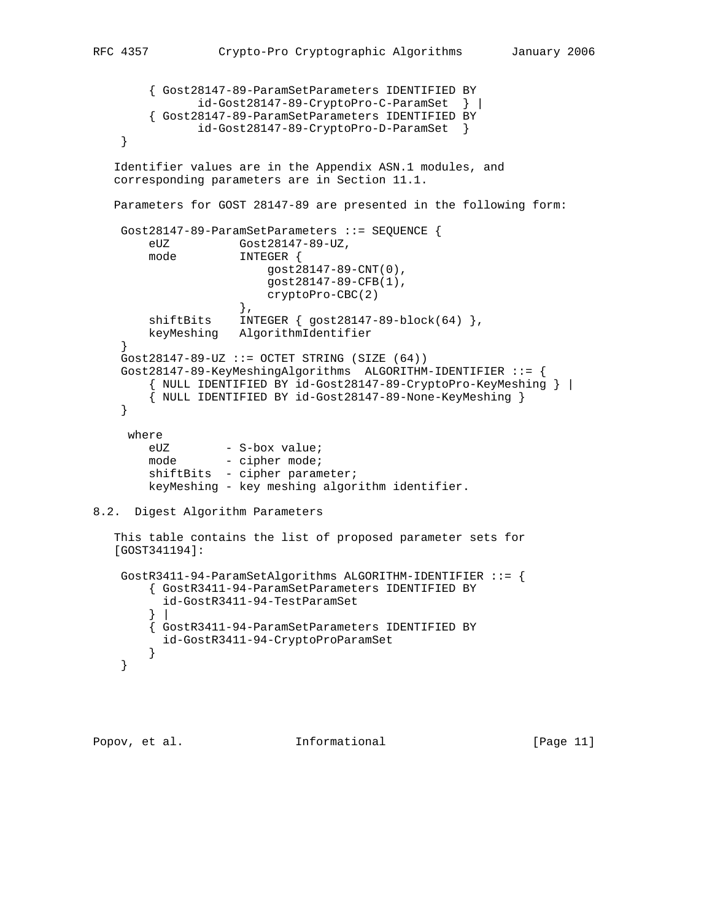```
     { Gost28147-89-ParamSetParameters IDENTIFIED BY
            id-Gost28147-89-CryptoPro-C-ParamSet  } |
     { Gost28147-89-ParamSetParameters IDENTIFIED BY
            id-Gost28147-89-CryptoPro-D-ParamSet  }
 }
```

Identifier values are in the Appendix ASN.1 modules, and corresponding parameters are in Section 11.1.

Parameters for GOST 28147-89 are presented in the following form:

```
 Gost28147-89-ParamSetParameters ::= SEQUENCE {
     eUZ          Gost28147-89-UZ,
     mode         INTEGER {
                      gost28147-89-CNT(0),
                      gost28147-89-CFB(1),
                      cryptoPro-CBC(2)
                  },
     shiftBits    INTEGER { gost28147-89-block(64) },
     keyMeshing   AlgorithmIdentifier
 }
 Gost28147-89-UZ ::= OCTET STRING (SIZE (64))
 Gost28147-89-KeyMeshingAlgorithms  ALGORITHM-IDENTIFIER ::= {
     { NULL IDENTIFIED BY id-Gost28147-89-CryptoPro-KeyMeshing } |
     { NULL IDENTIFIED BY id-Gost28147-89-None-KeyMeshing }
 }

  where
     eUZ        - S-box value;
     mode       - cipher mode;
     shiftBits  - cipher parameter;
     keyMeshing - key meshing algorithm identifier.
```

## 8.2. Digest Algorithm Parameters

This table contains the list of proposed parameter sets for [GOST341194]:

```
 GostR3411-94-ParamSetAlgorithms ALGORITHM-IDENTIFIER ::= {
     { GostR3411-94-ParamSetParameters IDENTIFIED BY
       id-GostR3411-94-TestParamSet
     } |
     { GostR3411-94-ParamSetParameters IDENTIFIED BY
       id-GostR3411-94-CryptoProParamSet
     }
 }
```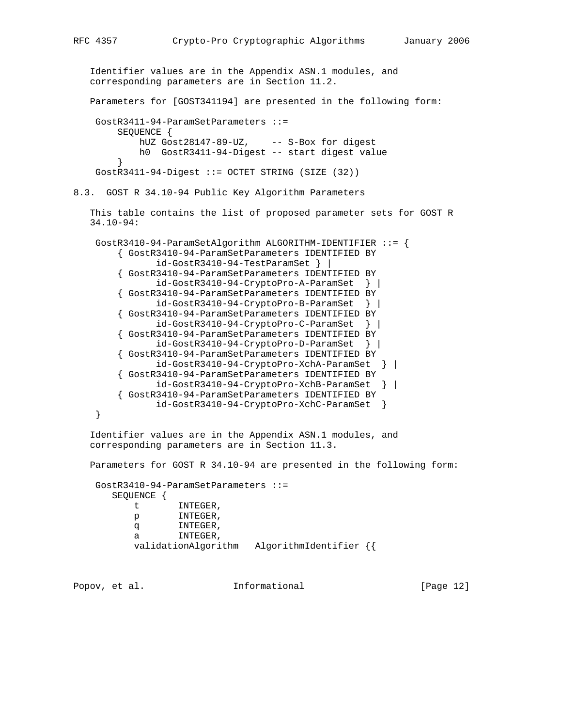Identifier values are in the Appendix ASN.1 modules, and corresponding parameters are in Section 11.2.

Parameters for [GOST341194] are presented in the following form:

```
 GostR3411-94-ParamSetParameters ::=
     SEQUENCE {
         hUZ Gost28147-89-UZ,    -- S-Box for digest
         h0  GostR3411-94-Digest -- start digest value
     }
 GostR3411-94-Digest ::= OCTET STRING (SIZE (32))
```

### 8.3. GOST R 34.10-94 Public Key Algorithm Parameters

This table contains the list of proposed parameter sets for GOST R 34.10-94:

```
 GostR3410-94-ParamSetAlgorithm ALGORITHM-IDENTIFIER ::= {
     { GostR3410-94-ParamSetParameters IDENTIFIED BY
            id-GostR3410-94-TestParamSet } |
     { GostR3410-94-ParamSetParameters IDENTIFIED BY
            id-GostR3410-94-CryptoPro-A-ParamSet  } |
     { GostR3410-94-ParamSetParameters IDENTIFIED BY
            id-GostR3410-94-CryptoPro-B-ParamSet  } |
     { GostR3410-94-ParamSetParameters IDENTIFIED BY
            id-GostR3410-94-CryptoPro-C-ParamSet  } |
     { GostR3410-94-ParamSetParameters IDENTIFIED BY
            id-GostR3410-94-CryptoPro-D-ParamSet  } |
     { GostR3410-94-ParamSetParameters IDENTIFIED BY
            id-GostR3410-94-CryptoPro-XchA-ParamSet  } |
     { GostR3410-94-ParamSetParameters IDENTIFIED BY
            id-GostR3410-94-CryptoPro-XchB-ParamSet  } |
     { GostR3410-94-ParamSetParameters IDENTIFIED BY
            id-GostR3410-94-CryptoPro-XchC-ParamSet  }
 }
```

Identifier values are in the Appendix ASN.1 modules, and corresponding parameters are in Section 11.3.

Parameters for GOST R 34.10-94 are presented in the following form:

```
 GostR3410-94-ParamSetParameters ::=
    SEQUENCE {
        t       INTEGER,
        p       INTEGER,
        q       INTEGER,
        a       INTEGER,
        validationAlgorithm   AlgorithmIdentifier {{
```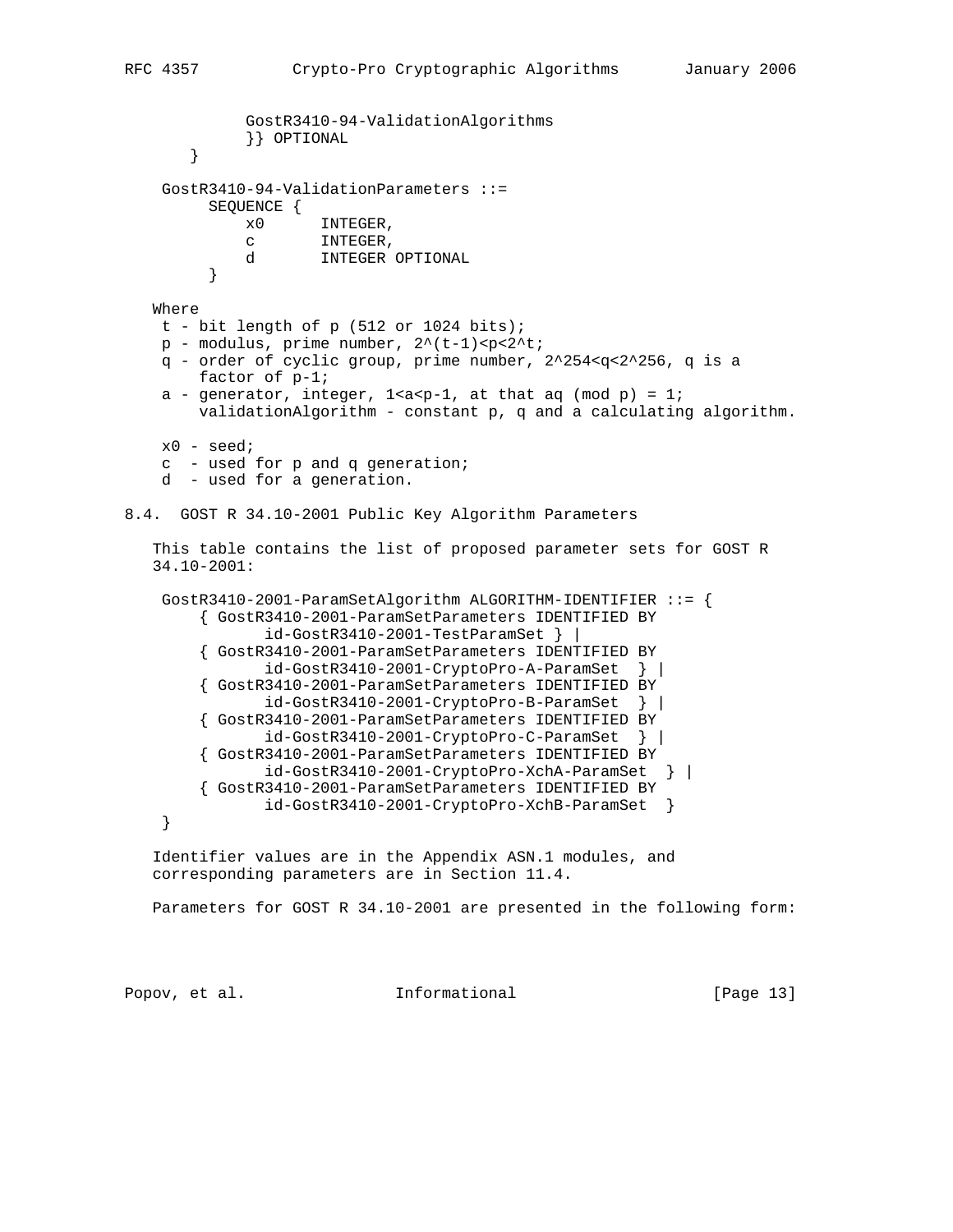```
             GostR3410-94-ValidationAlgorithms
             }} OPTIONAL
       }

     GostR3410-94-ValidationParameters ::=
          SEQUENCE {
             x0      INTEGER,
             c       INTEGER,
             d       INTEGER OPTIONAL
         }
```

Where
- t - bit length of p (512 or 1024 bits);
- p - modulus, prime number, 2^(t-1)<p<2^t;
- q - order of cyclic group, prime number, 2^254<q<2^256, q is a factor of p-1;
- a - generator, integer, 1<a<p-1, at that aq (mod p) = 1; validationAlgorithm - constant p, q and a calculating algorithm.

- x0 - seed;
- c  - used for p and q generation;
- d  - used for a generation.

## 8.4. GOST R 34.10-2001 Public Key Algorithm Parameters

This table contains the list of proposed parameter sets for GOST R 34.10-2001:

```
     GostR3410-2001-ParamSetAlgorithm ALGORITHM-IDENTIFIER ::= {
         { GostR3410-2001-ParamSetParameters IDENTIFIED BY
                id-GostR3410-2001-TestParamSet } |
         { GostR3410-2001-ParamSetParameters IDENTIFIED BY
                id-GostR3410-2001-CryptoPro-A-ParamSet  } |
         { GostR3410-2001-ParamSetParameters IDENTIFIED BY
                id-GostR3410-2001-CryptoPro-B-ParamSet  } |
         { GostR3410-2001-ParamSetParameters IDENTIFIED BY
                id-GostR3410-2001-CryptoPro-C-ParamSet  } |
         { GostR3410-2001-ParamSetParameters IDENTIFIED BY
                id-GostR3410-2001-CryptoPro-XchA-ParamSet  } |
         { GostR3410-2001-ParamSetParameters IDENTIFIED BY
                id-GostR3410-2001-CryptoPro-XchB-ParamSet  }
     }
```

Identifier values are in the Appendix ASN.1 modules, and corresponding parameters are in Section 11.4.

Parameters for GOST R 34.10-2001 are presented in the following form: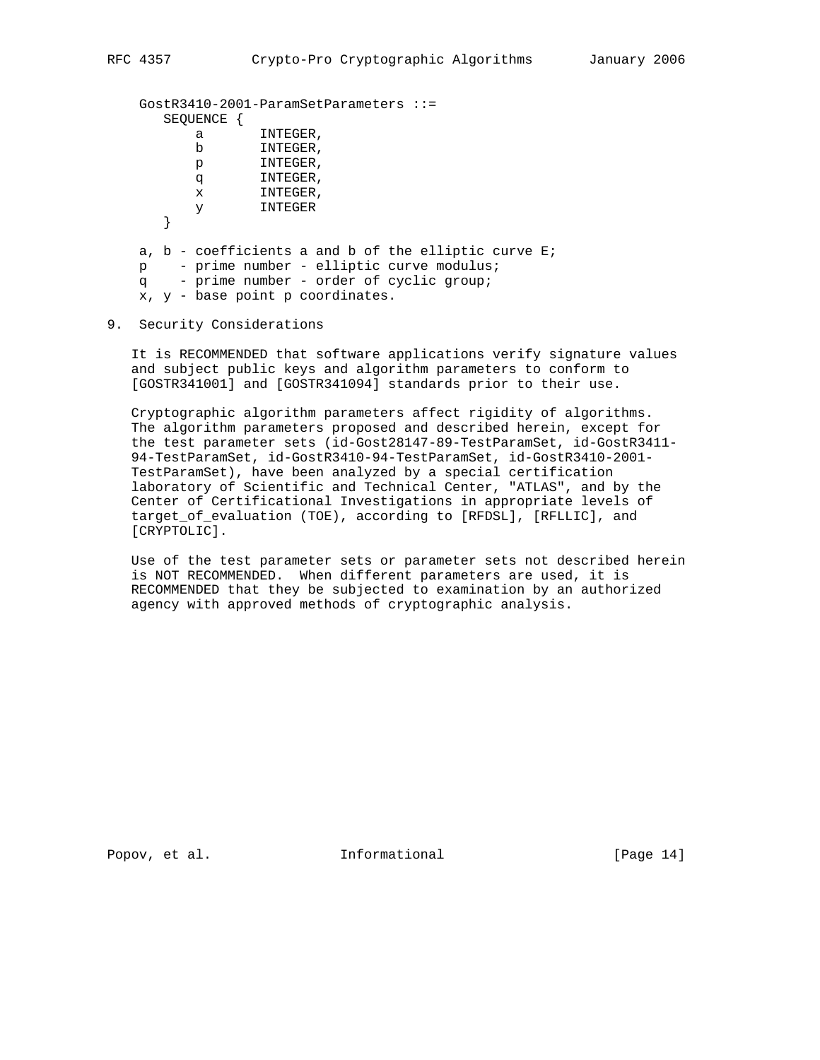```
GostR3410-2001-ParamSetParameters ::=
   SEQUENCE {
       a       INTEGER,
       b       INTEGER,
       p       INTEGER,
       q       INTEGER,
       x       INTEGER,
       y       INTEGER
   }
```

a, b - coefficients a and b of the elliptic curve E;
p    - prime number - elliptic curve modulus;
q    - prime number - order of cyclic group;
x, y - base point p coordinates.

## 9. Security Considerations

It is RECOMMENDED that software applications verify signature values and subject public keys and algorithm parameters to conform to [GOSTR341001] and [GOSTR341094] standards prior to their use.

Cryptographic algorithm parameters affect rigidity of algorithms. The algorithm parameters proposed and described herein, except for the test parameter sets (id-Gost28147-89-TestParamSet, id-GostR3411-94-TestParamSet, id-GostR3410-94-TestParamSet, id-GostR3410-2001-TestParamSet), have been analyzed by a special certification laboratory of Scientific and Technical Center, "ATLAS", and by the Center of Certificational Investigations in appropriate levels of target_of_evaluation (TOE), according to [RFDSL], [RFLLIC], and [CRYPTOLIC].

Use of the test parameter sets or parameter sets not described herein is NOT RECOMMENDED. When different parameters are used, it is RECOMMENDED that they be subjected to examination by an authorized agency with approved methods of cryptographic analysis.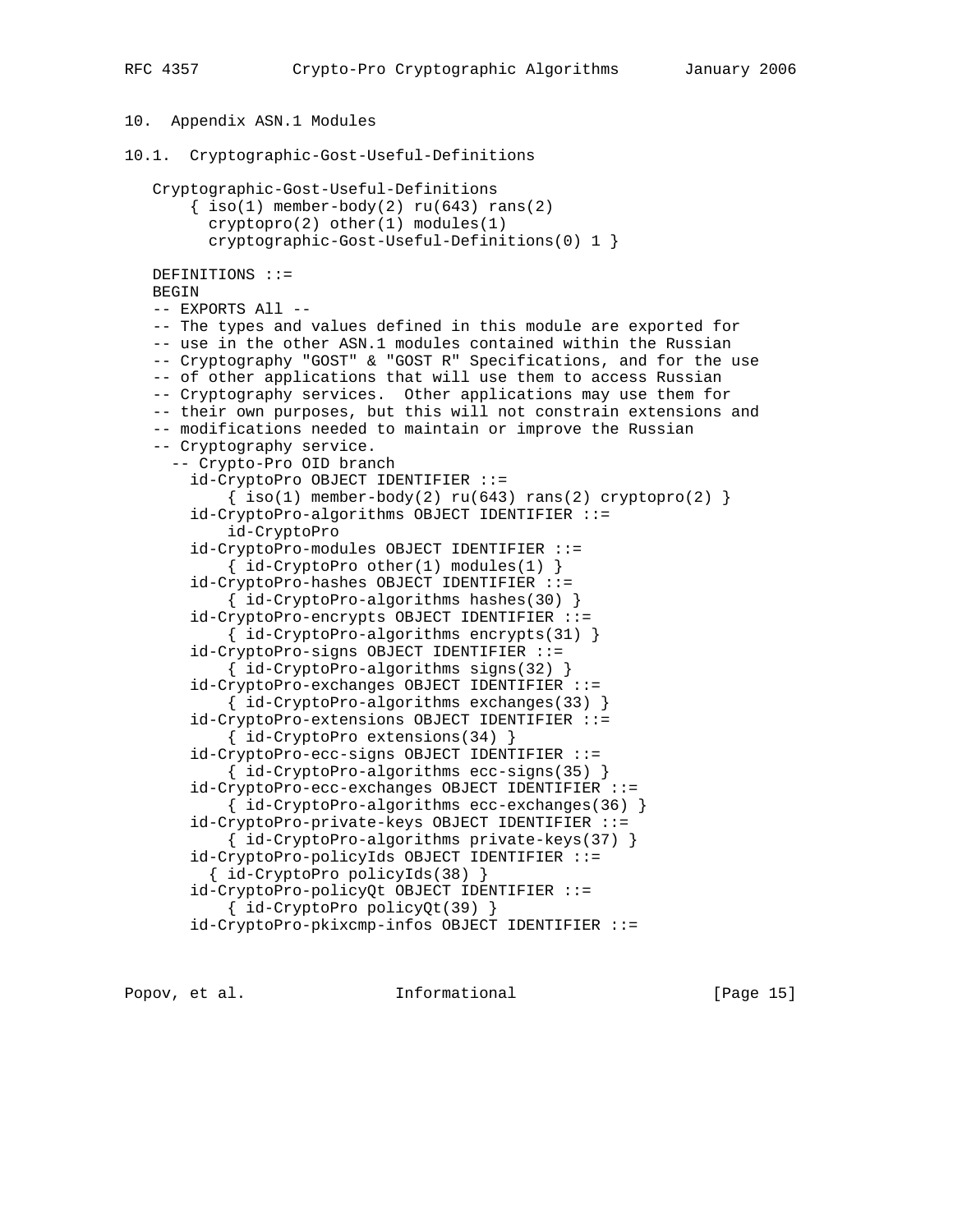## 10. Appendix ASN.1 Modules

### 10.1. Cryptographic-Gost-Useful-Definitions

```
   Cryptographic-Gost-Useful-Definitions
       { iso(1) member-body(2) ru(643) rans(2)
         cryptopro(2) other(1) modules(1)
         cryptographic-Gost-Useful-Definitions(0) 1 }

   DEFINITIONS ::=
   BEGIN
   -- EXPORTS All --
   -- The types and values defined in this module are exported for
   -- use in the other ASN.1 modules contained within the Russian
   -- Cryptography "GOST" & "GOST R" Specifications, and for the use
   -- of other applications that will use them to access Russian
   -- Cryptography services.  Other applications may use them for
   -- their own purposes, but this will not constrain extensions and
   -- modifications needed to maintain or improve the Russian
   -- Cryptography service.
     -- Crypto-Pro OID branch
       id-CryptoPro OBJECT IDENTIFIER ::=
           { iso(1) member-body(2) ru(643) rans(2) cryptopro(2) }
       id-CryptoPro-algorithms OBJECT IDENTIFIER ::=
           id-CryptoPro
       id-CryptoPro-modules OBJECT IDENTIFIER ::=
           { id-CryptoPro other(1) modules(1) }
       id-CryptoPro-hashes OBJECT IDENTIFIER ::=
           { id-CryptoPro-algorithms hashes(30) }
       id-CryptoPro-encrypts OBJECT IDENTIFIER ::=
           { id-CryptoPro-algorithms encrypts(31) }
       id-CryptoPro-signs OBJECT IDENTIFIER ::=
           { id-CryptoPro-algorithms signs(32) }
       id-CryptoPro-exchanges OBJECT IDENTIFIER ::=
           { id-CryptoPro-algorithms exchanges(33) }
       id-CryptoPro-extensions OBJECT IDENTIFIER ::=
           { id-CryptoPro extensions(34) }
       id-CryptoPro-ecc-signs OBJECT IDENTIFIER ::=
           { id-CryptoPro-algorithms ecc-signs(35) }
       id-CryptoPro-ecc-exchanges OBJECT IDENTIFIER ::=
           { id-CryptoPro-algorithms ecc-exchanges(36) }
       id-CryptoPro-private-keys OBJECT IDENTIFIER ::=
           { id-CryptoPro-algorithms private-keys(37) }
       id-CryptoPro-policyIds OBJECT IDENTIFIER ::=
         { id-CryptoPro policyIds(38) }
       id-CryptoPro-policyQt OBJECT IDENTIFIER ::=
           { id-CryptoPro policyQt(39) }
       id-CryptoPro-pkixcmp-infos OBJECT IDENTIFIER ::=
```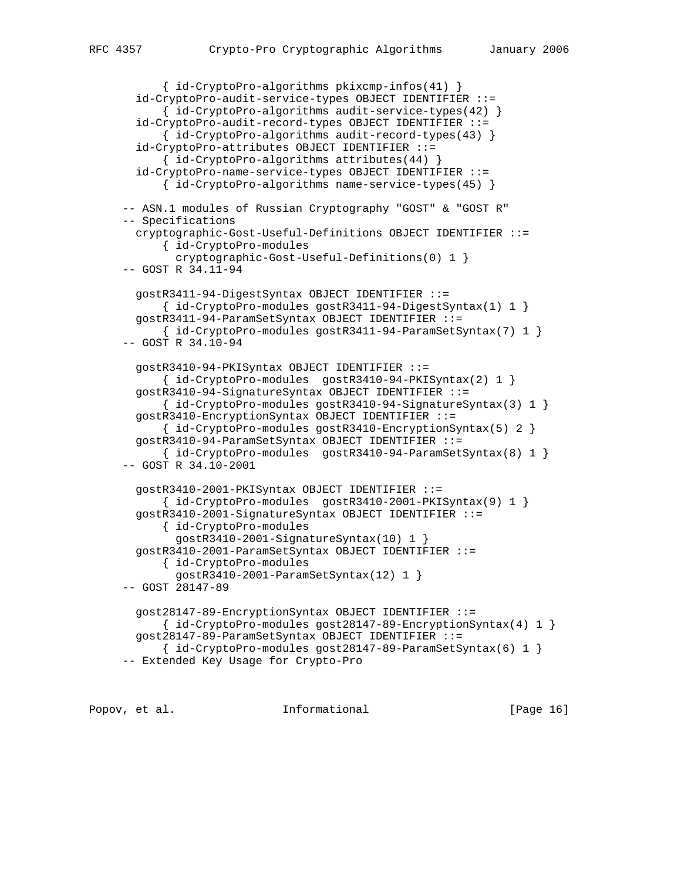```
           { id-CryptoPro-algorithms pkixcmp-infos(41) }
       id-CryptoPro-audit-service-types OBJECT IDENTIFIER ::=
           { id-CryptoPro-algorithms audit-service-types(42) }
       id-CryptoPro-audit-record-types OBJECT IDENTIFIER ::=
           { id-CryptoPro-algorithms audit-record-types(43) }
       id-CryptoPro-attributes OBJECT IDENTIFIER ::=
           { id-CryptoPro-algorithms attributes(44) }
       id-CryptoPro-name-service-types OBJECT IDENTIFIER ::=
           { id-CryptoPro-algorithms name-service-types(45) }

     -- ASN.1 modules of Russian Cryptography "GOST" & "GOST R"
     -- Specifications
       cryptographic-Gost-Useful-Definitions OBJECT IDENTIFIER ::=
           { id-CryptoPro-modules
             cryptographic-Gost-Useful-Definitions(0) 1 }
     -- GOST R 34.11-94

       gostR3411-94-DigestSyntax OBJECT IDENTIFIER ::=
           { id-CryptoPro-modules gostR3411-94-DigestSyntax(1) 1 }
       gostR3411-94-ParamSetSyntax OBJECT IDENTIFIER ::=
           { id-CryptoPro-modules gostR3411-94-ParamSetSyntax(7) 1 }
     -- GOST R 34.10-94

       gostR3410-94-PKISyntax OBJECT IDENTIFIER ::=
           { id-CryptoPro-modules  gostR3410-94-PKISyntax(2) 1 }
       gostR3410-94-SignatureSyntax OBJECT IDENTIFIER ::=
           { id-CryptoPro-modules gostR3410-94-SignatureSyntax(3) 1 }
       gostR3410-EncryptionSyntax OBJECT IDENTIFIER ::=
           { id-CryptoPro-modules gostR3410-EncryptionSyntax(5) 2 }
       gostR3410-94-ParamSetSyntax OBJECT IDENTIFIER ::=
           { id-CryptoPro-modules  gostR3410-94-ParamSetSyntax(8) 1 }
     -- GOST R 34.10-2001

       gostR3410-2001-PKISyntax OBJECT IDENTIFIER ::=
           { id-CryptoPro-modules  gostR3410-2001-PKISyntax(9) 1 }
       gostR3410-2001-SignatureSyntax OBJECT IDENTIFIER ::=
           { id-CryptoPro-modules
             gostR3410-2001-SignatureSyntax(10) 1 }
       gostR3410-2001-ParamSetSyntax OBJECT IDENTIFIER ::=
           { id-CryptoPro-modules
             gostR3410-2001-ParamSetSyntax(12) 1 }
     -- GOST 28147-89

       gost28147-89-EncryptionSyntax OBJECT IDENTIFIER ::=
           { id-CryptoPro-modules gost28147-89-EncryptionSyntax(4) 1 }
       gost28147-89-ParamSetSyntax OBJECT IDENTIFIER ::=
           { id-CryptoPro-modules gost28147-89-ParamSetSyntax(6) 1 }
     -- Extended Key Usage for Crypto-Pro
```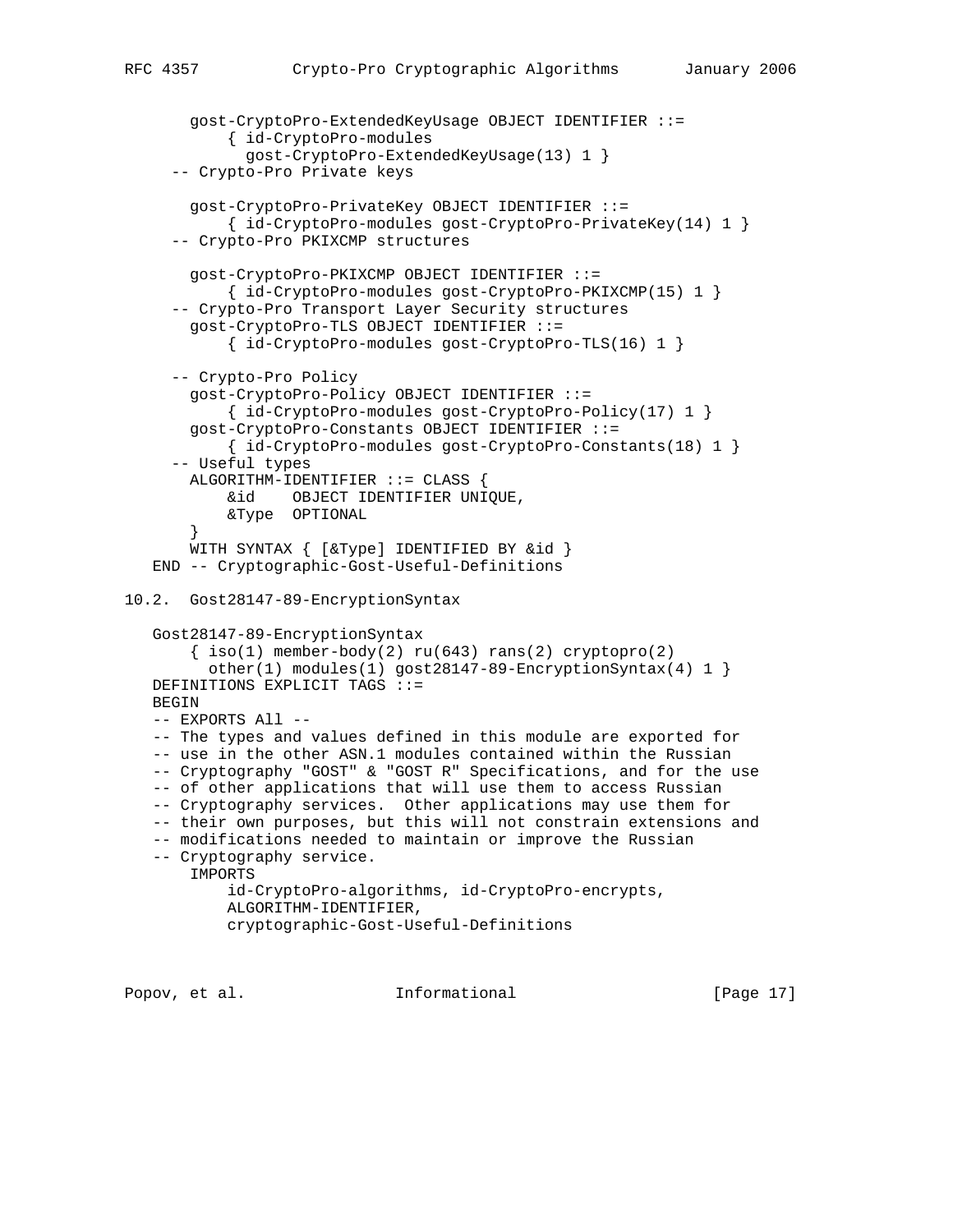```
       gost-CryptoPro-ExtendedKeyUsage OBJECT IDENTIFIER ::=
           { id-CryptoPro-modules
             gost-CryptoPro-ExtendedKeyUsage(13) 1 }
     -- Crypto-Pro Private keys

       gost-CryptoPro-PrivateKey OBJECT IDENTIFIER ::=
           { id-CryptoPro-modules gost-CryptoPro-PrivateKey(14) 1 }
     -- Crypto-Pro PKIXCMP structures

       gost-CryptoPro-PKIXCMP OBJECT IDENTIFIER ::=
           { id-CryptoPro-modules gost-CryptoPro-PKIXCMP(15) 1 }
     -- Crypto-Pro Transport Layer Security structures
       gost-CryptoPro-TLS OBJECT IDENTIFIER ::=
           { id-CryptoPro-modules gost-CryptoPro-TLS(16) 1 }

     -- Crypto-Pro Policy
       gost-CryptoPro-Policy OBJECT IDENTIFIER ::=
           { id-CryptoPro-modules gost-CryptoPro-Policy(17) 1 }
       gost-CryptoPro-Constants OBJECT IDENTIFIER ::=
           { id-CryptoPro-modules gost-CryptoPro-Constants(18) 1 }
     -- Useful types
       ALGORITHM-IDENTIFIER ::= CLASS {
           &id    OBJECT IDENTIFIER UNIQUE,
           &Type  OPTIONAL
       }
       WITH SYNTAX { [&Type] IDENTIFIED BY &id }
   END -- Cryptographic-Gost-Useful-Definitions
```

## 10.2. Gost28147-89-EncryptionSyntax

```
   Gost28147-89-EncryptionSyntax
       { iso(1) member-body(2) ru(643) rans(2) cryptopro(2)
         other(1) modules(1) gost28147-89-EncryptionSyntax(4) 1 }
   DEFINITIONS EXPLICIT TAGS ::=
   BEGIN
   -- EXPORTS All --
   -- The types and values defined in this module are exported for
   -- use in the other ASN.1 modules contained within the Russian
   -- Cryptography "GOST" & "GOST R" Specifications, and for the use
   -- of other applications that will use them to access Russian
   -- Cryptography services.  Other applications may use them for
   -- their own purposes, but this will not constrain extensions and
   -- modifications needed to maintain or improve the Russian
   -- Cryptography service.
       IMPORTS
           id-CryptoPro-algorithms, id-CryptoPro-encrypts,
           ALGORITHM-IDENTIFIER,
           cryptographic-Gost-Useful-Definitions
```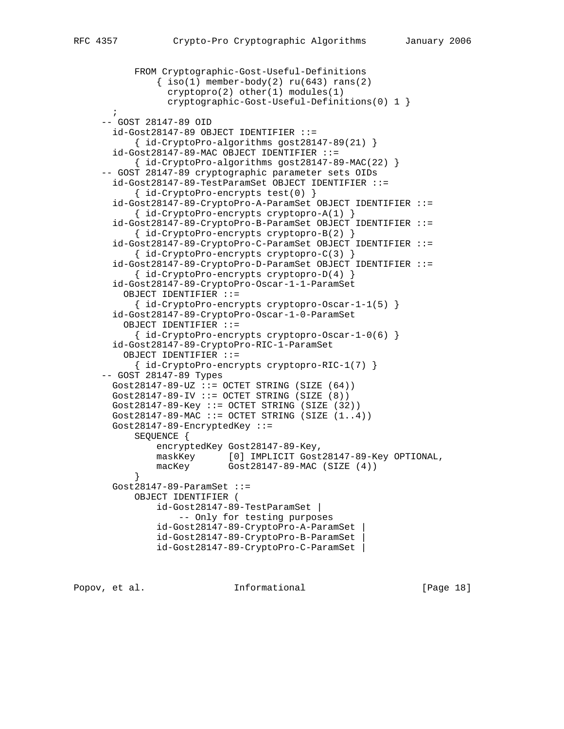```
          FROM Cryptographic-Gost-Useful-Definitions
              { iso(1) member-body(2) ru(643) rans(2)
                cryptopro(2) other(1) modules(1)
                cryptographic-Gost-Useful-Definitions(0) 1 }
        ;
      -- GOST 28147-89 OID
        id-Gost28147-89 OBJECT IDENTIFIER ::=
            { id-CryptoPro-algorithms gost28147-89(21) }
        id-Gost28147-89-MAC OBJECT IDENTIFIER ::=
            { id-CryptoPro-algorithms gost28147-89-MAC(22) }
      -- GOST 28147-89 cryptographic parameter sets OIDs
        id-Gost28147-89-TestParamSet OBJECT IDENTIFIER ::=
            { id-CryptoPro-encrypts test(0) }
        id-Gost28147-89-CryptoPro-A-ParamSet OBJECT IDENTIFIER ::=
            { id-CryptoPro-encrypts cryptopro-A(1) }
        id-Gost28147-89-CryptoPro-B-ParamSet OBJECT IDENTIFIER ::=
            { id-CryptoPro-encrypts cryptopro-B(2) }
        id-Gost28147-89-CryptoPro-C-ParamSet OBJECT IDENTIFIER ::=
            { id-CryptoPro-encrypts cryptopro-C(3) }
        id-Gost28147-89-CryptoPro-D-ParamSet OBJECT IDENTIFIER ::=
            { id-CryptoPro-encrypts cryptopro-D(4) }
        id-Gost28147-89-CryptoPro-Oscar-1-1-ParamSet
          OBJECT IDENTIFIER ::=
            { id-CryptoPro-encrypts cryptopro-Oscar-1-1(5) }
        id-Gost28147-89-CryptoPro-Oscar-1-0-ParamSet
          OBJECT IDENTIFIER ::=
            { id-CryptoPro-encrypts cryptopro-Oscar-1-0(6) }
        id-Gost28147-89-CryptoPro-RIC-1-ParamSet
          OBJECT IDENTIFIER ::=
            { id-CryptoPro-encrypts cryptopro-RIC-1(7) }
      -- GOST 28147-89 Types
        Gost28147-89-UZ ::= OCTET STRING (SIZE (64))
        Gost28147-89-IV ::= OCTET STRING (SIZE (8))
        Gost28147-89-Key ::= OCTET STRING (SIZE (32))
        Gost28147-89-MAC ::= OCTET STRING (SIZE (1..4))
        Gost28147-89-EncryptedKey ::=
            SEQUENCE {
                encryptedKey Gost28147-89-Key,
                maskKey      [0] IMPLICIT Gost28147-89-Key OPTIONAL,
                macKey       Gost28147-89-MAC (SIZE (4))
            }
        Gost28147-89-ParamSet ::=
            OBJECT IDENTIFIER (
                id-Gost28147-89-TestParamSet |
                    -- Only for testing purposes
                id-Gost28147-89-CryptoPro-A-ParamSet |
                id-Gost28147-89-CryptoPro-B-ParamSet |
                id-Gost28147-89-CryptoPro-C-ParamSet |
```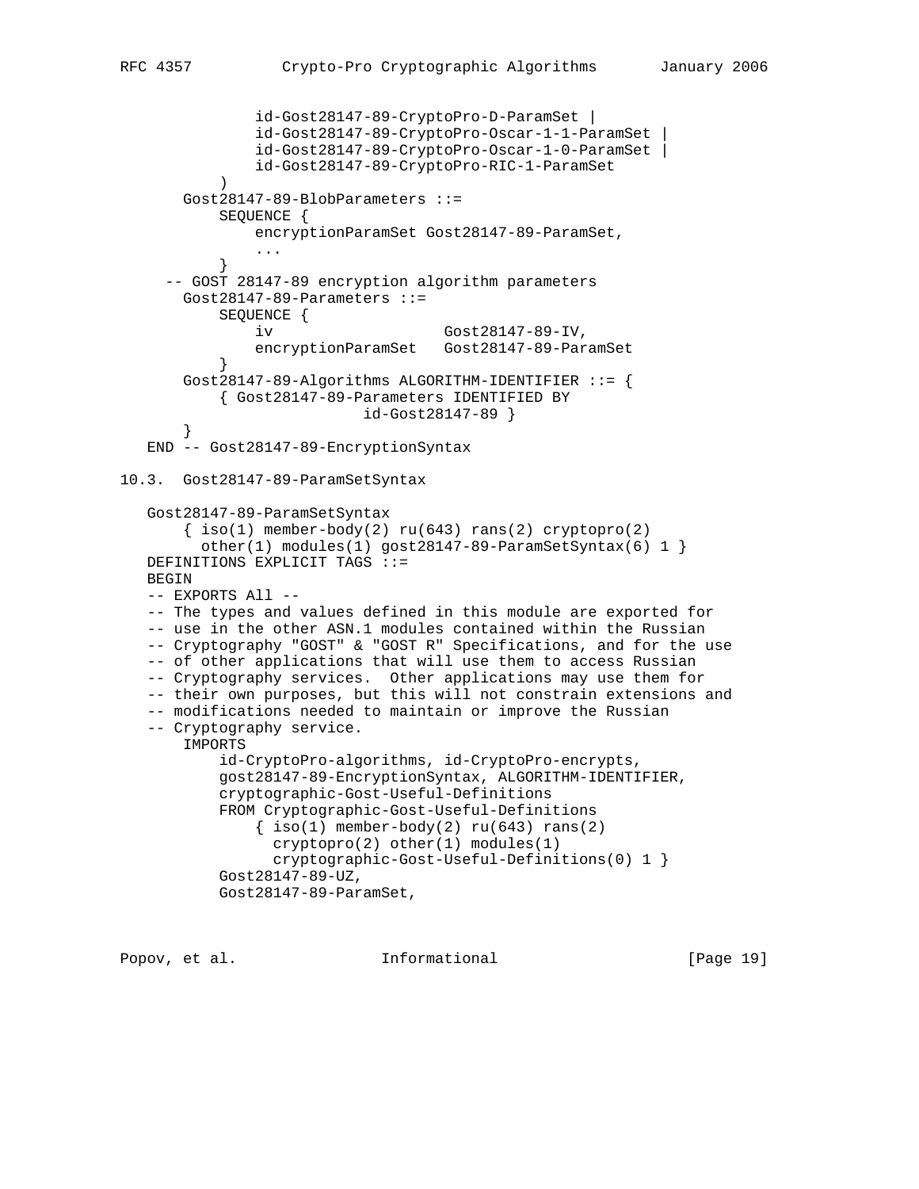```
               id-Gost28147-89-CryptoPro-D-ParamSet |
               id-Gost28147-89-CryptoPro-Oscar-1-1-ParamSet |
               id-Gost28147-89-CryptoPro-Oscar-1-0-ParamSet |
               id-Gost28147-89-CryptoPro-RIC-1-ParamSet
           )
       Gost28147-89-BlobParameters ::=
           SEQUENCE {
               encryptionParamSet Gost28147-89-ParamSet,
               ...
           }
     -- GOST 28147-89 encryption algorithm parameters
       Gost28147-89-Parameters ::=
           SEQUENCE {
               iv                   Gost28147-89-IV,
               encryptionParamSet   Gost28147-89-ParamSet
           }
       Gost28147-89-Algorithms ALGORITHM-IDENTIFIER ::= {
           { Gost28147-89-Parameters IDENTIFIED BY
                          id-Gost28147-89 }
       }
   END -- Gost28147-89-EncryptionSyntax
```

## 10.3. Gost28147-89-ParamSetSyntax

```
   Gost28147-89-ParamSetSyntax
       { iso(1) member-body(2) ru(643) rans(2) cryptopro(2)
         other(1) modules(1) gost28147-89-ParamSetSyntax(6) 1 }
   DEFINITIONS EXPLICIT TAGS ::=
   BEGIN
   -- EXPORTS All --
   -- The types and values defined in this module are exported for
   -- use in the other ASN.1 modules contained within the Russian
   -- Cryptography "GOST" & "GOST R" Specifications, and for the use
   -- of other applications that will use them to access Russian
   -- Cryptography services.  Other applications may use them for
   -- their own purposes, but this will not constrain extensions and
   -- modifications needed to maintain or improve the Russian
   -- Cryptography service.
       IMPORTS
           id-CryptoPro-algorithms, id-CryptoPro-encrypts,
           gost28147-89-EncryptionSyntax, ALGORITHM-IDENTIFIER,
           cryptographic-Gost-Useful-Definitions
           FROM Cryptographic-Gost-Useful-Definitions
               { iso(1) member-body(2) ru(643) rans(2)
                 cryptopro(2) other(1) modules(1)
                 cryptographic-Gost-Useful-Definitions(0) 1 }
           Gost28147-89-UZ,
           Gost28147-89-ParamSet,
```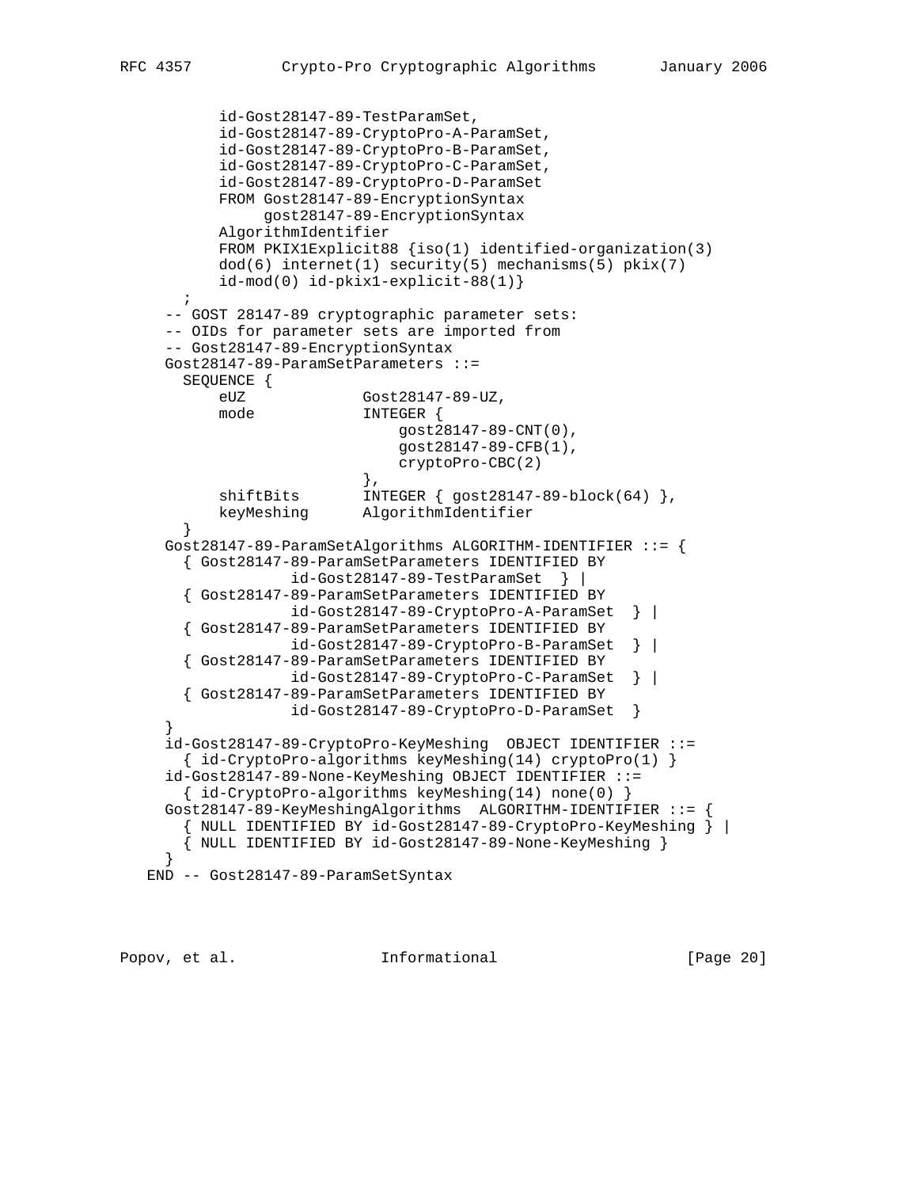```
          id-Gost28147-89-TestParamSet,
          id-Gost28147-89-CryptoPro-A-ParamSet,
          id-Gost28147-89-CryptoPro-B-ParamSet,
          id-Gost28147-89-CryptoPro-C-ParamSet,
          id-Gost28147-89-CryptoPro-D-ParamSet
          FROM Gost28147-89-EncryptionSyntax
               gost28147-89-EncryptionSyntax
          AlgorithmIdentifier
          FROM PKIX1Explicit88 {iso(1) identified-organization(3)
          dod(6) internet(1) security(5) mechanisms(5) pkix(7)
          id-mod(0) id-pkix1-explicit-88(1)}
        ;
      -- GOST 28147-89 cryptographic parameter sets:
      -- OIDs for parameter sets are imported from
      -- Gost28147-89-EncryptionSyntax
      Gost28147-89-ParamSetParameters ::=
        SEQUENCE {
            eUZ             Gost28147-89-UZ,
            mode            INTEGER {
                                gost28147-89-CNT(0),
                                gost28147-89-CFB(1),
                                cryptoPro-CBC(2)
                            },
            shiftBits       INTEGER { gost28147-89-block(64) },
            keyMeshing      AlgorithmIdentifier
        }
      Gost28147-89-ParamSetAlgorithms ALGORITHM-IDENTIFIER ::= {
        { Gost28147-89-ParamSetParameters IDENTIFIED BY
                    id-Gost28147-89-TestParamSet  } |
        { Gost28147-89-ParamSetParameters IDENTIFIED BY
                    id-Gost28147-89-CryptoPro-A-ParamSet  } |
        { Gost28147-89-ParamSetParameters IDENTIFIED BY
                    id-Gost28147-89-CryptoPro-B-ParamSet  } |
        { Gost28147-89-ParamSetParameters IDENTIFIED BY
                    id-Gost28147-89-CryptoPro-C-ParamSet  } |
        { Gost28147-89-ParamSetParameters IDENTIFIED BY
                    id-Gost28147-89-CryptoPro-D-ParamSet  }
      }
      id-Gost28147-89-CryptoPro-KeyMeshing  OBJECT IDENTIFIER ::=
        { id-CryptoPro-algorithms keyMeshing(14) cryptoPro(1) }
      id-Gost28147-89-None-KeyMeshing OBJECT IDENTIFIER ::=
        { id-CryptoPro-algorithms keyMeshing(14) none(0) }
      Gost28147-89-KeyMeshingAlgorithms  ALGORITHM-IDENTIFIER ::= {
        { NULL IDENTIFIED BY id-Gost28147-89-CryptoPro-KeyMeshing } |
        { NULL IDENTIFIED BY id-Gost28147-89-None-KeyMeshing }
      }
    END -- Gost28147-89-ParamSetSyntax
```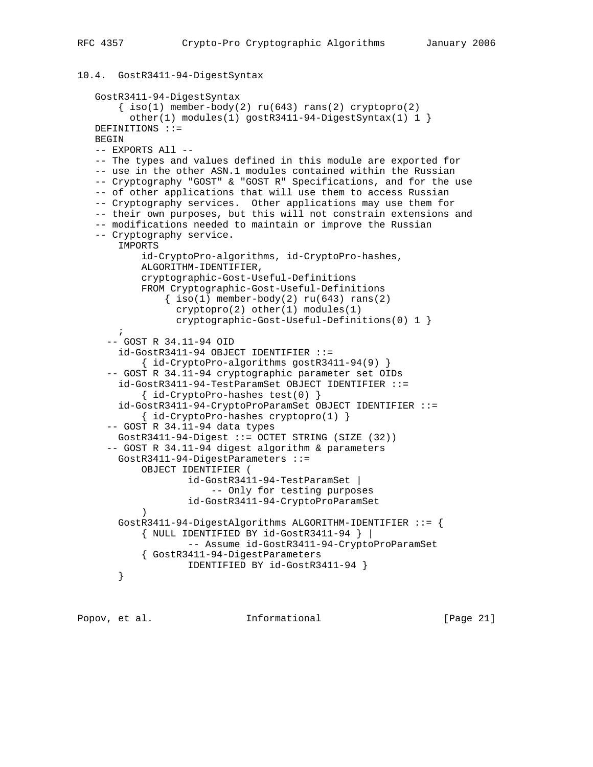## 10.4. GostR3411-94-DigestSyntax

```
   GostR3411-94-DigestSyntax
       { iso(1) member-body(2) ru(643) rans(2) cryptopro(2)
         other(1) modules(1) gostR3411-94-DigestSyntax(1) 1 }
   DEFINITIONS ::=
   BEGIN
   -- EXPORTS All --
   -- The types and values defined in this module are exported for
   -- use in the other ASN.1 modules contained within the Russian
   -- Cryptography "GOST" & "GOST R" Specifications, and for the use
   -- of other applications that will use them to access Russian
   -- Cryptography services.  Other applications may use them for
   -- their own purposes, but this will not constrain extensions and
   -- modifications needed to maintain or improve the Russian
   -- Cryptography service.
       IMPORTS
           id-CryptoPro-algorithms, id-CryptoPro-hashes,
           ALGORITHM-IDENTIFIER,
           cryptographic-Gost-Useful-Definitions
           FROM Cryptographic-Gost-Useful-Definitions
               { iso(1) member-body(2) ru(643) rans(2)
                 cryptopro(2) other(1) modules(1)
                 cryptographic-Gost-Useful-Definitions(0) 1 }
       ;
     -- GOST R 34.11-94 OID
       id-GostR3411-94 OBJECT IDENTIFIER ::=
           { id-CryptoPro-algorithms gostR3411-94(9) }
     -- GOST R 34.11-94 cryptographic parameter set OIDs
       id-GostR3411-94-TestParamSet OBJECT IDENTIFIER ::=
           { id-CryptoPro-hashes test(0) }
       id-GostR3411-94-CryptoProParamSet OBJECT IDENTIFIER ::=
           { id-CryptoPro-hashes cryptopro(1) }
     -- GOST R 34.11-94 data types
       GostR3411-94-Digest ::= OCTET STRING (SIZE (32))
     -- GOST R 34.11-94 digest algorithm & parameters
       GostR3411-94-DigestParameters ::=
           OBJECT IDENTIFIER (
                   id-GostR3411-94-TestParamSet |
                       -- Only for testing purposes
                   id-GostR3411-94-CryptoProParamSet
           )
       GostR3411-94-DigestAlgorithms ALGORITHM-IDENTIFIER ::= {
           { NULL IDENTIFIED BY id-GostR3411-94 } |
                   -- Assume id-GostR3411-94-CryptoProParamSet
           { GostR3411-94-DigestParameters
                   IDENTIFIED BY id-GostR3411-94 }
       }
```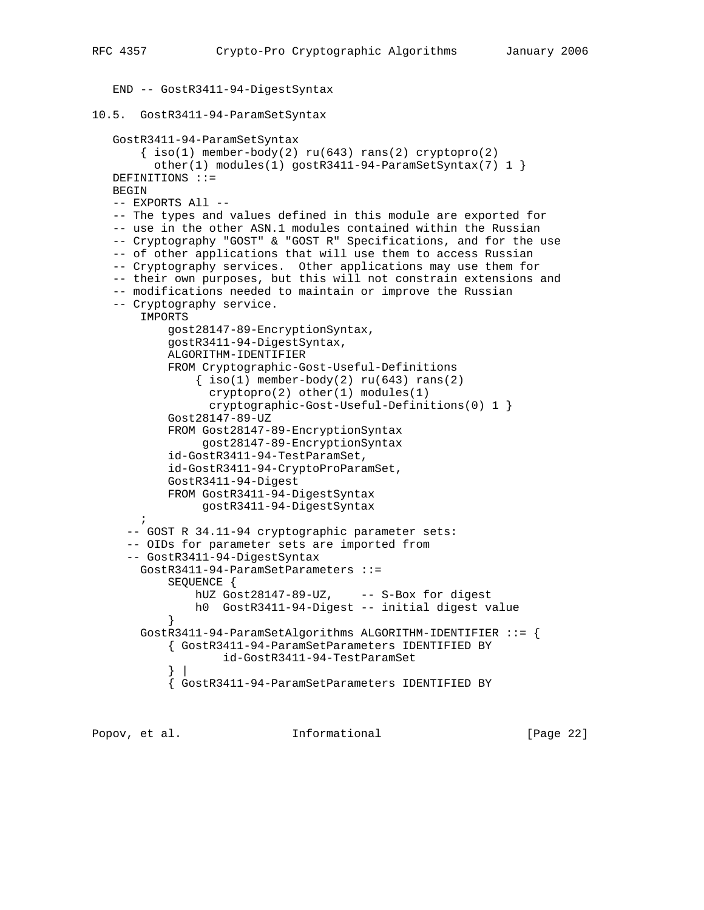```
   END -- GostR3411-94-DigestSyntax
```

## 10.5. GostR3411-94-ParamSetSyntax

```
   GostR3411-94-ParamSetSyntax
       { iso(1) member-body(2) ru(643) rans(2) cryptopro(2)
         other(1) modules(1) gostR3411-94-ParamSetSyntax(7) 1 }
   DEFINITIONS ::=
   BEGIN
   -- EXPORTS All --
   -- The types and values defined in this module are exported for
   -- use in the other ASN.1 modules contained within the Russian
   -- Cryptography "GOST" & "GOST R" Specifications, and for the use
   -- of other applications that will use them to access Russian
   -- Cryptography services.  Other applications may use them for
   -- their own purposes, but this will not constrain extensions and
   -- modifications needed to maintain or improve the Russian
   -- Cryptography service.
       IMPORTS
           gost28147-89-EncryptionSyntax,
           gostR3411-94-DigestSyntax,
           ALGORITHM-IDENTIFIER
           FROM Cryptographic-Gost-Useful-Definitions
               { iso(1) member-body(2) ru(643) rans(2)
                 cryptopro(2) other(1) modules(1)
                 cryptographic-Gost-Useful-Definitions(0) 1 }
           Gost28147-89-UZ
           FROM Gost28147-89-EncryptionSyntax
                gost28147-89-EncryptionSyntax
           id-GostR3411-94-TestParamSet,
           id-GostR3411-94-CryptoProParamSet,
           GostR3411-94-Digest
           FROM GostR3411-94-DigestSyntax
                gostR3411-94-DigestSyntax
       ;
     -- GOST R 34.11-94 cryptographic parameter sets:
     -- OIDs for parameter sets are imported from
     -- GostR3411-94-DigestSyntax
       GostR3411-94-ParamSetParameters ::=
           SEQUENCE {
               hUZ Gost28147-89-UZ,    -- S-Box for digest
               h0  GostR3411-94-Digest -- initial digest value
           }
       GostR3411-94-ParamSetAlgorithms ALGORITHM-IDENTIFIER ::= {
           { GostR3411-94-ParamSetParameters IDENTIFIED BY
                   id-GostR3411-94-TestParamSet
           } |
           { GostR3411-94-ParamSetParameters IDENTIFIED BY
```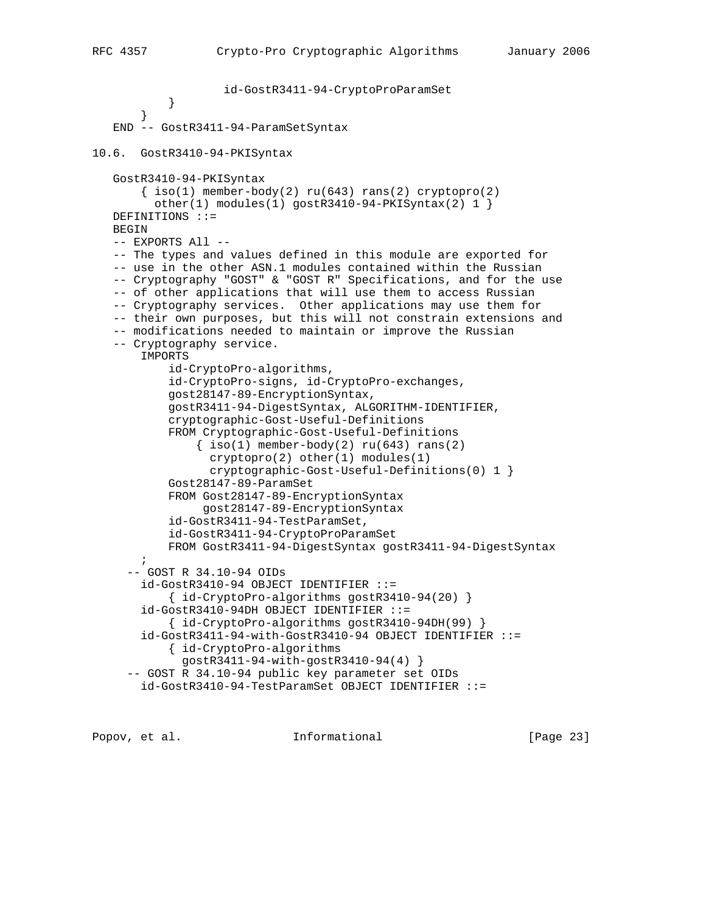```
                 id-GostR3411-94-CryptoProParamSet
          }
      }
   END -- GostR3411-94-ParamSetSyntax
```

10.6.  GostR3410-94-PKISyntax

```
   GostR3410-94-PKISyntax
       { iso(1) member-body(2) ru(643) rans(2) cryptopro(2)
         other(1) modules(1) gostR3410-94-PKISyntax(2) 1 }
   DEFINITIONS ::=
   BEGIN
   -- EXPORTS All --
   -- The types and values defined in this module are exported for
   -- use in the other ASN.1 modules contained within the Russian
   -- Cryptography "GOST" & "GOST R" Specifications, and for the use
   -- of other applications that will use them to access Russian
   -- Cryptography services.  Other applications may use them for
   -- their own purposes, but this will not constrain extensions and
   -- modifications needed to maintain or improve the Russian
   -- Cryptography service.
       IMPORTS
           id-CryptoPro-algorithms,
           id-CryptoPro-signs, id-CryptoPro-exchanges,
           gost28147-89-EncryptionSyntax,
           gostR3411-94-DigestSyntax, ALGORITHM-IDENTIFIER,
           cryptographic-Gost-Useful-Definitions
           FROM Cryptographic-Gost-Useful-Definitions
               { iso(1) member-body(2) ru(643) rans(2)
                 cryptopro(2) other(1) modules(1)
                 cryptographic-Gost-Useful-Definitions(0) 1 }
           Gost28147-89-ParamSet
           FROM Gost28147-89-EncryptionSyntax
                gost28147-89-EncryptionSyntax
           id-GostR3411-94-TestParamSet,
           id-GostR3411-94-CryptoProParamSet
           FROM GostR3411-94-DigestSyntax gostR3411-94-DigestSyntax
       ;
     -- GOST R 34.10-94 OIDs
       id-GostR3410-94 OBJECT IDENTIFIER ::=
           { id-CryptoPro-algorithms gostR3410-94(20) }
       id-GostR3410-94DH OBJECT IDENTIFIER ::=
           { id-CryptoPro-algorithms gostR3410-94DH(99) }
       id-GostR3411-94-with-GostR3410-94 OBJECT IDENTIFIER ::=
           { id-CryptoPro-algorithms
             gostR3411-94-with-gostR3410-94(4) }
     -- GOST R 34.10-94 public key parameter set OIDs
       id-GostR3410-94-TestParamSet OBJECT IDENTIFIER ::=
```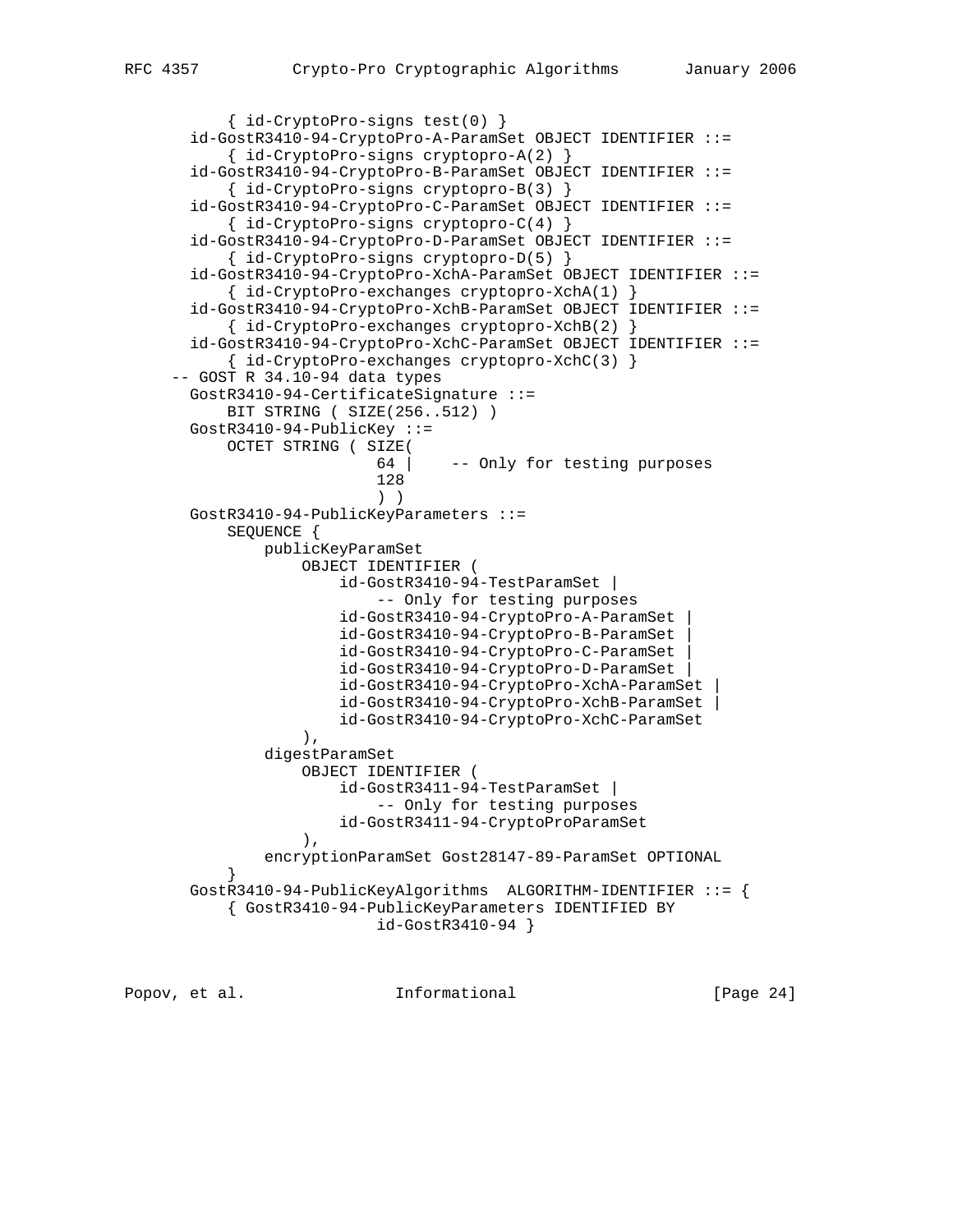```
            { id-CryptoPro-signs test(0) }
        id-GostR3410-94-CryptoPro-A-ParamSet OBJECT IDENTIFIER ::=
            { id-CryptoPro-signs cryptopro-A(2) }
        id-GostR3410-94-CryptoPro-B-ParamSet OBJECT IDENTIFIER ::=
            { id-CryptoPro-signs cryptopro-B(3) }
        id-GostR3410-94-CryptoPro-C-ParamSet OBJECT IDENTIFIER ::=
            { id-CryptoPro-signs cryptopro-C(4) }
        id-GostR3410-94-CryptoPro-D-ParamSet OBJECT IDENTIFIER ::=
            { id-CryptoPro-signs cryptopro-D(5) }
        id-GostR3410-94-CryptoPro-XchA-ParamSet OBJECT IDENTIFIER ::=
            { id-CryptoPro-exchanges cryptopro-XchA(1) }
        id-GostR3410-94-CryptoPro-XchB-ParamSet OBJECT IDENTIFIER ::=
            { id-CryptoPro-exchanges cryptopro-XchB(2) }
        id-GostR3410-94-CryptoPro-XchC-ParamSet OBJECT IDENTIFIER ::=
            { id-CryptoPro-exchanges cryptopro-XchC(3) }
      -- GOST R 34.10-94 data types
        GostR3410-94-CertificateSignature ::=
            BIT STRING ( SIZE(256..512) )
        GostR3410-94-PublicKey ::=
            OCTET STRING ( SIZE(
                        64 |    -- Only for testing purposes
                        128
                        ) )
        GostR3410-94-PublicKeyParameters ::=
            SEQUENCE {
                publicKeyParamSet
                    OBJECT IDENTIFIER (
                        id-GostR3410-94-TestParamSet |
                            -- Only for testing purposes
                        id-GostR3410-94-CryptoPro-A-ParamSet |
                        id-GostR3410-94-CryptoPro-B-ParamSet |
                        id-GostR3410-94-CryptoPro-C-ParamSet |
                        id-GostR3410-94-CryptoPro-D-ParamSet |
                        id-GostR3410-94-CryptoPro-XchA-ParamSet |
                        id-GostR3410-94-CryptoPro-XchB-ParamSet |
                        id-GostR3410-94-CryptoPro-XchC-ParamSet
                    ),
                digestParamSet
                    OBJECT IDENTIFIER (
                        id-GostR3411-94-TestParamSet |
                            -- Only for testing purposes
                        id-GostR3411-94-CryptoProParamSet
                    ),
                encryptionParamSet Gost28147-89-ParamSet OPTIONAL
            }
        GostR3410-94-PublicKeyAlgorithms  ALGORITHM-IDENTIFIER ::= {
            { GostR3410-94-PublicKeyParameters IDENTIFIED BY
                        id-GostR3410-94 }
```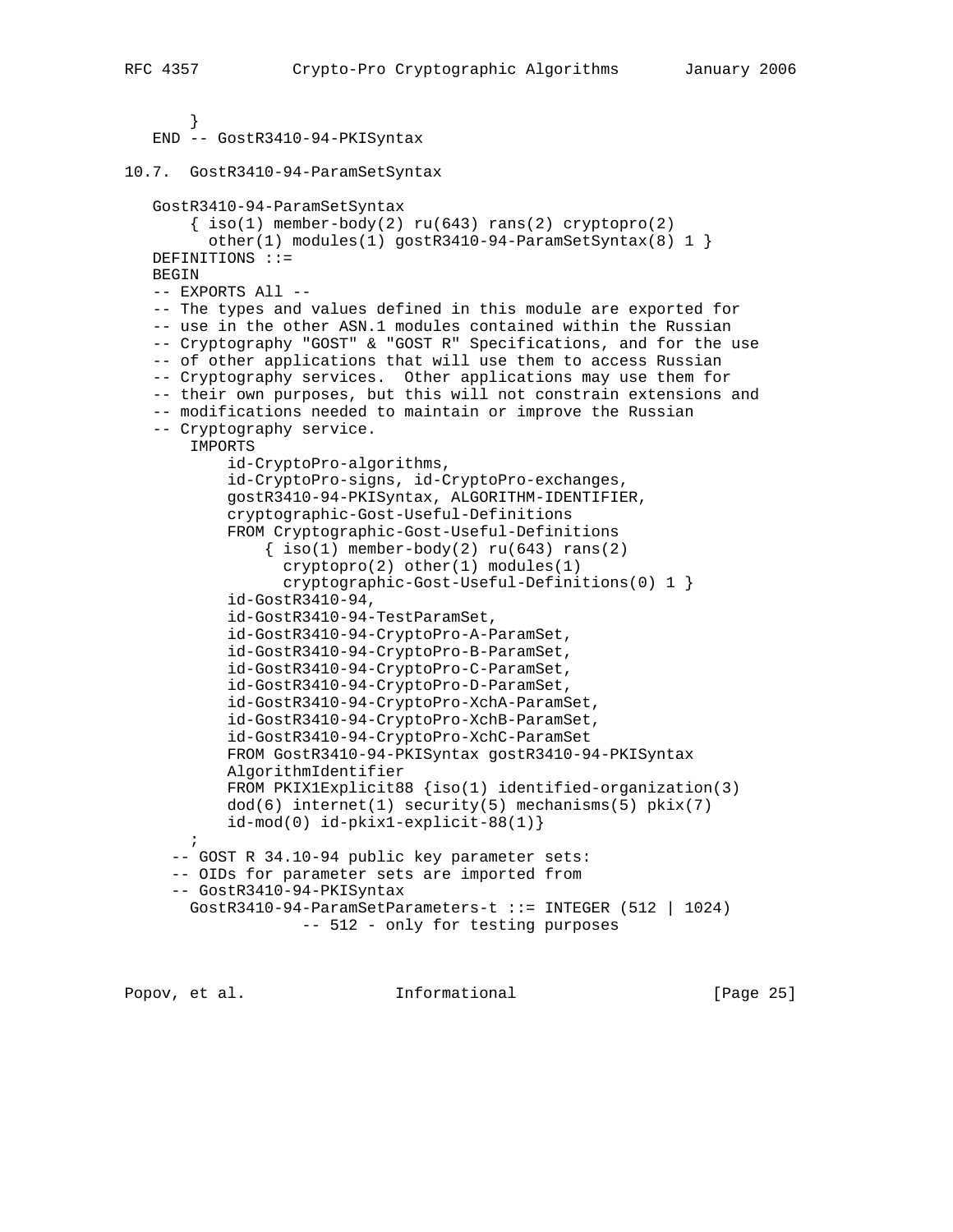```
    }
END -- GostR3410-94-PKISyntax
```

## 10.7. GostR3410-94-ParamSetSyntax

```
GostR3410-94-ParamSetSyntax
    { iso(1) member-body(2) ru(643) rans(2) cryptopro(2)
      other(1) modules(1) gostR3410-94-ParamSetSyntax(8) 1 }
DEFINITIONS ::=
BEGIN
-- EXPORTS All --
-- The types and values defined in this module are exported for
-- use in the other ASN.1 modules contained within the Russian
-- Cryptography "GOST" & "GOST R" Specifications, and for the use
-- of other applications that will use them to access Russian
-- Cryptography services.  Other applications may use them for
-- their own purposes, but this will not constrain extensions and
-- modifications needed to maintain or improve the Russian
-- Cryptography service.
    IMPORTS
        id-CryptoPro-algorithms,
        id-CryptoPro-signs, id-CryptoPro-exchanges,
        gostR3410-94-PKISyntax, ALGORITHM-IDENTIFIER,
        cryptographic-Gost-Useful-Definitions
        FROM Cryptographic-Gost-Useful-Definitions
            { iso(1) member-body(2) ru(643) rans(2)
              cryptopro(2) other(1) modules(1)
              cryptographic-Gost-Useful-Definitions(0) 1 }
        id-GostR3410-94,
        id-GostR3410-94-TestParamSet,
        id-GostR3410-94-CryptoPro-A-ParamSet,
        id-GostR3410-94-CryptoPro-B-ParamSet,
        id-GostR3410-94-CryptoPro-C-ParamSet,
        id-GostR3410-94-CryptoPro-D-ParamSet,
        id-GostR3410-94-CryptoPro-XchA-ParamSet,
        id-GostR3410-94-CryptoPro-XchB-ParamSet,
        id-GostR3410-94-CryptoPro-XchC-ParamSet
        FROM GostR3410-94-PKISyntax gostR3410-94-PKISyntax
        AlgorithmIdentifier
        FROM PKIX1Explicit88 {iso(1) identified-organization(3)
        dod(6) internet(1) security(5) mechanisms(5) pkix(7)
        id-mod(0) id-pkix1-explicit-88(1)}
    ;
  -- GOST R 34.10-94 public key parameter sets:
  -- OIDs for parameter sets are imported from
  -- GostR3410-94-PKISyntax
    GostR3410-94-ParamSetParameters-t ::= INTEGER (512 | 1024)
                -- 512 - only for testing purposes
```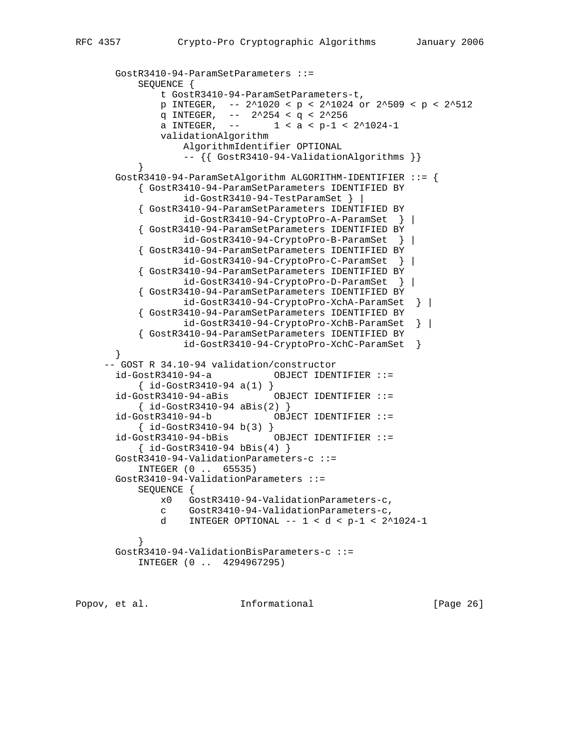```
       GostR3410-94-ParamSetParameters ::=
           SEQUENCE {
               t GostR3410-94-ParamSetParameters-t,
               p INTEGER,  -- 2^1020 < p < 2^1024 or 2^509 < p < 2^512
               q INTEGER,  --  2^254 < q < 2^256
               a INTEGER,  --      1 < a < p-1 < 2^1024-1
               validationAlgorithm
                   AlgorithmIdentifier OPTIONAL
                   -- {{ GostR3410-94-ValidationAlgorithms }}
           }
       GostR3410-94-ParamSetAlgorithm ALGORITHM-IDENTIFIER ::= {
           { GostR3410-94-ParamSetParameters IDENTIFIED BY
                   id-GostR3410-94-TestParamSet } |
           { GostR3410-94-ParamSetParameters IDENTIFIED BY
                   id-GostR3410-94-CryptoPro-A-ParamSet  } |
           { GostR3410-94-ParamSetParameters IDENTIFIED BY
                   id-GostR3410-94-CryptoPro-B-ParamSet  } |
           { GostR3410-94-ParamSetParameters IDENTIFIED BY
                   id-GostR3410-94-CryptoPro-C-ParamSet  } |
           { GostR3410-94-ParamSetParameters IDENTIFIED BY
                   id-GostR3410-94-CryptoPro-D-ParamSet  } |
           { GostR3410-94-ParamSetParameters IDENTIFIED BY
                   id-GostR3410-94-CryptoPro-XchA-ParamSet  } |
           { GostR3410-94-ParamSetParameters IDENTIFIED BY
                   id-GostR3410-94-CryptoPro-XchB-ParamSet  } |
           { GostR3410-94-ParamSetParameters IDENTIFIED BY
                   id-GostR3410-94-CryptoPro-XchC-ParamSet  }
       }
     -- GOST R 34.10-94 validation/constructor
       id-GostR3410-94-a           OBJECT IDENTIFIER ::=
           { id-GostR3410-94 a(1) }
       id-GostR3410-94-aBis        OBJECT IDENTIFIER ::=
           { id-GostR3410-94 aBis(2) }
       id-GostR3410-94-b           OBJECT IDENTIFIER ::=
           { id-GostR3410-94 b(3) }
       id-GostR3410-94-bBis        OBJECT IDENTIFIER ::=
           { id-GostR3410-94 bBis(4) }
       GostR3410-94-ValidationParameters-c ::=
           INTEGER (0 ..  65535)
       GostR3410-94-ValidationParameters ::=
           SEQUENCE {
               x0   GostR3410-94-ValidationParameters-c,
               c    GostR3410-94-ValidationParameters-c,
               d    INTEGER OPTIONAL -- 1 < d < p-1 < 2^1024-1

           }
       GostR3410-94-ValidationBisParameters-c ::=
           INTEGER (0 ..  4294967295)
```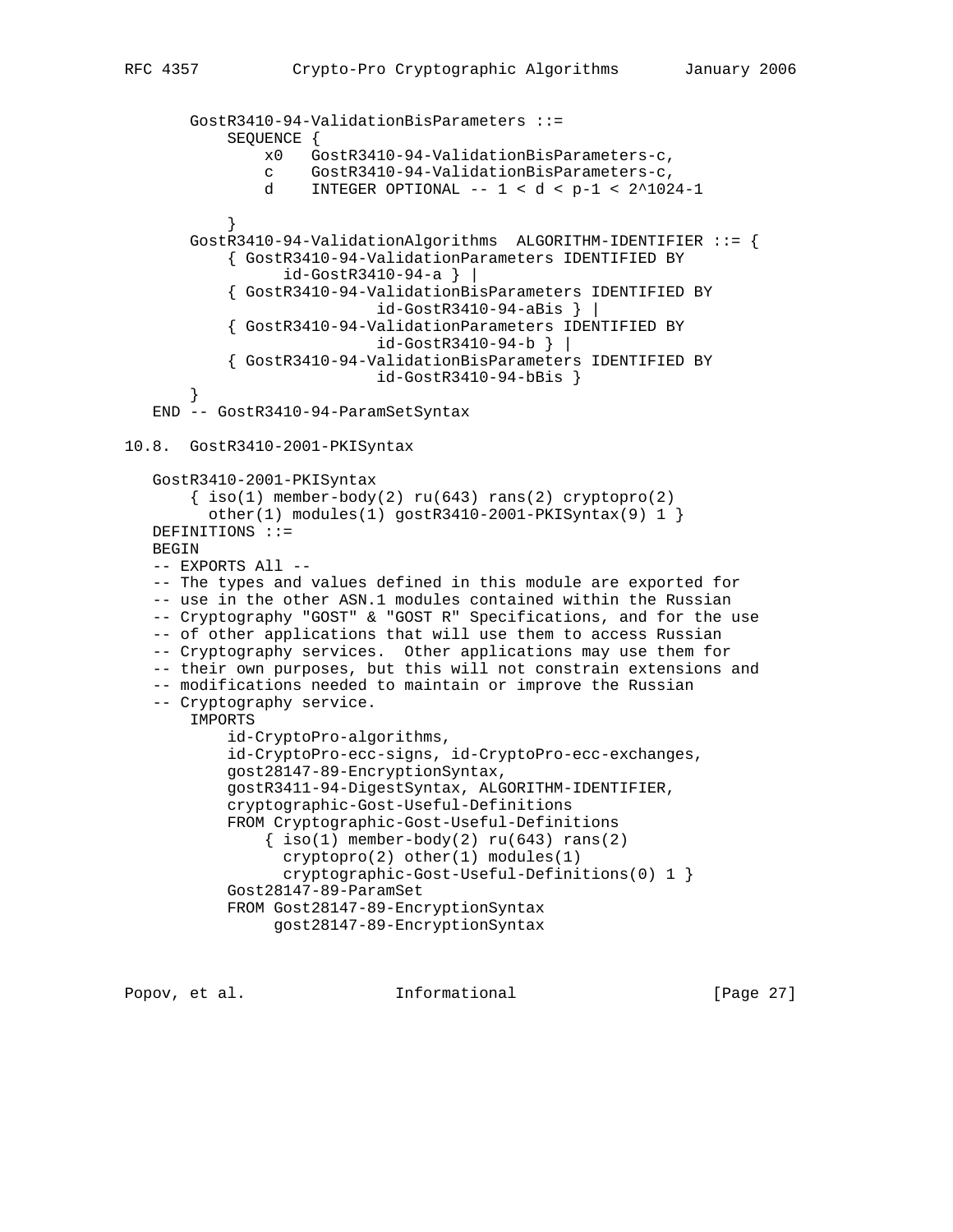```
    GostR3410-94-ValidationBisParameters ::=
        SEQUENCE {
            x0   GostR3410-94-ValidationBisParameters-c,
            c    GostR3410-94-ValidationBisParameters-c,
            d    INTEGER OPTIONAL -- 1 < d < p-1 < 2^1024-1

        }
    GostR3410-94-ValidationAlgorithms  ALGORITHM-IDENTIFIER ::= {
        { GostR3410-94-ValidationParameters IDENTIFIED BY
              id-GostR3410-94-a } |
        { GostR3410-94-ValidationBisParameters IDENTIFIED BY
                          id-GostR3410-94-aBis } |
        { GostR3410-94-ValidationParameters IDENTIFIED BY
                          id-GostR3410-94-b } |
        { GostR3410-94-ValidationBisParameters IDENTIFIED BY
                          id-GostR3410-94-bBis }
    }
END -- GostR3410-94-ParamSetSyntax
```

## 10.8. GostR3410-2001-PKISyntax

```
GostR3410-2001-PKISyntax
    { iso(1) member-body(2) ru(643) rans(2) cryptopro(2)
      other(1) modules(1) gostR3410-2001-PKISyntax(9) 1 }
DEFINITIONS ::=
BEGIN
-- EXPORTS All --
-- The types and values defined in this module are exported for
-- use in the other ASN.1 modules contained within the Russian
-- Cryptography "GOST" & "GOST R" Specifications, and for the use
-- of other applications that will use them to access Russian
-- Cryptography services.  Other applications may use them for
-- their own purposes, but this will not constrain extensions and
-- modifications needed to maintain or improve the Russian
-- Cryptography service.
    IMPORTS
        id-CryptoPro-algorithms,
        id-CryptoPro-ecc-signs, id-CryptoPro-ecc-exchanges,
        gost28147-89-EncryptionSyntax,
        gostR3411-94-DigestSyntax, ALGORITHM-IDENTIFIER,
        cryptographic-Gost-Useful-Definitions
        FROM Cryptographic-Gost-Useful-Definitions
            { iso(1) member-body(2) ru(643) rans(2)
              cryptopro(2) other(1) modules(1)
              cryptographic-Gost-Useful-Definitions(0) 1 }
        Gost28147-89-ParamSet
        FROM Gost28147-89-EncryptionSyntax
             gost28147-89-EncryptionSyntax
```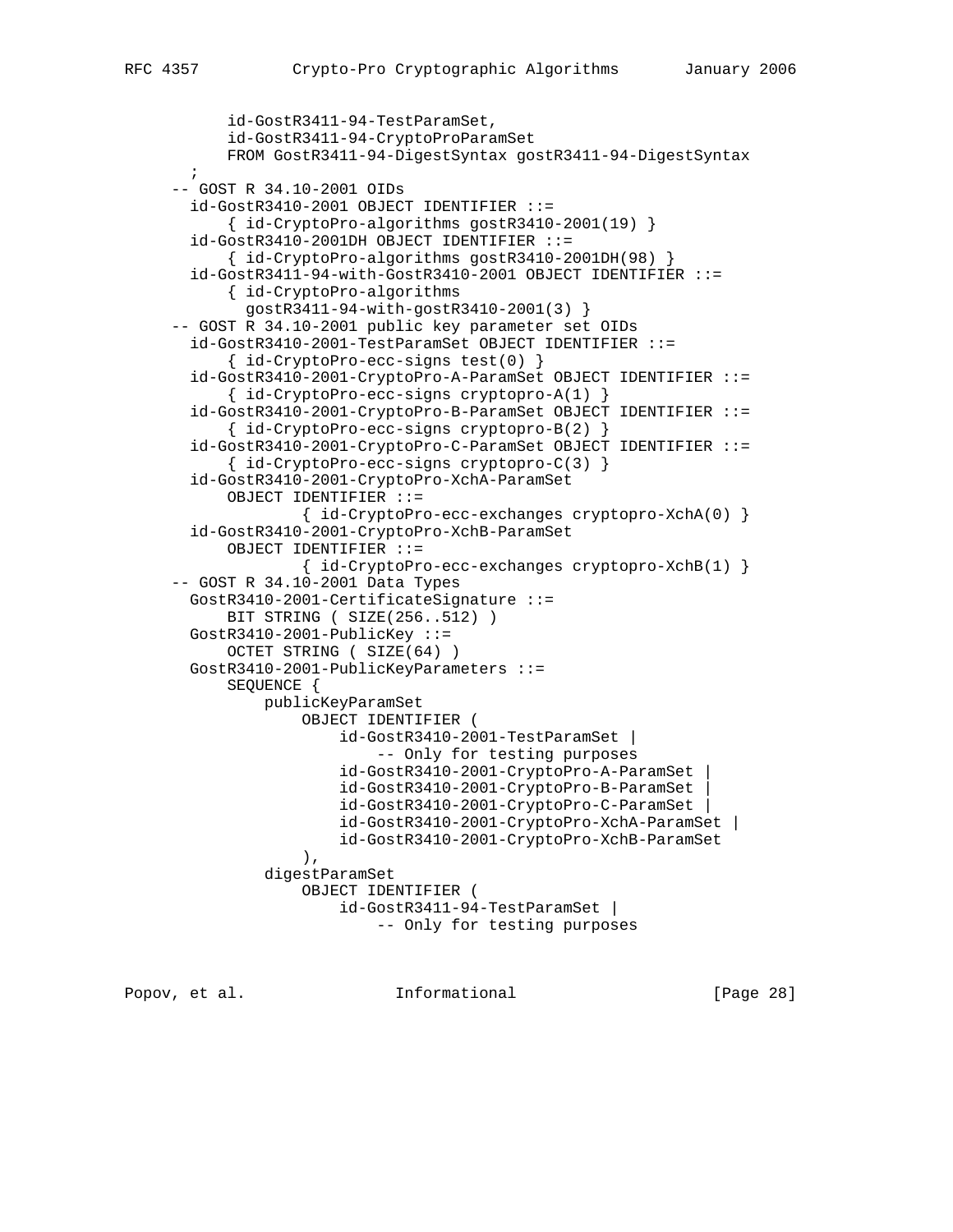```
          id-GostR3411-94-TestParamSet,
          id-GostR3411-94-CryptoProParamSet
          FROM GostR3411-94-DigestSyntax gostR3411-94-DigestSyntax
        ;
      -- GOST R 34.10-2001 OIDs
        id-GostR3410-2001 OBJECT IDENTIFIER ::=
            { id-CryptoPro-algorithms gostR3410-2001(19) }
        id-GostR3410-2001DH OBJECT IDENTIFIER ::=
            { id-CryptoPro-algorithms gostR3410-2001DH(98) }
        id-GostR3411-94-with-GostR3410-2001 OBJECT IDENTIFIER ::=
            { id-CryptoPro-algorithms
              gostR3411-94-with-gostR3410-2001(3) }
      -- GOST R 34.10-2001 public key parameter set OIDs
        id-GostR3410-2001-TestParamSet OBJECT IDENTIFIER ::=
            { id-CryptoPro-ecc-signs test(0) }
        id-GostR3410-2001-CryptoPro-A-ParamSet OBJECT IDENTIFIER ::=
            { id-CryptoPro-ecc-signs cryptopro-A(1) }
        id-GostR3410-2001-CryptoPro-B-ParamSet OBJECT IDENTIFIER ::=
            { id-CryptoPro-ecc-signs cryptopro-B(2) }
        id-GostR3410-2001-CryptoPro-C-ParamSet OBJECT IDENTIFIER ::=
            { id-CryptoPro-ecc-signs cryptopro-C(3) }
        id-GostR3410-2001-CryptoPro-XchA-ParamSet
            OBJECT IDENTIFIER ::=
                    { id-CryptoPro-ecc-exchanges cryptopro-XchA(0) }
        id-GostR3410-2001-CryptoPro-XchB-ParamSet
            OBJECT IDENTIFIER ::=
                    { id-CryptoPro-ecc-exchanges cryptopro-XchB(1) }
      -- GOST R 34.10-2001 Data Types
        GostR3410-2001-CertificateSignature ::=
            BIT STRING ( SIZE(256..512) )
        GostR3410-2001-PublicKey ::=
            OCTET STRING ( SIZE(64) )
        GostR3410-2001-PublicKeyParameters ::=
            SEQUENCE {
                publicKeyParamSet
                    OBJECT IDENTIFIER (
                        id-GostR3410-2001-TestParamSet |
                            -- Only for testing purposes
                        id-GostR3410-2001-CryptoPro-A-ParamSet |
                        id-GostR3410-2001-CryptoPro-B-ParamSet |
                        id-GostR3410-2001-CryptoPro-C-ParamSet |
                        id-GostR3410-2001-CryptoPro-XchA-ParamSet |
                        id-GostR3410-2001-CryptoPro-XchB-ParamSet
                    ),
                digestParamSet
                    OBJECT IDENTIFIER (
                        id-GostR3411-94-TestParamSet |
                            -- Only for testing purposes
```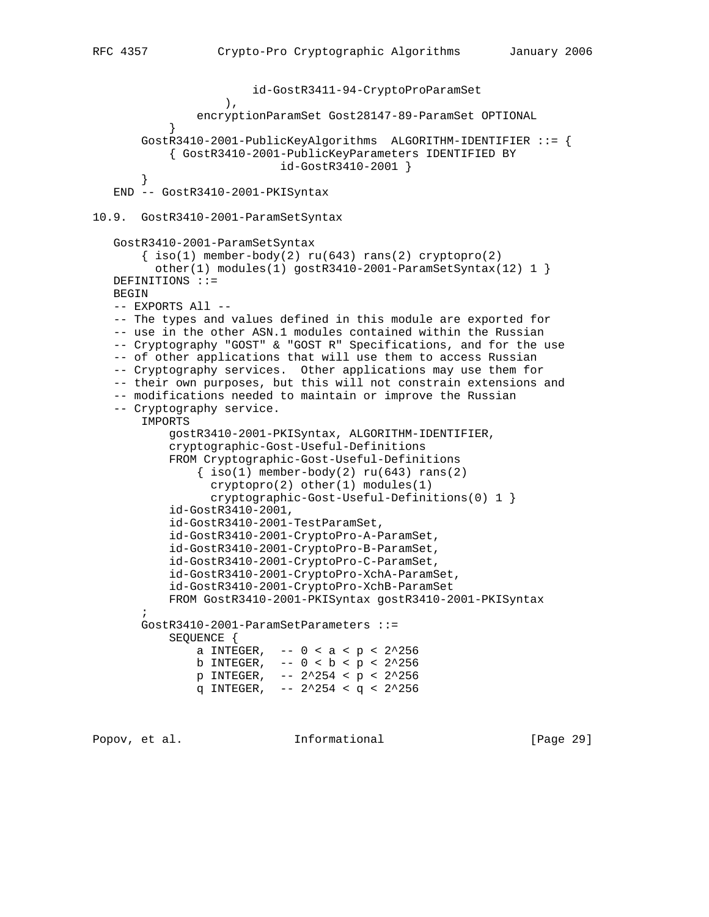```
                        id-GostR3411-94-CryptoProParamSet
                    ),
                encryptionParamSet Gost28147-89-ParamSet OPTIONAL
            }
        GostR3410-2001-PublicKeyAlgorithms  ALGORITHM-IDENTIFIER ::= {
            { GostR3410-2001-PublicKeyParameters IDENTIFIED BY
                            id-GostR3410-2001 }
        }
    END -- GostR3410-2001-PKISyntax
```

## 10.9. GostR3410-2001-ParamSetSyntax

```
    GostR3410-2001-ParamSetSyntax
        { iso(1) member-body(2) ru(643) rans(2) cryptopro(2)
          other(1) modules(1) gostR3410-2001-ParamSetSyntax(12) 1 }
    DEFINITIONS ::=
    BEGIN
    -- EXPORTS All --
    -- The types and values defined in this module are exported for
    -- use in the other ASN.1 modules contained within the Russian
    -- Cryptography "GOST" & "GOST R" Specifications, and for the use
    -- of other applications that will use them to access Russian
    -- Cryptography services.  Other applications may use them for
    -- their own purposes, but this will not constrain extensions and
    -- modifications needed to maintain or improve the Russian
    -- Cryptography service.
        IMPORTS
            gostR3410-2001-PKISyntax, ALGORITHM-IDENTIFIER,
            cryptographic-Gost-Useful-Definitions
            FROM Cryptographic-Gost-Useful-Definitions
                { iso(1) member-body(2) ru(643) rans(2)
                  cryptopro(2) other(1) modules(1)
                  cryptographic-Gost-Useful-Definitions(0) 1 }
            id-GostR3410-2001,
            id-GostR3410-2001-TestParamSet,
            id-GostR3410-2001-CryptoPro-A-ParamSet,
            id-GostR3410-2001-CryptoPro-B-ParamSet,
            id-GostR3410-2001-CryptoPro-C-ParamSet,
            id-GostR3410-2001-CryptoPro-XchA-ParamSet,
            id-GostR3410-2001-CryptoPro-XchB-ParamSet
            FROM GostR3410-2001-PKISyntax gostR3410-2001-PKISyntax
        ;
        GostR3410-2001-ParamSetParameters ::=
            SEQUENCE {
                a INTEGER,  -- 0 < a < p < 2^256
                b INTEGER,  -- 0 < b < p < 2^256
                p INTEGER,  -- 2^254 < p < 2^256
                q INTEGER,  -- 2^254 < q < 2^256
```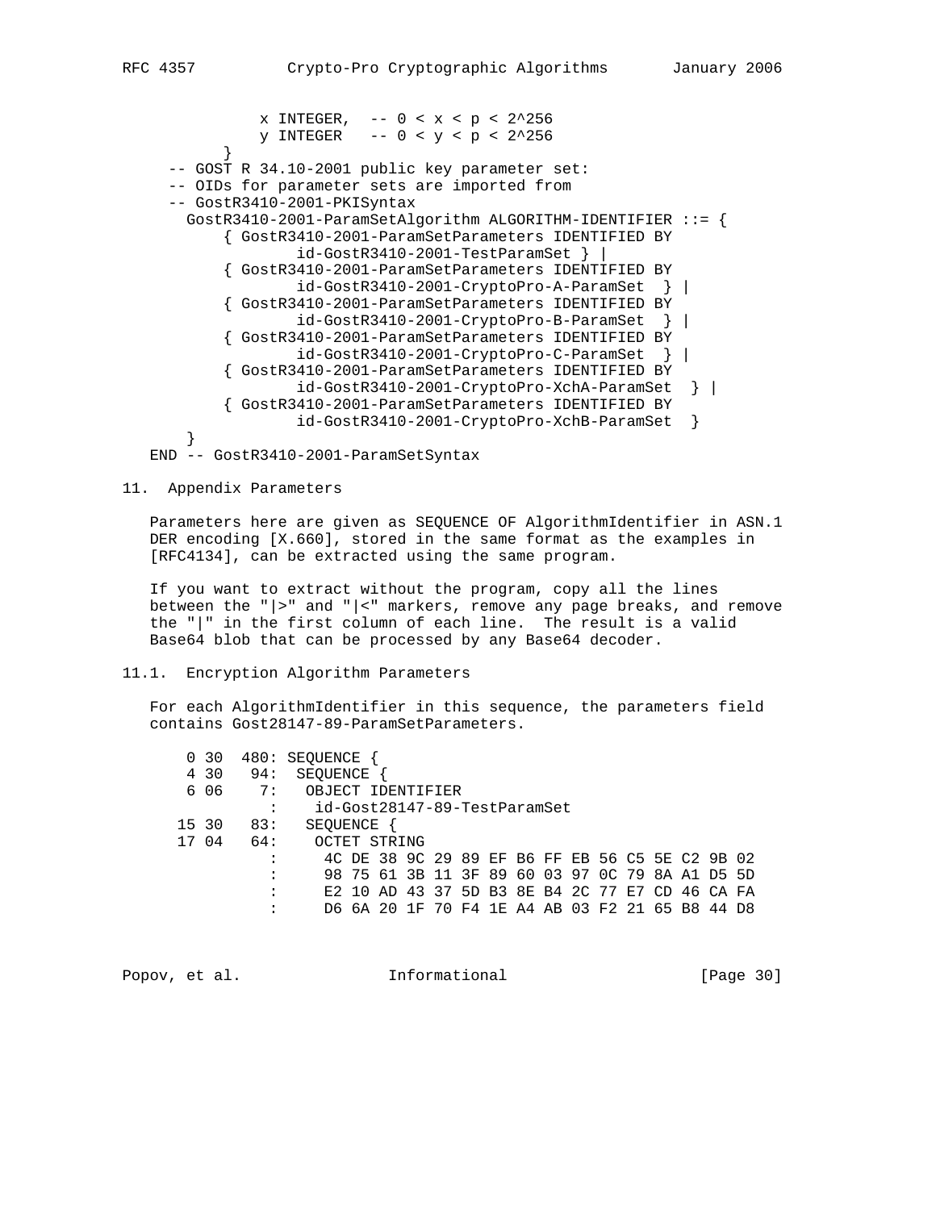```
            x INTEGER,  -- 0 < x < p < 2^256
            y INTEGER   -- 0 < y < p < 2^256
        }
   -- GOST R 34.10-2001 public key parameter set:
   -- OIDs for parameter sets are imported from
   -- GostR3410-2001-PKISyntax
     GostR3410-2001-ParamSetAlgorithm ALGORITHM-IDENTIFIER ::= {
         { GostR3410-2001-ParamSetParameters IDENTIFIED BY
                id-GostR3410-2001-TestParamSet } |
         { GostR3410-2001-ParamSetParameters IDENTIFIED BY
                id-GostR3410-2001-CryptoPro-A-ParamSet  } |
         { GostR3410-2001-ParamSetParameters IDENTIFIED BY
                id-GostR3410-2001-CryptoPro-B-ParamSet  } |
         { GostR3410-2001-ParamSetParameters IDENTIFIED BY
                id-GostR3410-2001-CryptoPro-C-ParamSet  } |
         { GostR3410-2001-ParamSetParameters IDENTIFIED BY
                id-GostR3410-2001-CryptoPro-XchA-ParamSet  } |
         { GostR3410-2001-ParamSetParameters IDENTIFIED BY
                id-GostR3410-2001-CryptoPro-XchB-ParamSet  }
     }
END -- GostR3410-2001-ParamSetSyntax
```

## 11. Appendix Parameters

Parameters here are given as SEQUENCE OF AlgorithmIdentifier in ASN.1 DER encoding [X.660], stored in the same format as the examples in [RFC4134], can be extracted using the same program.

If you want to extract without the program, copy all the lines between the "|>" and "|<" markers, remove any page breaks, and remove the "|" in the first column of each line. The result is a valid Base64 blob that can be processed by any Base64 decoder.

### 11.1. Encryption Algorithm Parameters

For each AlgorithmIdentifier in this sequence, the parameters field contains Gost28147-89-ParamSetParameters.

```
  0 30  480: SEQUENCE {
  4 30   94:  SEQUENCE {
  6 06    7:   OBJECT IDENTIFIER
           :    id-Gost28147-89-TestParamSet
 15 30   83:   SEQUENCE {
 17 04   64:    OCTET STRING
           :     4C DE 38 9C 29 89 EF B6 FF EB 56 C5 5E C2 9B 02
           :     98 75 61 3B 11 3F 89 60 03 97 0C 79 8A A1 D5 5D
           :     E2 10 AD 43 37 5D B3 8E B4 2C 77 E7 CD 46 CA FA
           :     D6 6A 20 1F 70 F4 1E A4 AB 03 F2 21 65 B8 44 D8
```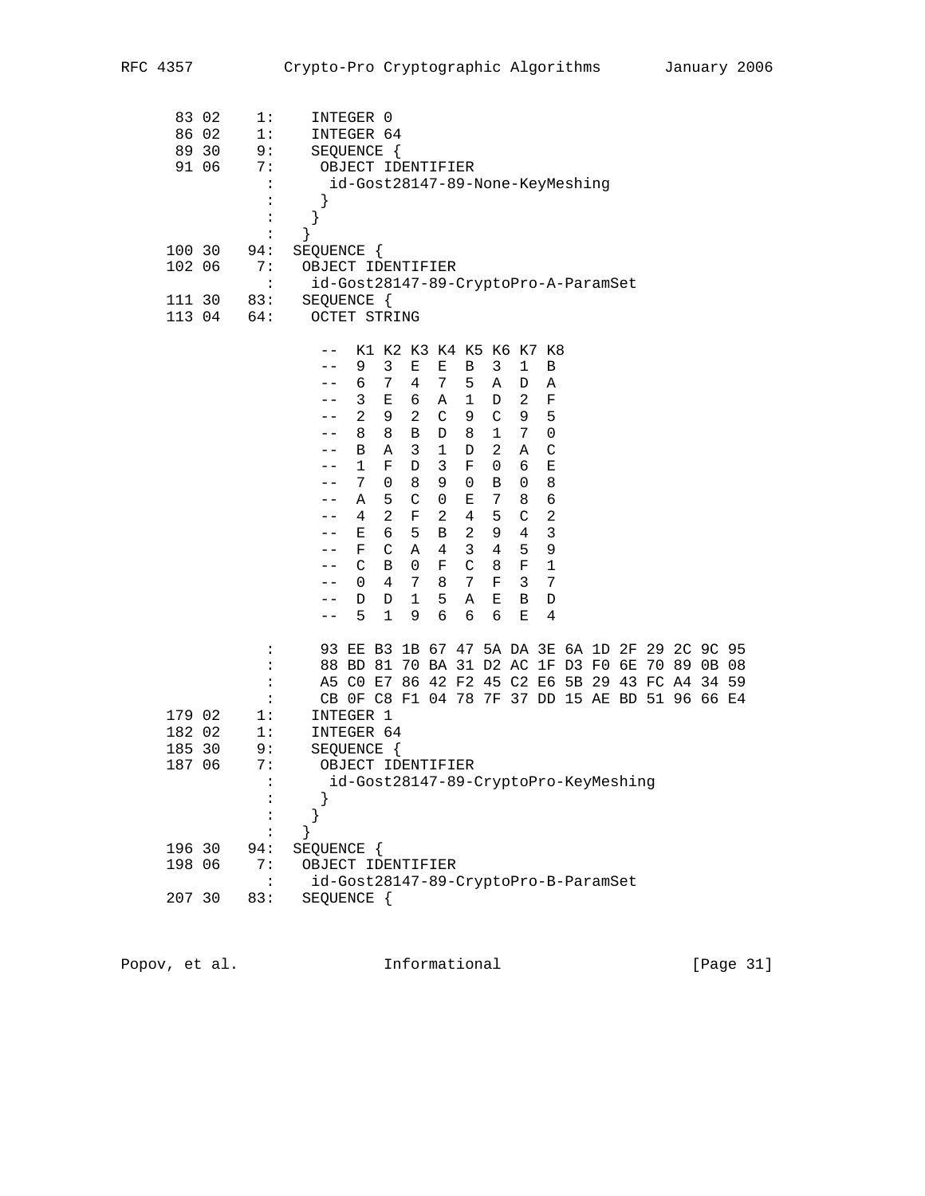```
   83 02    1:     INTEGER 0
   86 02    1:     INTEGER 64
   89 30    9:     SEQUENCE {
   91 06    7:      OBJECT IDENTIFIER
             :       id-Gost28147-89-None-KeyMeshing
             :      }
             :     }
             :    }
  100 30   94:   SEQUENCE {
  102 06    7:    OBJECT IDENTIFIER
             :     id-Gost28147-89-CryptoPro-A-ParamSet
  111 30   83:    SEQUENCE {
  113 04   64:     OCTET STRING

                    --  K1 K2 K3 K4 K5 K6 K7 K8
                    --  9  3  E  E  B  3  1  B
                    --  6  7  4  7  5  A  D  A
                    --  3  E  6  A  1  D  2  F
                    --  2  9  2  C  9  C  9  5
                    --  8  8  B  D  8  1  7  0
                    --  B  A  3  1  D  2  A  C
                    --  1  F  D  3  F  0  6  E
                    --  7  0  8  9  0  B  0  8
                    --  A  5  C  0  E  7  8  6
                    --  4  2  F  2  4  5  C  2
                    --  E  6  5  B  2  9  4  3
                    --  F  C  A  4  3  4  5  9
                    --  C  B  0  F  C  8  F  1
                    --  0  4  7  8  7  F  3  7
                    --  D  D  1  5  A  E  B  D
                    --  5  1  9  6  6  6  E  4

             :      93 EE B3 1B 67 47 5A DA 3E 6A 1D 2F 29 2C 9C 95
             :      88 BD 81 70 BA 31 D2 AC 1F D3 F0 6E 70 89 0B 08
             :      A5 C0 E7 86 42 F2 45 C2 E6 5B 29 43 FC A4 34 59
             :      CB 0F C8 F1 04 78 7F 37 DD 15 AE BD 51 96 66 E4
  179 02    1:     INTEGER 1
  182 02    1:     INTEGER 64
  185 30    9:     SEQUENCE {
  187 06    7:      OBJECT IDENTIFIER
             :       id-Gost28147-89-CryptoPro-KeyMeshing
             :      }
             :     }
             :    }
  196 30   94:   SEQUENCE {
  198 06    7:    OBJECT IDENTIFIER
             :     id-Gost28147-89-CryptoPro-B-ParamSet
  207 30   83:    SEQUENCE {
```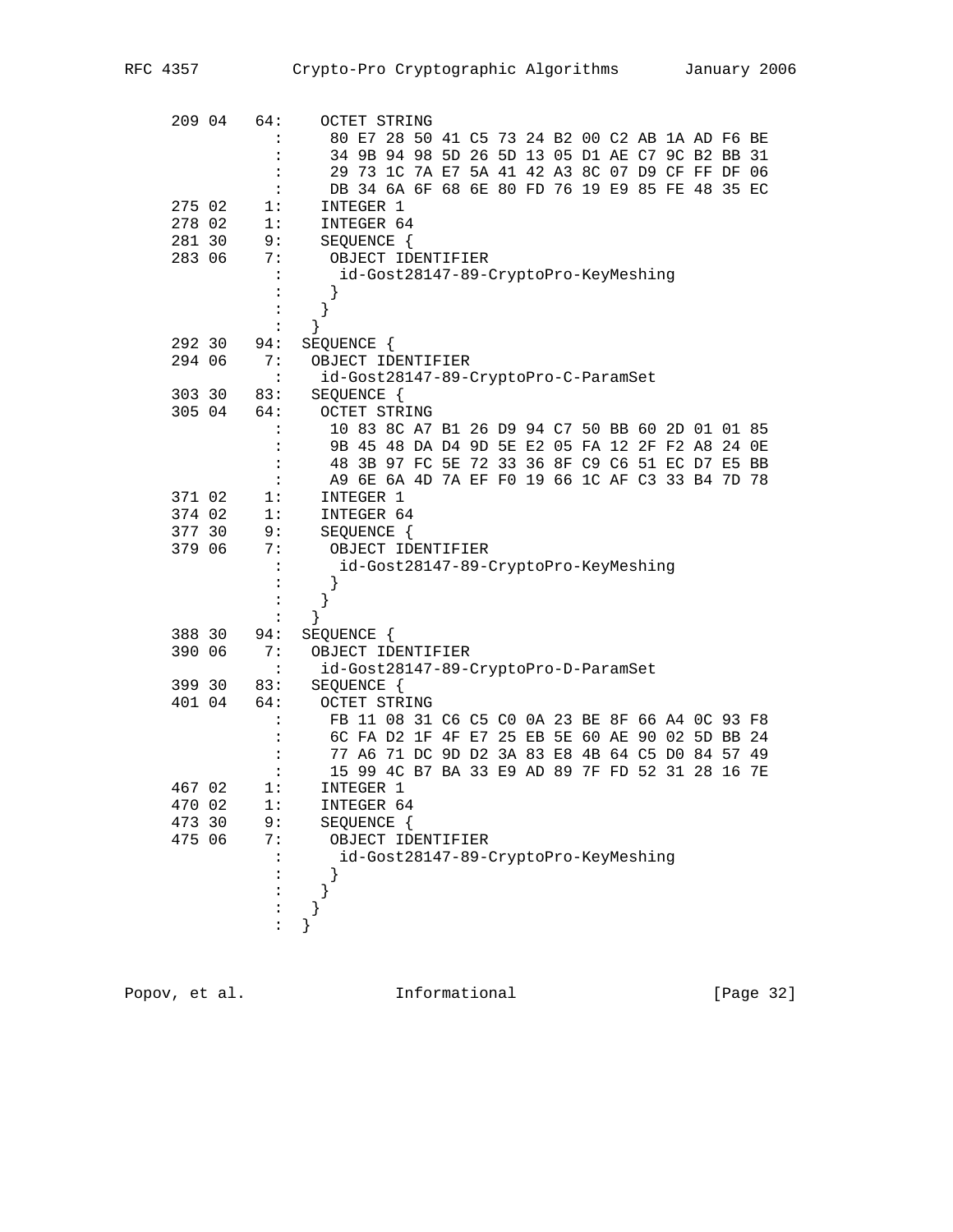```
 209 04   64:     OCTET STRING
            :       80 E7 28 50 41 C5 73 24 B2 00 C2 AB 1A AD F6 BE
            :       34 9B 94 98 5D 26 5D 13 05 D1 AE C7 9C B2 BB 31
            :       29 73 1C 7A E7 5A 41 42 A3 8C 07 D9 CF FF DF 06
            :       DB 34 6A 6F 68 6E 80 FD 76 19 E9 85 FE 48 35 EC
 275 02    1:     INTEGER 1
 278 02    1:     INTEGER 64
 281 30    9:     SEQUENCE {
 283 06    7:       OBJECT IDENTIFIER
            :         id-Gost28147-89-CryptoPro-KeyMeshing
            :       }
            :     }
            :   }
 292 30   94:   SEQUENCE {
 294 06    7:     OBJECT IDENTIFIER
            :       id-Gost28147-89-CryptoPro-C-ParamSet
 303 30   83:     SEQUENCE {
 305 04   64:       OCTET STRING
            :         10 83 8C A7 B1 26 D9 94 C7 50 BB 60 2D 01 01 85
            :         9B 45 48 DA D4 9D 5E E2 05 FA 12 2F F2 A8 24 0E
            :         48 3B 97 FC 5E 72 33 36 8F C9 C6 51 EC D7 E5 BB
            :         A9 6E 6A 4D 7A EF F0 19 66 1C AF C3 33 B4 7D 78
 371 02    1:       INTEGER 1
 374 02    1:       INTEGER 64
 377 30    9:       SEQUENCE {
 379 06    7:         OBJECT IDENTIFIER
            :           id-Gost28147-89-CryptoPro-KeyMeshing
            :         }
            :       }
            :     }
 388 30   94:   SEQUENCE {
 390 06    7:     OBJECT IDENTIFIER
            :       id-Gost28147-89-CryptoPro-D-ParamSet
 399 30   83:     SEQUENCE {
 401 04   64:       OCTET STRING
            :         FB 11 08 31 C6 C5 C0 0A 23 BE 8F 66 A4 0C 93 F8
            :         6C FA D2 1F 4F E7 25 EB 5E 60 AE 90 02 5D BB 24
            :         77 A6 71 DC 9D D2 3A 83 E8 4B 64 C5 D0 84 57 49
            :         15 99 4C B7 BA 33 E9 AD 89 7F FD 52 31 28 16 7E
 467 02    1:       INTEGER 1
 470 02    1:       INTEGER 64
 473 30    9:       SEQUENCE {
 475 06    7:         OBJECT IDENTIFIER
            :           id-Gost28147-89-CryptoPro-KeyMeshing
            :         }
            :       }
            :     }
            :   }
```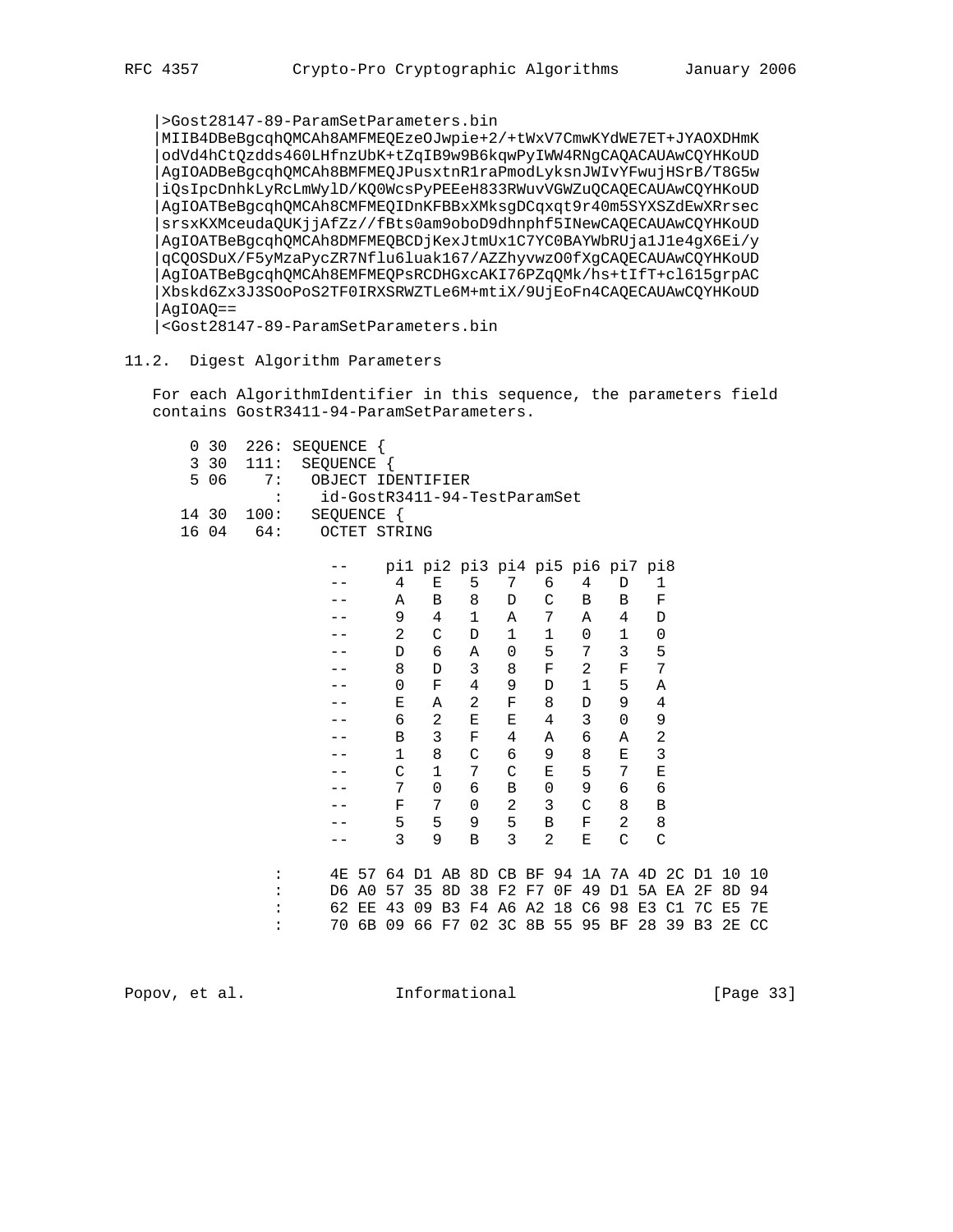```
   |>Gost28147-89-ParamSetParameters.bin
   |MIIB4DBeBgcqhQMCAh8AMFMEQEzeOJwpie+2/+tWxV7CmwKYdWE7ET+JYAOXDHmK
   |odVd4hCtQzdds460LHfnzUbK+tZqIB9w9B6kqwPyIWW4RNgCAQACAUAwCQYHKoUD
   |AgIOADBeBgcqhQMCAh8BMFMEQJPusxtnR1raPmodLyksnJWIvYFwujHSrB/T8G5w
   |iQsIpcDnhkLyRcLmWylD/KQ0WcsPyPEEeH833RWuvVGWZuQCAQECAUAwCQYHKoUD
   |AgIOATBeBgcqhQMCAh8CMFMEQIDnKFBBxXMksgDCqxqt9r40m5SYXSZdEwXRrsec
   |srsxKXMceudaQUKjjAfZz//fBts0am9oboD9dhnphf5INewCAQECAUAwCQYHKoUD
   |AgIOATBeBgcqhQMCAh8DMFMEQBCDjKexJtmUx1C7YC0BAYWbRUja1J1e4gX6Ei/y
   |qCQOSDuX/F5yMzaPycZR7Nflu6luak167/AZZhyvwzO0fXgCAQECAUAwCQYHKoUD
   |AgIOATBeBgcqhQMCAh8EMFMEQPsRCDHGxcAKI76PZqQMk/hs+tIfT+cl615grpAC
   |Xbskd6Zx3J3SOoPoS2TF0IRXSRWZTLe6M+mtiX/9UjEoFn4CAQECAUAwCQYHKoUD
   |AgIOAQ==
   |<Gost28147-89-ParamSetParameters.bin
```

## 11.2. Digest Algorithm Parameters

For each AlgorithmIdentifier in this sequence, the parameters field contains GostR3411-94-ParamSetParameters.

```
     0 30  226: SEQUENCE {
     3 30  111:  SEQUENCE {
     5 06    7:   OBJECT IDENTIFIER
              :    id-GostR3411-94-TestParamSet
    14 30  100:   SEQUENCE {
    16 04   64:    OCTET STRING

                    --     pi1 pi2 pi3 pi4 pi5 pi6 pi7 pi8
                    --      4   E   5   7   6   4   D   1
                    --      A   B   8   D   C   B   B   F
                    --      9   4   1   A   7   A   4   D
                    --      2   C   D   1   1   0   1   0
                    --      D   6   A   0   5   7   3   5
                    --      8   D   3   8   F   2   F   7
                    --      0   F   4   9   D   1   5   A
                    --      E   A   2   F   8   D   9   4
                    --      6   2   E   E   4   3   0   9
                    --      B   3   F   4   A   6   A   2
                    --      1   8   C   6   9   8   E   3
                    --      C   1   7   C   E   5   7   E
                    --      7   0   6   B   0   9   6   6
                    --      F   7   0   2   3   C   8   B
                    --      5   5   9   5   B   F   2   8
                    --      3   9   B   3   2   E   C   C

              :     4E 57 64 D1 AB 8D CB BF 94 1A 7A 4D 2C D1 10 10
              :     D6 A0 57 35 8D 38 F2 F7 0F 49 D1 5A EA 2F 8D 94
              :     62 EE 43 09 B3 F4 A6 A2 18 C6 98 E3 C1 7C E5 7E
              :     70 6B 09 66 F7 02 3C 8B 55 95 BF 28 39 B3 2E CC
```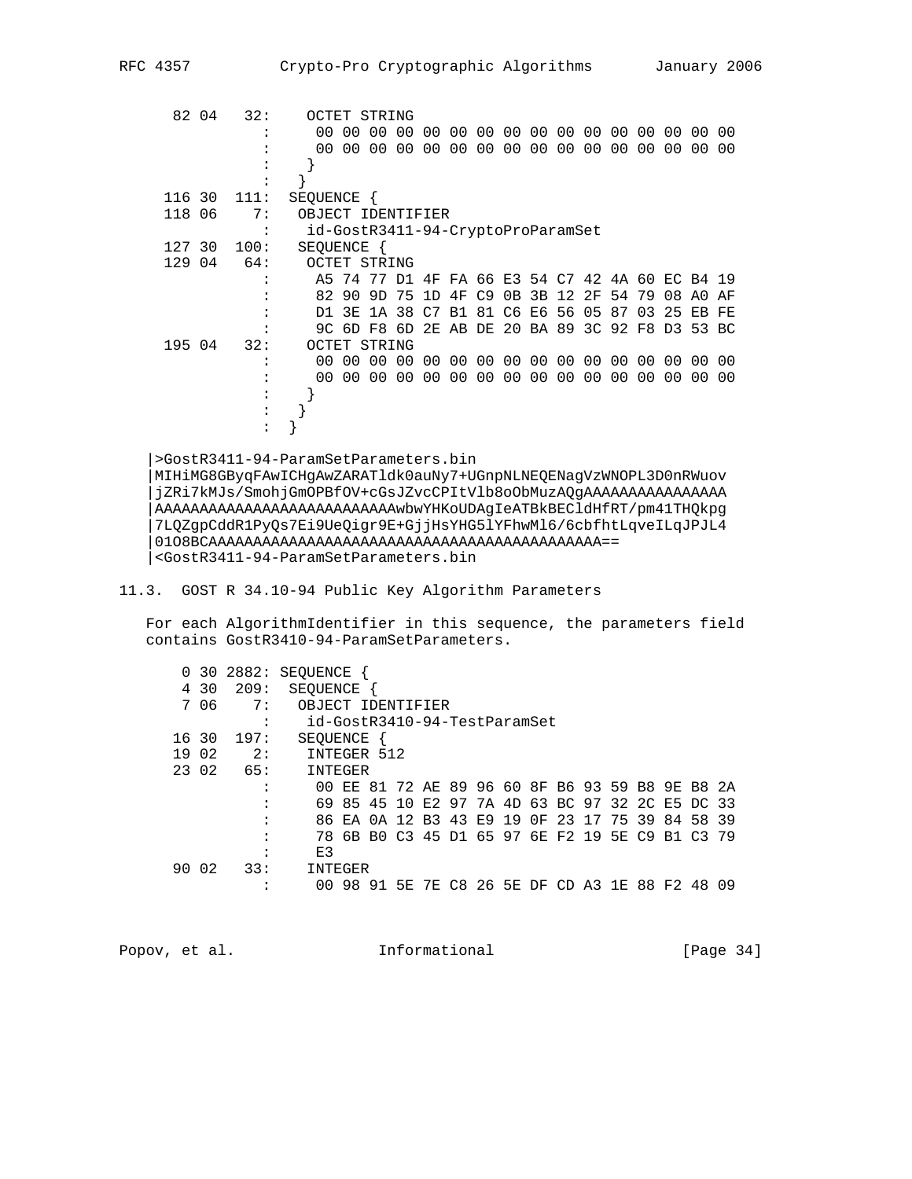```
     82 04   32:     OCTET STRING
               :      00 00 00 00 00 00 00 00 00 00 00 00 00 00 00 00
               :      00 00 00 00 00 00 00 00 00 00 00 00 00 00 00 00
               :     }
               :    }
    116 30  111:   SEQUENCE {
    118 06    7:    OBJECT IDENTIFIER
               :     id-GostR3411-94-CryptoProParamSet
    127 30  100:    SEQUENCE {
    129 04   64:     OCTET STRING
               :      A5 74 77 D1 4F FA 66 E3 54 C7 42 4A 60 EC B4 19
               :      82 90 9D 75 1D 4F C9 0B 3B 12 2F 54 79 08 A0 AF
               :      D1 3E 1A 38 C7 B1 81 C6 E6 56 05 87 03 25 EB FE
               :      9C 6D F8 6D 2E AB DE 20 BA 89 3C 92 F8 D3 53 BC
    195 04   32:     OCTET STRING
               :      00 00 00 00 00 00 00 00 00 00 00 00 00 00 00 00
               :      00 00 00 00 00 00 00 00 00 00 00 00 00 00 00 00
               :     }
               :    }
               :  }
```

```
   |>GostR3411-94-ParamSetParameters.bin
   |MIHiMG8GByqFAwICHgAwZARATldk0auNy7+UGnpNLNEQENagVzWNOPL3D0nRWuov
   |jZRi7kMJs/SmohjGmOPBfOV+cGsJZvcCPItVlb8oObMuzAQgAAAAAAAAAAAAAAAA
   |AAAAAAAAAAAAAAAAAAAAAAAAAAAAwbwYHKoUDAgIeATBkBECldHfRT/pm41THQkpg
   |7LQZgpCddR1PyQs7Ei9UeQigr9E+GjjHsYHG5lYFhwMl6/6cbfhtLqveILqJPJL4
   |01O8BCAAAAAAAAAAAAAAAAAAAAAAAAAAAAAAAAAAAAAAAAAAAAAAA==
   |<GostR3411-94-ParamSetParameters.bin
```

## 11.3. GOST R 34.10-94 Public Key Algorithm Parameters

For each AlgorithmIdentifier in this sequence, the parameters field contains GostR3410-94-ParamSetParameters.

```
      0 30 2882: SEQUENCE {
      4 30  209:  SEQUENCE {
      7 06    7:   OBJECT IDENTIFIER
               :    id-GostR3410-94-TestParamSet
     16 30  197:   SEQUENCE {
     19 02    2:    INTEGER 512
     23 02   65:    INTEGER
               :     00 EE 81 72 AE 89 96 60 8F B6 93 59 B8 9E B8 2A
               :     69 85 45 10 E2 97 7A 4D 63 BC 97 32 2C E5 DC 33
               :     86 EA 0A 12 B3 43 E9 19 0F 23 17 75 39 84 58 39
               :     78 6B B0 C3 45 D1 65 97 6E F2 19 5E C9 B1 C3 79
               :     E3
     90 02   33:    INTEGER
               :     00 98 91 5E 7E C8 26 5E DF CD A3 1E 88 F2 48 09
```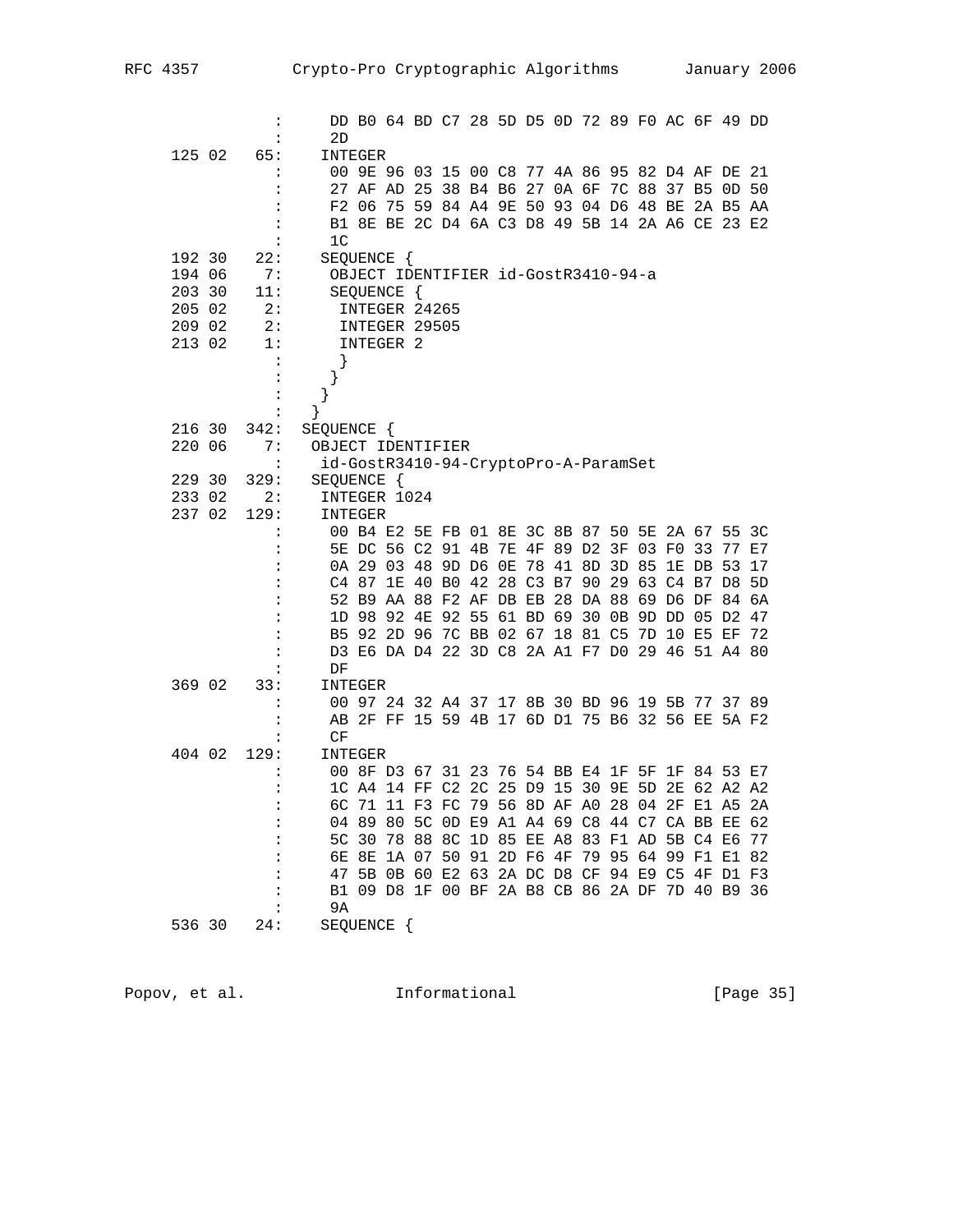```
               :     DD B0 64 BD C7 28 5D D5 0D 72 89 F0 AC 6F 49 DD
               :     2D
     125 02   65:    INTEGER
               :     00 9E 96 03 15 00 C8 77 4A 86 95 82 D4 AF DE 21
               :     27 AF AD 25 38 B4 B6 27 0A 6F 7C 88 37 B5 0D 50
               :     F2 06 75 59 84 A4 9E 50 93 04 D6 48 BE 2A B5 AA
               :     B1 8E BE 2C D4 6A C3 D8 49 5B 14 2A A6 CE 23 E2
               :     1C
     192 30   22:    SEQUENCE {
     194 06    7:     OBJECT IDENTIFIER id-GostR3410-94-a
     203 30   11:     SEQUENCE {
     205 02    2:      INTEGER 24265
     209 02    2:      INTEGER 29505
     213 02    1:      INTEGER 2
               :       }
               :      }
               :     }
               :    }
     216 30  342:  SEQUENCE {
     220 06    7:   OBJECT IDENTIFIER
               :    id-GostR3410-94-CryptoPro-A-ParamSet
     229 30  329:   SEQUENCE {
     233 02    2:    INTEGER 1024
     237 02  129:    INTEGER
               :     00 B4 E2 5E FB 01 8E 3C 8B 87 50 5E 2A 67 55 3C
               :     5E DC 56 C2 91 4B 7E 4F 89 D2 3F 03 F0 33 77 E7
               :     0A 29 03 48 9D D6 0E 78 41 8D 3D 85 1E DB 53 17
               :     C4 87 1E 40 B0 42 28 C3 B7 90 29 63 C4 B7 D8 5D
               :     52 B9 AA 88 F2 AF DB EB 28 DA 88 69 D6 DF 84 6A
               :     1D 98 92 4E 92 55 61 BD 69 30 0B 9D DD 05 D2 47
               :     B5 92 2D 96 7C BB 02 67 18 81 C5 7D 10 E5 EF 72
               :     D3 E6 DA D4 22 3D C8 2A A1 F7 D0 29 46 51 A4 80
               :     DF
     369 02   33:    INTEGER
               :     00 97 24 32 A4 37 17 8B 30 BD 96 19 5B 77 37 89
               :     AB 2F FF 15 59 4B 17 6D D1 75 B6 32 56 EE 5A F2
               :     CF
     404 02  129:    INTEGER
               :     00 8F D3 67 31 23 76 54 BB E4 1F 5F 1F 84 53 E7
               :     1C A4 14 FF C2 2C 25 D9 15 30 9E 5D 2E 62 A2 A2
               :     6C 71 11 F3 FC 79 56 8D AF A0 28 04 2F E1 A5 2A
               :     04 89 80 5C 0D E9 A1 A4 69 C8 44 C7 CA BB EE 62
               :     5C 30 78 88 8C 1D 85 EE A8 83 F1 AD 5B C4 E6 77
               :     6E 8E 1A 07 50 91 2D F6 4F 79 95 64 99 F1 E1 82
               :     47 5B 0B 60 E2 63 2A DC D8 CF 94 E9 C5 4F D1 F3
               :     B1 09 D8 1F 00 BF 2A B8 CB 86 2A DF 7D 40 B9 36
               :     9A
     536 30   24:    SEQUENCE {
```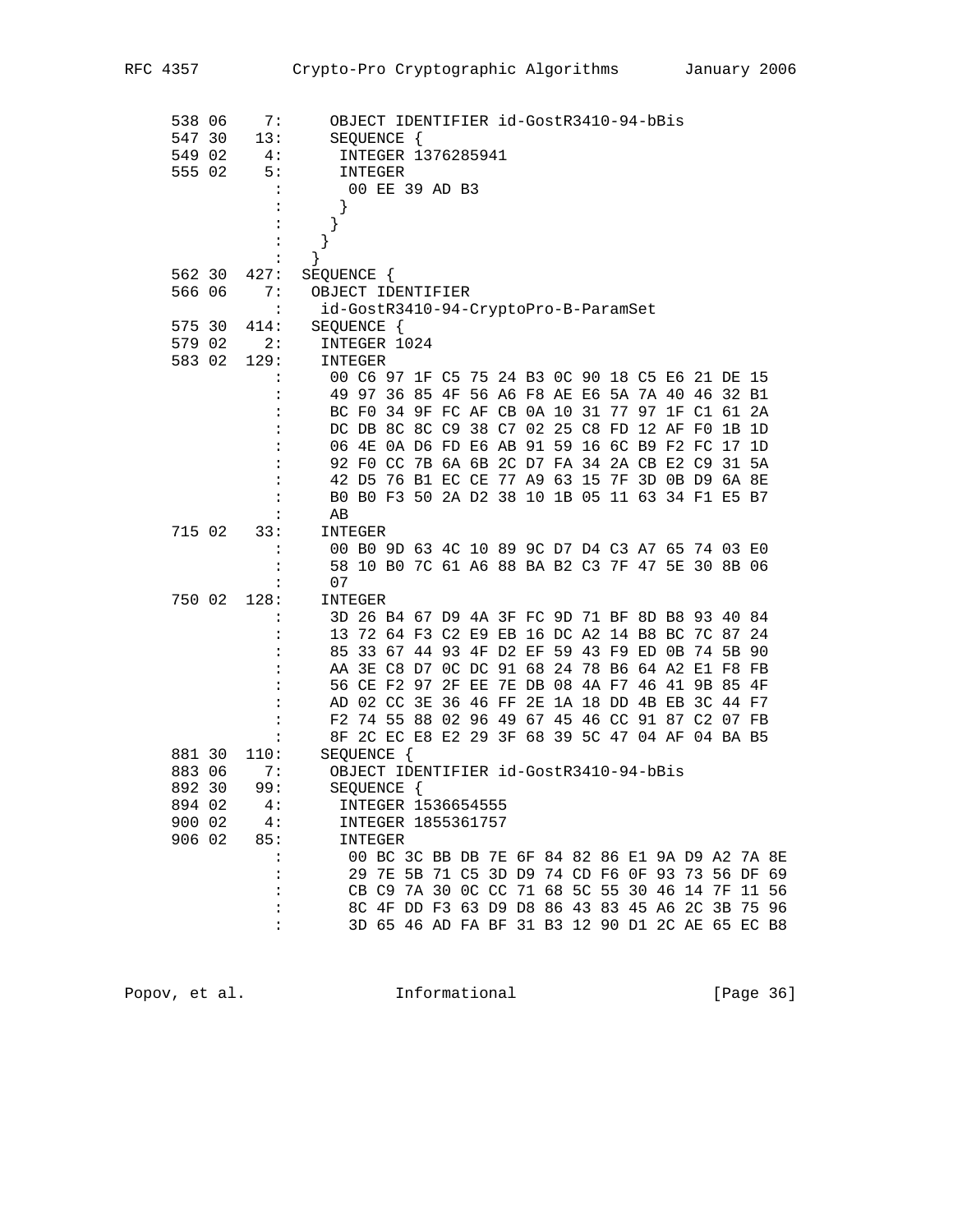```
 538 06    7:       OBJECT IDENTIFIER id-GostR3410-94-bBis
 547 30   13:       SEQUENCE {
 549 02    4:        INTEGER 1376285941
 555 02    5:        INTEGER
             :         00 EE 39 AD B3
             :        }
             :       }
             :      }
             :     }
 562 30  427:   SEQUENCE {
 566 06    7:    OBJECT IDENTIFIER
             :     id-GostR3410-94-CryptoPro-B-ParamSet
 575 30  414:    SEQUENCE {
 579 02    2:     INTEGER 1024
 583 02  129:     INTEGER
             :      00 C6 97 1F C5 75 24 B3 0C 90 18 C5 E6 21 DE 15
             :      49 97 36 85 4F 56 A6 F8 AE E6 5A 7A 40 46 32 B1
             :      BC F0 34 9F FC AF CB 0A 10 31 77 97 1F C1 61 2A
             :      DC DB 8C 8C C9 38 C7 02 25 C8 FD 12 AF F0 1B 1D
             :      06 4E 0A D6 FD E6 AB 91 59 16 6C B9 F2 FC 17 1D
             :      92 F0 CC 7B 6A 6B 2C D7 FA 34 2A CB E2 C9 31 5A
             :      42 D5 76 B1 EC CE 77 A9 63 15 7F 3D 0B D9 6A 8E
             :      B0 B0 F3 50 2A D2 38 10 1B 05 11 63 34 F1 E5 B7
             :      AB
 715 02   33:     INTEGER
             :      00 B0 9D 63 4C 10 89 9C D7 D4 C3 A7 65 74 03 E0
             :      58 10 B0 7C 61 A6 88 BA B2 C3 7F 47 5E 30 8B 06
             :      07
 750 02  128:     INTEGER
             :      3D 26 B4 67 D9 4A 3F FC 9D 71 BF 8D B8 93 40 84
             :      13 72 64 F3 C2 E9 EB 16 DC A2 14 B8 BC 7C 87 24
             :      85 33 67 44 93 4F D2 EF 59 43 F9 ED 0B 74 5B 90
             :      AA 3E C8 D7 0C DC 91 68 24 78 B6 64 A2 E1 F8 FB
             :      56 CE F2 97 2F EE 7E DB 08 4A F7 46 41 9B 85 4F
             :      AD 02 CC 3E 36 46 FF 2E 1A 18 DD 4B EB 3C 44 F7
             :      F2 74 55 88 02 96 49 67 45 46 CC 91 87 C2 07 FB
             :      8F 2C EC E8 E2 29 3F 68 39 5C 47 04 AF 04 BA B5
 881 30  110:     SEQUENCE {
 883 06    7:      OBJECT IDENTIFIER id-GostR3410-94-bBis
 892 30   99:      SEQUENCE {
 894 02    4:       INTEGER 1536654555
 900 02    4:       INTEGER 1855361757
 906 02   85:       INTEGER
             :        00 BC 3C BB DB 7E 6F 84 82 86 E1 9A D9 A2 7A 8E
             :        29 7E 5B 71 C5 3D D9 74 CD F6 0F 93 73 56 DF 69
             :        CB C9 7A 30 0C CC 71 68 5C 55 30 46 14 7F 11 56
             :        8C 4F DD F3 63 D9 D8 86 43 83 45 A6 2C 3B 75 96
             :        3D 65 46 AD FA BF 31 B3 12 90 D1 2C AE 65 EC B8
```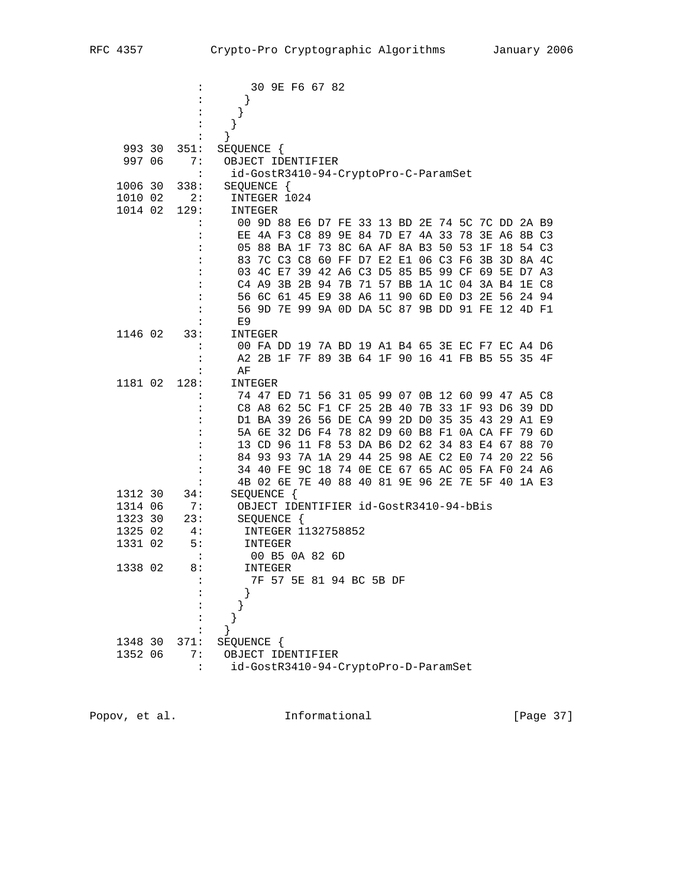```
                :       30 9E F6 67 82
                :      }
                :     }
                :    }
                :   }
    993 30  351:  SEQUENCE {
    997 06    7:   OBJECT IDENTIFIER
                :    id-GostR3410-94-CryptoPro-C-ParamSet
   1006 30  338:   SEQUENCE {
   1010 02    2:    INTEGER 1024
   1014 02  129:    INTEGER
                :     00 9D 88 E6 D7 FE 33 13 BD 2E 74 5C 7C DD 2A B9
                :     EE 4A F3 C8 89 9E 84 7D E7 4A 33 78 3E A6 8B C3
                :     05 88 BA 1F 73 8C 6A AF 8A B3 50 53 1F 18 54 C3
                :     83 7C C3 C8 60 FF D7 E2 E1 06 C3 F6 3B 3D 8A 4C
                :     03 4C E7 39 42 A6 C3 D5 85 B5 99 CF 69 5E D7 A3
                :     C4 A9 3B 2B 94 7B 71 57 BB 1A 1C 04 3A B4 1E C8
                :     56 6C 61 45 E9 38 A6 11 90 6D E0 D3 2E 56 24 94
                :     56 9D 7E 99 9A 0D DA 5C 87 9B DD 91 FE 12 4D F1
                :     E9
   1146 02   33:    INTEGER
                :     00 FA DD 19 7A BD 19 A1 B4 65 3E EC F7 EC A4 D6
                :     A2 2B 1F 7F 89 3B 64 1F 90 16 41 FB B5 55 35 4F
                :     AF
   1181 02  128:    INTEGER
                :     74 47 ED 71 56 31 05 99 07 0B 12 60 99 47 A5 C8
                :     C8 A8 62 5C F1 CF 25 2B 40 7B 33 1F 93 D6 39 DD
                :     D1 BA 39 26 56 DE CA 99 2D D0 35 35 43 29 A1 E9
                :     5A 6E 32 D6 F4 78 82 D9 60 B8 F1 0A CA FF 79 6D
                :     13 CD 96 11 F8 53 DA B6 D2 62 34 83 E4 67 88 70
                :     84 93 93 7A 1A 29 44 25 98 AE C2 E0 74 20 22 56
                :     34 40 FE 9C 18 74 0E CE 67 65 AC 05 FA F0 24 A6
                :     4B 02 6E 7E 40 88 40 81 9E 96 2E 7E 5F 40 1A E3
   1312 30   34:    SEQUENCE {
   1314 06    7:     OBJECT IDENTIFIER id-GostR3410-94-bBis
   1323 30   23:     SEQUENCE {
   1325 02    4:      INTEGER 1132758852
   1331 02    5:      INTEGER
                :       00 B5 0A 82 6D
   1338 02    8:      INTEGER
                :       7F 57 5E 81 94 BC 5B DF
                :      }
                :     }
                :    }
                :   }
   1348 30  371:  SEQUENCE {
   1352 06    7:   OBJECT IDENTIFIER
                :    id-GostR3410-94-CryptoPro-D-ParamSet
```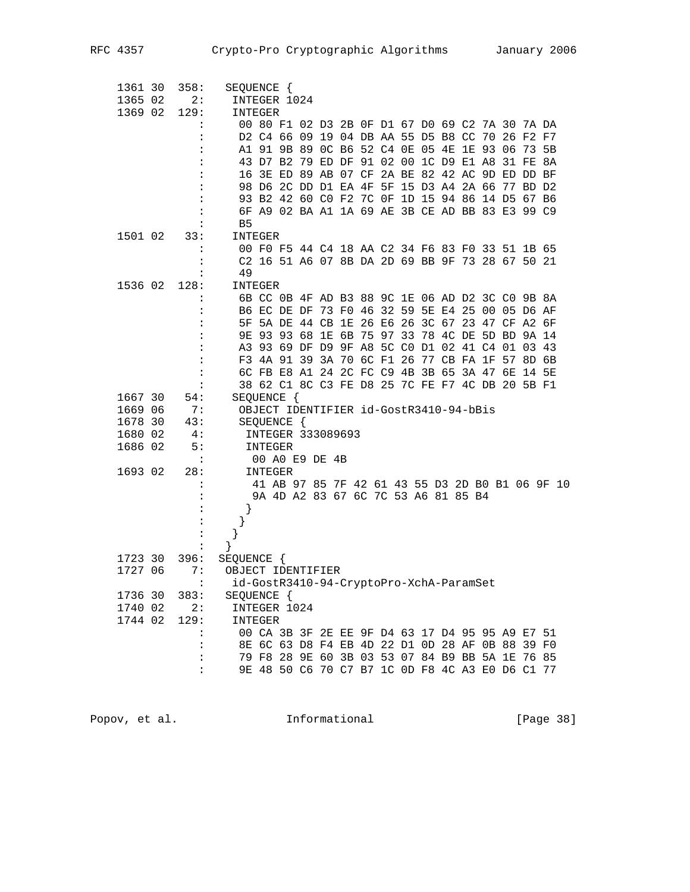```
 1361 30  358:   SEQUENCE {
 1365 02    2:    INTEGER 1024
 1369 02  129:    INTEGER
             :     00 80 F1 02 D3 2B 0F D1 67 D0 69 C2 7A 30 7A DA
             :     D2 C4 66 09 19 04 DB AA 55 D5 B8 CC 70 26 F2 F7
             :     A1 91 9B 89 0C B6 52 C4 0E 05 4E 1E 93 06 73 5B
             :     43 D7 B2 79 ED DF 91 02 00 1C D9 E1 A8 31 FE 8A
             :     16 3E ED 89 AB 07 CF 2A BE 82 42 AC 9D ED DD BF
             :     98 D6 2C DD D1 EA 4F 5F 15 D3 A4 2A 66 77 BD D2
             :     93 B2 42 60 C0 F2 7C 0F 1D 15 94 86 14 D5 67 B6
             :     6F A9 02 BA A1 1A 69 AE 3B CE AD BB 83 E3 99 C9
             :     B5
 1501 02   33:    INTEGER
             :     00 F0 F5 44 C4 18 AA C2 34 F6 83 F0 33 51 1B 65
             :     C2 16 51 A6 07 8B DA 2D 69 BB 9F 73 28 67 50 21
             :     49
 1536 02  128:    INTEGER
             :     6B CC 0B 4F AD B3 88 9C 1E 06 AD D2 3C C0 9B 8A
             :     B6 EC DE DF 73 F0 46 32 59 5E E4 25 00 05 D6 AF
             :     5F 5A DE 44 CB 1E 26 E6 26 3C 67 23 47 CF A2 6F
             :     9E 93 93 68 1E 6B 75 97 33 78 4C DE 5D BD 9A 14
             :     A3 93 69 DF D9 9F A8 5C C0 D1 02 41 C4 01 03 43
             :     F3 4A 91 39 3A 70 6C F1 26 77 CB FA 1F 57 8D 6B
             :     6C FB E8 A1 24 2C FC C9 4B 3B 65 3A 47 6E 14 5E
             :     38 62 C1 8C C3 FE D8 25 7C FE F7 4C DB 20 5B F1
 1667 30   54:    SEQUENCE {
 1669 06    7:     OBJECT IDENTIFIER id-GostR3410-94-bBis
 1678 30   43:     SEQUENCE {
 1680 02    4:      INTEGER 333089693
 1686 02    5:      INTEGER
             :       00 A0 E9 DE 4B
 1693 02   28:      INTEGER
             :       41 AB 97 85 7F 42 61 43 55 D3 2D B0 B1 06 9F 10
             :       9A 4D A2 83 67 6C 7C 53 A6 81 85 B4
             :      }
             :     }
             :    }
             :   }
 1723 30  396:  SEQUENCE {
 1727 06    7:   OBJECT IDENTIFIER
             :    id-GostR3410-94-CryptoPro-XchA-ParamSet
 1736 30  383:   SEQUENCE {
 1740 02    2:    INTEGER 1024
 1744 02  129:    INTEGER
             :     00 CA 3B 3F 2E EE 9F D4 63 17 D4 95 95 A9 E7 51
             :     8E 6C 63 D8 F4 EB 4D 22 D1 0D 28 AF 0B 88 39 F0
             :     79 F8 28 9E 60 3B 03 53 07 84 B9 BB 5A 1E 76 85
             :     9E 48 50 C6 70 C7 B7 1C 0D F8 4C A3 E0 D6 C1 77
```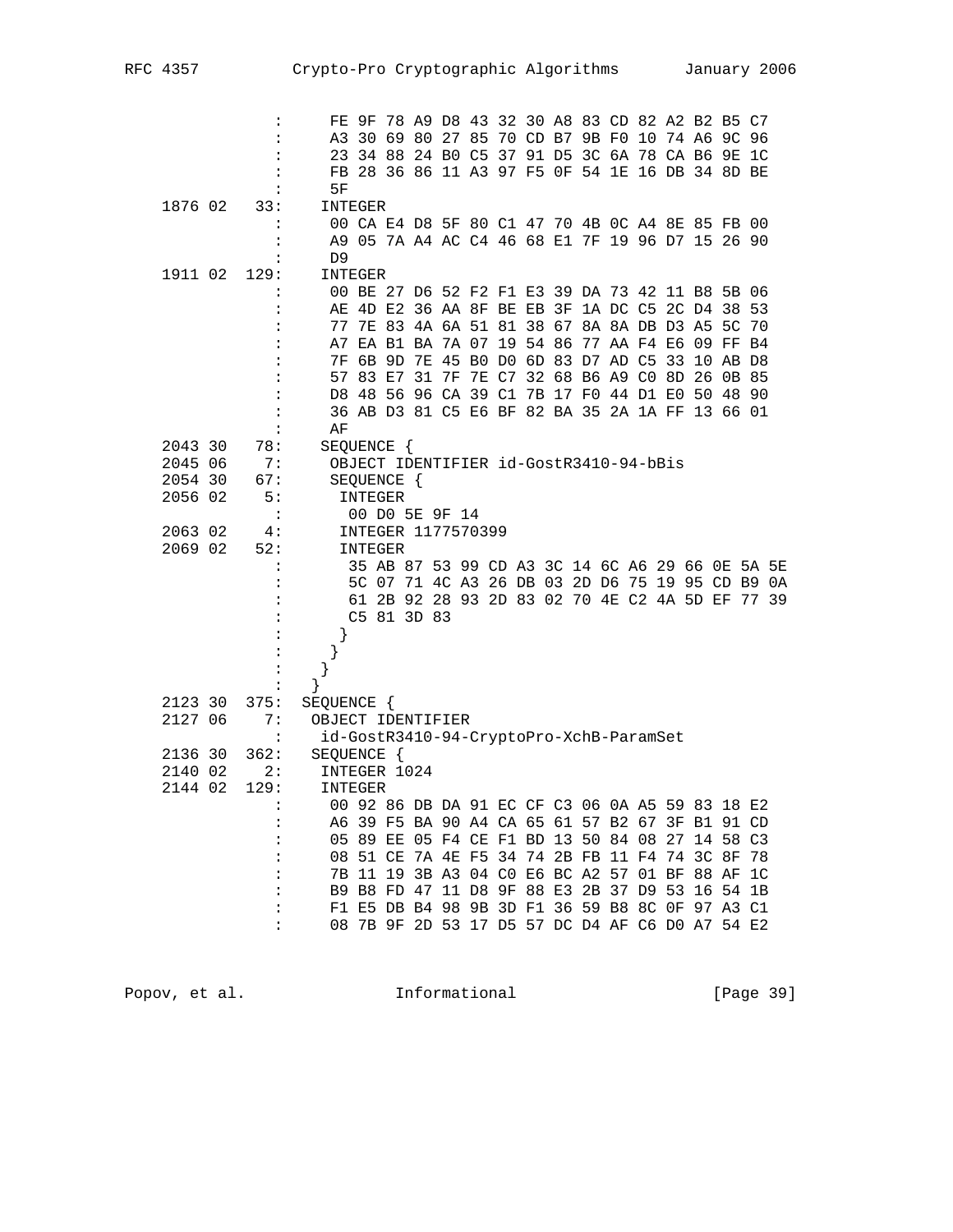```
                 :     FE 9F 78 A9 D8 43 32 30 A8 83 CD 82 A2 B2 B5 C7
                 :     A3 30 69 80 27 85 70 CD B7 9B F0 10 74 A6 9C 96
                 :     23 34 88 24 B0 C5 37 91 D5 3C 6A 78 CA B6 9E 1C
                 :     FB 28 36 86 11 A3 97 F5 0F 54 1E 16 DB 34 8D BE
                 :     5F
   1876 02   33:     INTEGER
                 :     00 CA E4 D8 5F 80 C1 47 70 4B 0C A4 8E 85 FB 00
                 :     A9 05 7A A4 AC C4 46 68 E1 7F 19 96 D7 15 26 90
                 :     D9
   1911 02  129:     INTEGER
                 :     00 BE 27 D6 52 F2 F1 E3 39 DA 73 42 11 B8 5B 06
                 :     AE 4D E2 36 AA 8F BE EB 3F 1A DC C5 2C D4 38 53
                 :     77 7E 83 4A 6A 51 81 38 67 8A 8A DB D3 A5 5C 70
                 :     A7 EA B1 BA 7A 07 19 54 86 77 AA F4 E6 09 FF B4
                 :     7F 6B 9D 7E 45 B0 D0 6D 83 D7 AD C5 33 10 AB D8
                 :     57 83 E7 31 7F 7E C7 32 68 B6 A9 C0 8D 26 0B 85
                 :     D8 48 56 96 CA 39 C1 7B 17 F0 44 D1 E0 50 48 90
                 :     36 AB D3 81 C5 E6 BF 82 BA 35 2A 1A FF 13 66 01
                 :     AF
   2043 30   78:     SEQUENCE {
   2045 06    7:      OBJECT IDENTIFIER id-GostR3410-94-bBis
   2054 30   67:      SEQUENCE {
   2056 02    5:       INTEGER
                 :        00 D0 5E 9F 14
   2063 02    4:       INTEGER 1177570399
   2069 02   52:       INTEGER
                 :        35 AB 87 53 99 CD A3 3C 14 6C A6 29 66 0E 5A 5E
                 :        5C 07 71 4C A3 26 DB 03 2D D6 75 19 95 CD B9 0A
                 :        61 2B 92 28 93 2D 83 02 70 4E C2 4A 5D EF 77 39
                 :        C5 81 3D 83
                 :       }
                 :      }
                 :     }
                 :    }
   2123 30  375:   SEQUENCE {
   2127 06    7:    OBJECT IDENTIFIER
                 :     id-GostR3410-94-CryptoPro-XchB-ParamSet
   2136 30  362:    SEQUENCE {
   2140 02    2:     INTEGER 1024
   2144 02  129:     INTEGER
                 :     00 92 86 DB DA 91 EC CF C3 06 0A A5 59 83 18 E2
                 :     A6 39 F5 BA 90 A4 CA 65 61 57 B2 67 3F B1 91 CD
                 :     05 89 EE 05 F4 CE F1 BD 13 50 84 08 27 14 58 C3
                 :     08 51 CE 7A 4E F5 34 74 2B FB 11 F4 74 3C 8F 78
                 :     7B 11 19 3B A3 04 C0 E6 BC A2 57 01 BF 88 AF 1C
                 :     B9 B8 FD 47 11 D8 9F 88 E3 2B 37 D9 53 16 54 1B
                 :     F1 E5 DB B4 98 9B 3D F1 36 59 B8 8C 0F 97 A3 C1
                 :     08 7B 9F 2D 53 17 D5 57 DC D4 AF C6 D0 A7 54 E2
```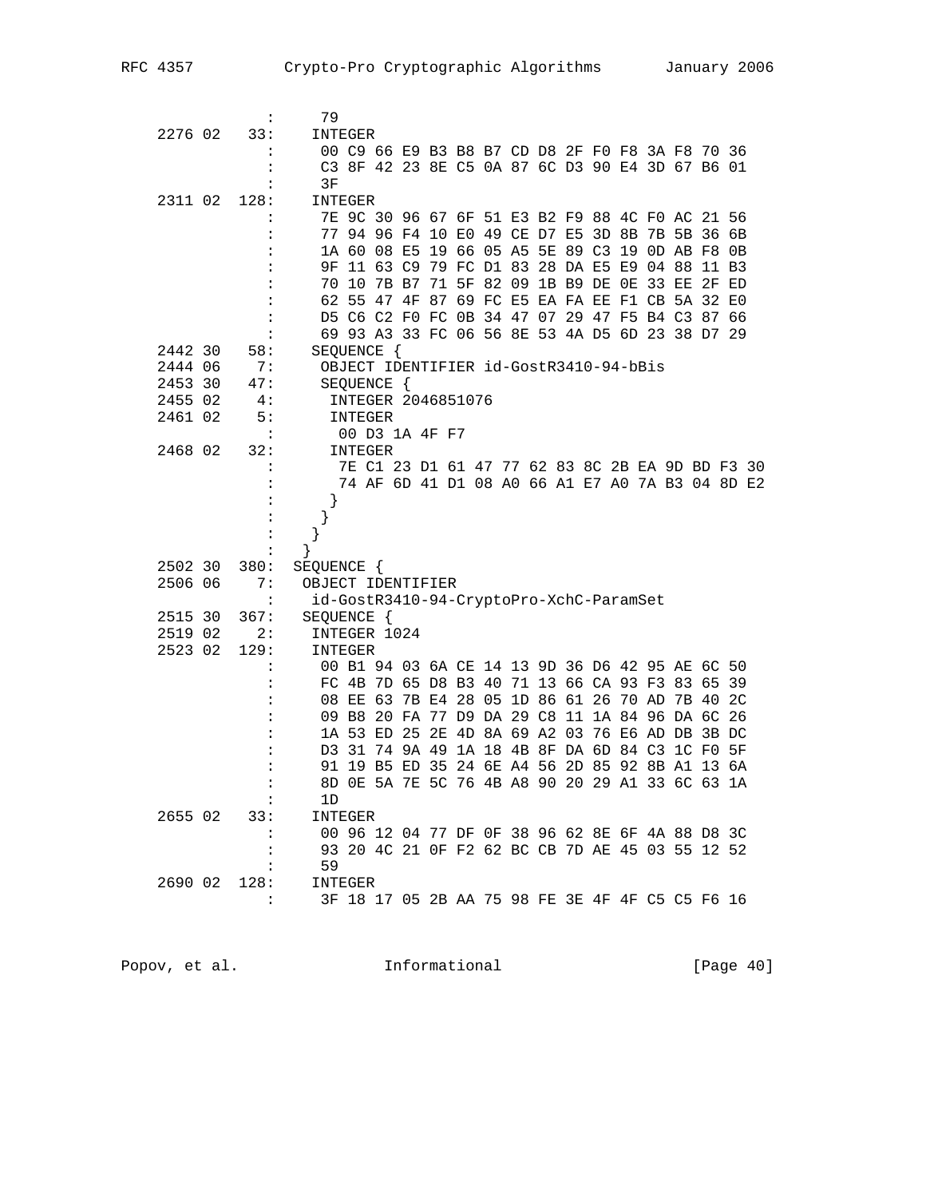```
                  :      79
  2276 02   33:      INTEGER
                  :      00 C9 66 E9 B3 B8 B7 CD D8 2F F0 F8 3A F8 70 36
                  :      C3 8F 42 23 8E C5 0A 87 6C D3 90 E4 3D 67 B6 01
                  :      3F
  2311 02  128:      INTEGER
                  :      7E 9C 30 96 67 6F 51 E3 B2 F9 88 4C F0 AC 21 56
                  :      77 94 96 F4 10 E0 49 CE D7 E5 3D 8B 7B 5B 36 6B
                  :      1A 60 08 E5 19 66 05 A5 5E 89 C3 19 0D AB F8 0B
                  :      9F 11 63 C9 79 FC D1 83 28 DA E5 E9 04 88 11 B3
                  :      70 10 7B B7 71 5F 82 09 1B B9 DE 0E 33 EE 2F ED
                  :      62 55 47 4F 87 69 FC E5 EA FA EE F1 CB 5A 32 E0
                  :      D5 C6 C2 F0 FC 0B 34 47 07 29 47 F5 B4 C3 87 66
                  :      69 93 A3 33 FC 06 56 8E 53 4A D5 6D 23 38 D7 29
  2442 30   58:      SEQUENCE {
  2444 06    7:       OBJECT IDENTIFIER id-GostR3410-94-bBis
  2453 30   47:       SEQUENCE {
  2455 02    4:        INTEGER 2046851076
  2461 02    5:        INTEGER
                  :         00 D3 1A 4F F7
  2468 02   32:        INTEGER
                  :         7E C1 23 D1 61 47 77 62 83 8C 2B EA 9D BD F3 30
                  :         74 AF 6D 41 D1 08 A0 66 A1 E7 A0 7A B3 04 8D E2
                  :        }
                  :       }
                  :      }
                  :     }
  2502 30  380:    SEQUENCE {
  2506 06    7:     OBJECT IDENTIFIER
                  :     id-GostR3410-94-CryptoPro-XchC-ParamSet
  2515 30  367:     SEQUENCE {
  2519 02    2:      INTEGER 1024
  2523 02  129:      INTEGER
                  :      00 B1 94 03 6A CE 14 13 9D 36 D6 42 95 AE 6C 50
                  :      FC 4B 7D 65 D8 B3 40 71 13 66 CA 93 F3 83 65 39
                  :      08 EE 63 7B E4 28 05 1D 86 61 26 70 AD 7B 40 2C
                  :      09 B8 20 FA 77 D9 DA 29 C8 11 1A 84 96 DA 6C 26
                  :      1A 53 ED 25 2E 4D 8A 69 A2 03 76 E6 AD DB 3B DC
                  :      D3 31 74 9A 49 1A 18 4B 8F DA 6D 84 C3 1C F0 5F
                  :      91 19 B5 ED 35 24 6E A4 56 2D 85 92 8B A1 13 6A
                  :      8D 0E 5A 7E 5C 76 4B A8 90 20 29 A1 33 6C 63 1A
                  :      1D
  2655 02   33:      INTEGER
                  :      00 96 12 04 77 DF 0F 38 96 62 8E 6F 4A 88 D8 3C
                  :      93 20 4C 21 0F F2 62 BC CB 7D AE 45 03 55 12 52
                  :      59
  2690 02  128:      INTEGER
                  :      3F 18 17 05 2B AA 75 98 FE 3E 4F 4F C5 C5 F6 16
```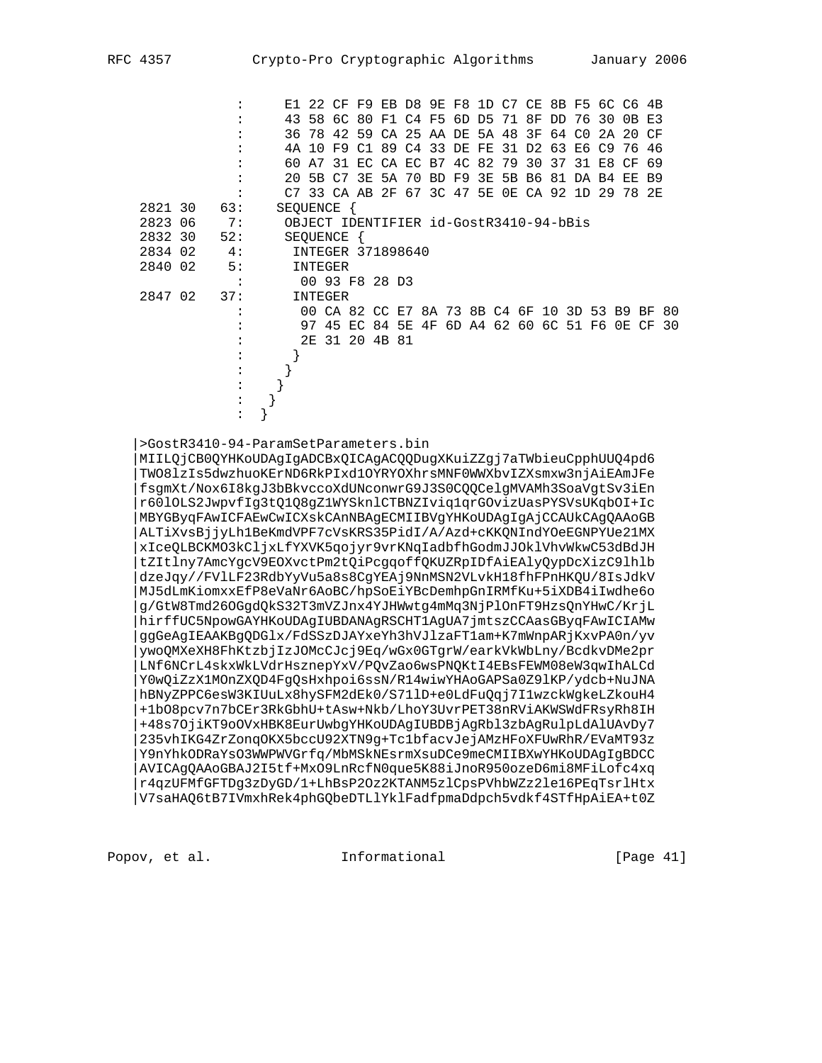```
                :     E1 22 CF F9 EB D8 9E F8 1D C7 CE 8B F5 6C C6 4B
                :     43 58 6C 80 F1 C4 F5 6D D5 71 8F DD 76 30 0B E3
                :     36 78 42 59 CA 25 AA DE 5A 48 3F 64 C0 2A 20 CF
                :     4A 10 F9 C1 89 C4 33 DE FE 31 D2 63 E6 C9 76 46
                :     60 A7 31 EC CA EC B7 4C 82 79 30 37 31 E8 CF 69
                :     20 5B C7 3E 5A 70 BD F9 3E 5B B6 81 DA B4 EE B9
                :     C7 33 CA AB 2F 67 3C 47 5E 0E CA 92 1D 29 78 2E
  2821 30   63:    SEQUENCE {
  2823 06    7:     OBJECT IDENTIFIER id-GostR3410-94-bBis
  2832 30   52:     SEQUENCE {
  2834 02    4:      INTEGER 371898640
  2840 02    5:      INTEGER
                :       00 93 F8 28 D3
  2847 02   37:      INTEGER
                :       00 CA 82 CC E7 8A 73 8B C4 6F 10 3D 53 B9 BF 80
                :       97 45 EC 84 5E 4F 6D A4 62 60 6C 51 F6 0E CF 30
                :       2E 31 20 4B 81
                :      }
                :     }
                :    }
                :   }
                :  }

 |>GostR3410-94-ParamSetParameters.bin
 |MIILQjCB0QYHKoUDAgIgADCBxQICAgACQQDugXKuiZZgj7aTWbieuCpphUUQ4pd6
 |TWO8lzIs5dwzhuoKErND6RkPIxd1OYRYOXhrsMNF0WWXbvIZXsmxw3njAiEAmJFe
 |fsgmXt/Nox6I8kgJ3bBkvccoXdUNconwrG9J3S0CQQCelgMVAMh3SoaVgtSv3iEn
 |r60lOLS2JwpvfIg3tQ1Q8gZ1WYSknlCTBNZIviq1qrGOvizUasPYSVsUKqbOI+Ic
 |MBYGByqFAwICFAEwCwICXskCAnNBAgECMIIBVgYHKoUDAgIgAjCCAUkCAgQAAoGB
 |ALTiXvsBjjyLh1BeKmdVPF7cVsKRS35PidI/A/Azd+cKKQNIndYOeEGNPYUe21MX
 |xIceQLBCKMO3kCljxLfYXVK5qojyr9vrKNqIadbfhGodmJJOklVhvWkwC53dBdJH
 |tZItlny7AmcYgcV9EOXvctPm2tQiPcgqoffQKUZRpIDfAiEAlyQypDcXizC9lhlb
 |dzeJqy//FVlLF23RdbYyVu5a8s8CgYEAj9NnMSN2VLvkH18fhFPnHKQU/8IsJdkV
 |MJ5dLmKiomxxEfP8eVaNr6AoBC/hpSoEiYBcDemhpGnIRMfKu+5iXDB4iIwdhe6o
 |g/GtW8Tmd26OGgdQkS32T3mVZJnx4YJHWwtg4mMq3NjPlOnFT9HzsQnYHwC/KrjL
 |hirffUC5NpowGAYHKoUDAgIUBDANAgRSCHT1AgUA7jmtszCCAasGByqFAwICIAMw
 |ggGeAgIEAAKBgQDGlx/FdSSzDJAYxeYh3hVJlzaFT1am+K7mWnpARjKxvPA0n/yv
 |ywoQMXeXH8FhKtzbjIzJOMcCJcj9Eq/wGx0GTgrW/earkVkWbLny/BcdkvDMe2pr
 |LNf6NCrL4skxWkLVdrHsznepYxV/PQvZao6wsPNQKtI4EBsFEWM08eW3qwIhALCd
 |Y0wQiZzX1MOnZXQD4FgQsHxhpoi6ssN/R14wiwYHAoGAPSa0Z9lKP/ydcb+NuJNA
 |hBNyZPPC6esW3KIUuLx8hySFM2dEk0/S71lD+e0LdFuQqj7I1wzckWgkeLZkouH4
 |+1bO8pcv7n7bCEr3RkGbhU+tAsw+Nkb/LhoY3UvrPET38nRViAKWSWdFRsyRh8IH
 |+48s7OjiKT9oOVxHBK8EurUwbgYHKoUDAgIUBDBjAgRbl3zbAgRulpLdAlUAvDy7
 |235vhIKG4ZrZonqOKX5bccU92XTN9g+Tc1bfacvJejAMzHFoXFUwRhR/EVaMT93z
 |Y9nYhkODRaYsO3WWPWVGrfq/MbMSkNEsrmXsuDCe9meCMIIBXwYHKoUDAgIgBDCC
 |AVICAgQAAoGBAJ2I5tf+MxO9LnRcfN0que5K88iJnoR950ozeD6mi8MFiLofc4xq
 |r4qzUFMfGFTDg3zDyGD/1+LhBsP2Oz2KTANM5zlCpsPVhbWZz2le16PEqTsrlHtx
 |V7saHAQ6tB7IVmxhRek4phGQbeDTLlYklFadfpmaDdpch5vdkf4STfHpAiEA+t0Z
```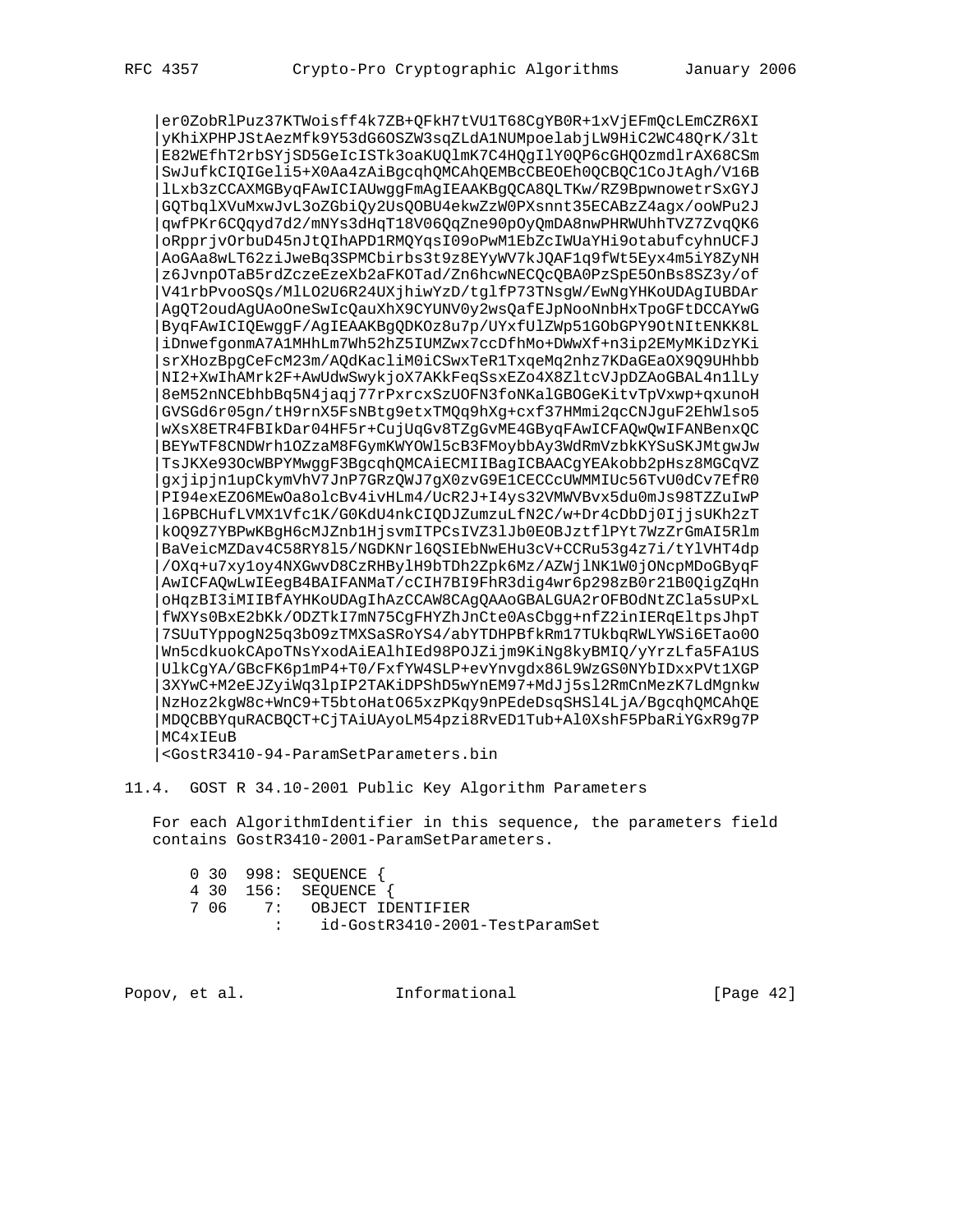```
|er0ZobRlPuz37KTWoisff4k7ZB+QFkH7tVU1T68CgYB0R+1xVjEFmQcLEmCZR6XI
|yKhiXPHPJStAezMfk9Y53dG6OSZW3sqZLdA1NUMpoelabjLW9HiC2WC48QrK/3lt
|E82WEfhT2rbSYjSD5GeIcISTk3oaKUQlmK7C4HQgIlY0QP6cGHQOzmdlrAX68CSm
|SwJufkCIQIGeli5+X0Aa4zAiBgcqhQMCAhQEMBcCBEOEh0QCBQC1CoJtAgh/V16B
|lLxb3zCCAXMGByqFAwICIAUwggFmAgIEAAKBgQCA8QLTKw/RZ9BpwnowetrSxGYJ
|GQTbqlXVuMxwJvL3oZGbiQy2UsQOBU4ekwZzW0PXsnnt35ECABzZ4agx/ooWPu2J
|qwfPKr6CQqyd7d2/mNYs3dHqT18V06QqZne90pOyQmDA8nwPHRWUhhTVZ7ZvqQK6
|oRpprjvOrbuD45nJtQIhAPD1RMQYqsI09oPwM1EbZcIWUaYHi9otabufcyhnUCFJ
|AoGAa8wLT62ziJweBq3SPMCbirbs3t9z8EYyWV7kJQAF1q9fWt5Eyx4m5iY8ZyNH
|z6JvnpOTaB5rdZczeEzeXb2aFKOTad/Zn6hcwNECQcQBA0PzSpE5OnBs8SZ3y/of
|V41rbPvooSQs/MlLO2U6R24UXjhiwYzD/tglfP73TNsgW/EwNgYHKoUDAgIUBDAr
|AgQT2oudAgUAoOneSwIcQauXhX9CYUNV0y2wsQafEJpNooNnbHxTpoGFtDCCAYwG
|ByqFAwICIQEwggF/AgIEAAKBgQDKOz8u7p/UYxfUlZWp51GObGPY9OtNItENKK8L
|iDnwefgonmA7A1MHhLm7Wh52hZ5IUMZwx7ccDfhMo+DWwXf+n3ip2EMyMKiDzYKi
|srXHozBpgCeFcM23m/AQdKacliM0iCSwxTeR1TxqeMq2nhz7KDaGEaOX9Q9UHhbb
|NI2+XwIhAMrk2F+AwUdwSwykjoX7AKkFeqSsxEZo4X8ZltcVJpDZAoGBAL4n1lLy
|8eM52nNCEbhbBq5N4jaqj77rPxrcxSzUOFN3foNKalGBOGeKitvTpVxwp+qxunoH
|GVSGd6r05gn/tH9rnX5FsNBtg9etxTMQq9hXg+cxf37HMmi2qcCNJguF2EhWlso5
|wXsX8ETR4FBIkDar04HF5r+CujUqGv8TZgGvME4GByqFAwICFAQwQwIFANBenxQC
|BEYwTF8CNDWrh1OZzaM8FGymKWYOWl5cB3FMoybbAy3WdRmVzbkKYSuSKJMtgwJw
|TsJKXe93OcWBPYMwggF3BgcqhQMCAiECMIIBagICBAACgYEAkobb2pHsz8MGCqVZ
|gxjipjn1upCkymVhV7JnP7GRzQWJ7gX0zvG9E1CECCcUWMMIUc56TvU0dCv7EfR0
|PI94exEZO6MEwOa8olcBv4ivHLm4/UcR2J+I4ys32VMWVBvx5du0mJs98TZZuIwP
|l6PBCHufLVMX1Vfc1K/G0KdU4nkCIQDJZumzuLfN2C/w+Dr4cDbDj0IjjsUKh2zT
|kOQ9Z7YBPwKBgH6cMJZnb1HjsvmITPCsIVZ3lJb0EOBJztflPYt7WzZrGmAI5Rlm
|BaVeicMZDav4C58RY8l5/NGDKNrl6QSIEbNwEHu3cV+CCRu53g4z7i/tYlVHT4dp
|/OXq+u7xy1oy4NXGwvD8CzRHBylH9bTDh2Zpk6Mz/AZWjlNK1W0jONcpMDoGByqF
|AwICFAQwLwIEegB4BAIFANMaT/cCIH7BI9FhR3dig4wr6p298zB0r21B0QigZqHn
|oHqzBI3iMIIBfAYHKoUDAgIhAzCCAW8CAgQAAoGBALGUA2rOFBOdNtZCla5sUPxL
|fWXYs0BxE2bKk/ODZTkI7mN75CgFHYZhJnCte0AsCbgg+nfZ2inIERqEltpsJhpT
|7SUuTYppogN25q3bO9zTMXSaSRoYS4/abYTDHPBfkRm17TUkbqRWLYWSi6ETao0O
|Wn5cdkuokCApoTNsYxodAiEAlhIEd98POJZijm9KiNg8kyBMIQ/yYrzLfa5FA1US
|UlkCgYA/GBcFK6p1mP4+T0/FxfYW4SLP+evYnvgdx86L9WzGS0NYbIDxxPVt1XGP
|3XYwC+M2eEJZyiWq3lpIP2TAKiDPShD5wYnEM97+MdJj5sl2RmCnMezK7LdMgnkw
|NzHoz2kgW8c+WnC9+T5btoHatO65xzPKqy9nPEdeDsqSHSl4LjA/BgcqhQMCAhQE
|MDQCBBYquRACBQCT+CjTAiUAyoLM54pzi8RvED1Tub+Al0XshF5PbaRiYGxR9g7P
|MC4xIEuB
|<GostR3410-94-ParamSetParameters.bin
```

## 11.4. GOST R 34.10-2001 Public Key Algorithm Parameters

For each AlgorithmIdentifier in this sequence, the parameters field contains GostR3410-2001-ParamSetParameters.

```
 0 30  998: SEQUENCE {
 4 30  156:  SEQUENCE {
 7 06    7:   OBJECT IDENTIFIER
          :    id-GostR3410-2001-TestParamSet
```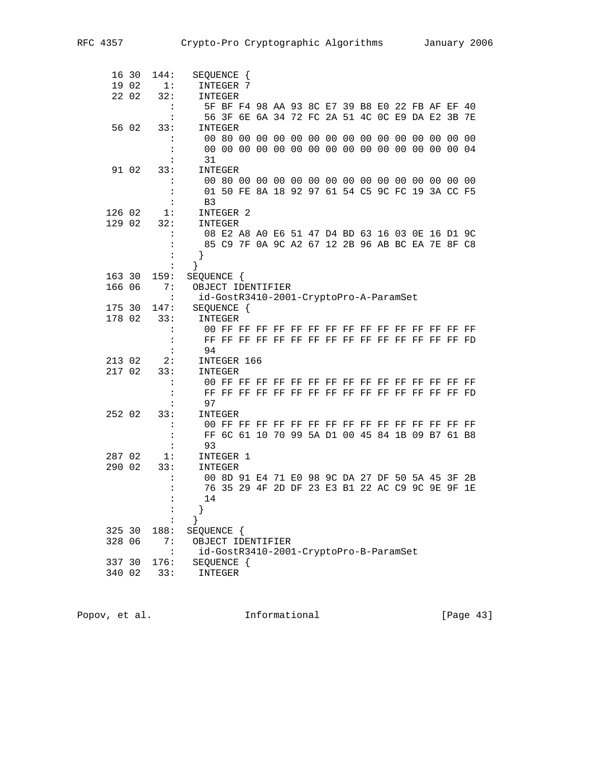```
  16 30  144:   SEQUENCE {
  19 02    1:    INTEGER 7
  22 02   32:    INTEGER
            :     5F BF F4 98 AA 93 8C E7 39 B8 E0 22 FB AF EF 40
            :     56 3F 6E 6A 34 72 FC 2A 51 4C 0C E9 DA E2 3B 7E
  56 02   33:    INTEGER
            :     00 80 00 00 00 00 00 00 00 00 00 00 00 00 00 00
            :     00 00 00 00 00 00 00 00 00 00 00 00 00 00 00 04
            :     31
  91 02   33:    INTEGER
            :     00 80 00 00 00 00 00 00 00 00 00 00 00 00 00 00
            :     01 50 FE 8A 18 92 97 61 54 C5 9C FC 19 3A CC F5
            :     B3
 126 02    1:    INTEGER 2
 129 02   32:    INTEGER
            :     08 E2 A8 A0 E6 51 47 D4 BD 63 16 03 0E 16 D1 9C
            :     85 C9 7F 0A 9C A2 67 12 2B 96 AB BC EA 7E 8F C8
            :    }
            :   }
 163 30  159:  SEQUENCE {
 166 06    7:   OBJECT IDENTIFIER
            :    id-GostR3410-2001-CryptoPro-A-ParamSet
 175 30  147:   SEQUENCE {
 178 02   33:    INTEGER
            :     00 FF FF FF FF FF FF FF FF FF FF FF FF FF FF FF
            :     FF FF FF FF FF FF FF FF FF FF FF FF FF FF FF FD
            :     94
 213 02    2:    INTEGER 166
 217 02   33:    INTEGER
            :     00 FF FF FF FF FF FF FF FF FF FF FF FF FF FF FF
            :     FF FF FF FF FF FF FF FF FF FF FF FF FF FF FF FD
            :     97
 252 02   33:    INTEGER
            :     00 FF FF FF FF FF FF FF FF FF FF FF FF FF FF FF
            :     FF 6C 61 10 70 99 5A D1 00 45 84 1B 09 B7 61 B8
            :     93
 287 02    1:    INTEGER 1
 290 02   33:    INTEGER
            :     00 8D 91 E4 71 E0 98 9C DA 27 DF 50 5A 45 3F 2B
            :     76 35 29 4F 2D DF 23 E3 B1 22 AC C9 9C 9E 9F 1E
            :     14
            :    }
            :   }
 325 30  188:  SEQUENCE {
 328 06    7:   OBJECT IDENTIFIER
            :    id-GostR3410-2001-CryptoPro-B-ParamSet
 337 30  176:   SEQUENCE {
 340 02   33:    INTEGER
```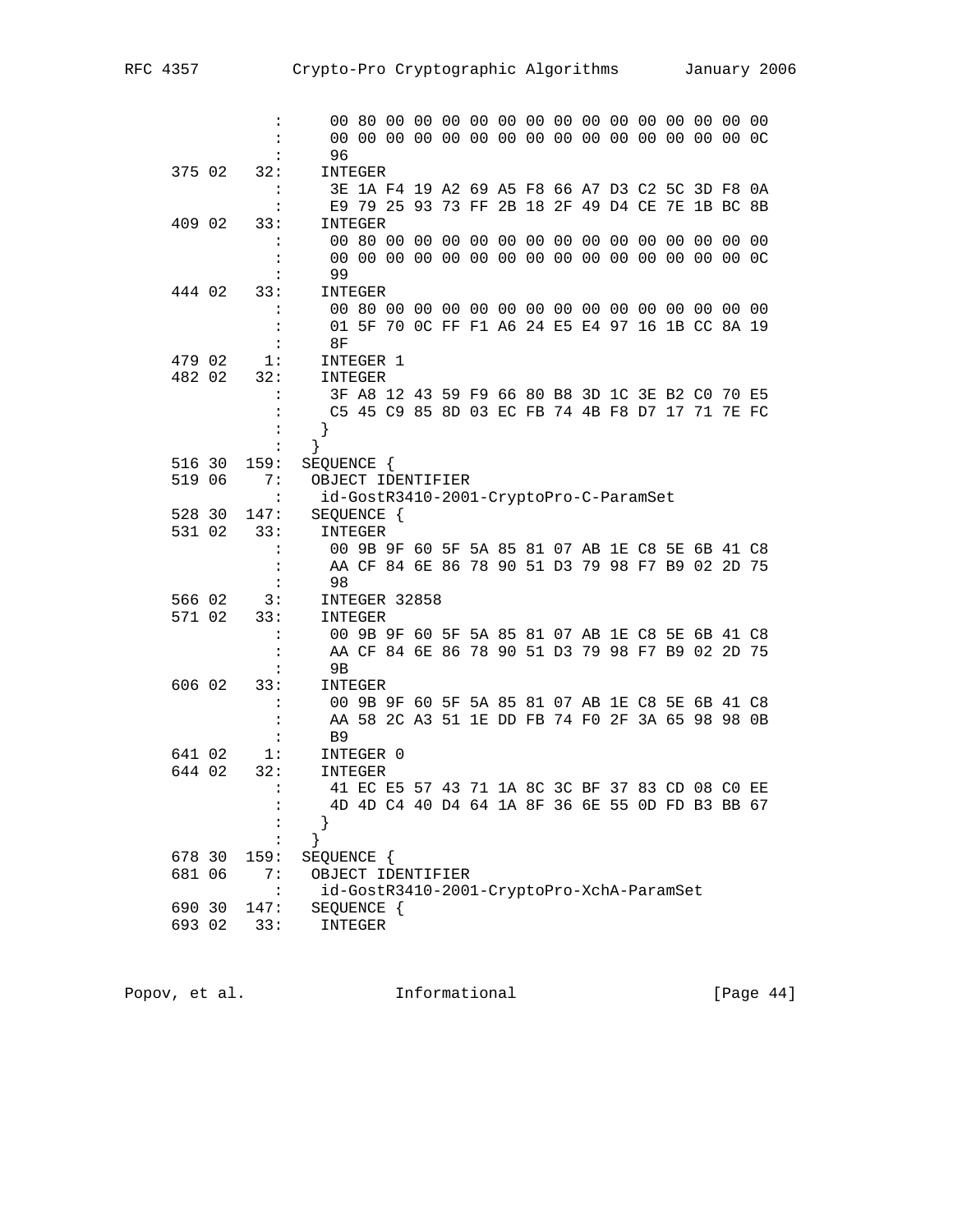```
                :     00 80 00 00 00 00 00 00 00 00 00 00 00 00 00 00
                :     00 00 00 00 00 00 00 00 00 00 00 00 00 00 00 0C
                :     96
    375 02    32:     INTEGER
                :     3E 1A F4 19 A2 69 A5 F8 66 A7 D3 C2 5C 3D F8 0A
                :     E9 79 25 93 73 FF 2B 18 2F 49 D4 CE 7E 1B BC 8B
    409 02    33:     INTEGER
                :     00 80 00 00 00 00 00 00 00 00 00 00 00 00 00 00
                :     00 00 00 00 00 00 00 00 00 00 00 00 00 00 00 0C
                :     99
    444 02    33:     INTEGER
                :     00 80 00 00 00 00 00 00 00 00 00 00 00 00 00 00
                :     01 5F 70 0C FF F1 A6 24 E5 E4 97 16 1B CC 8A 19
                :     8F
    479 02     1:     INTEGER 1
    482 02    32:     INTEGER
                :     3F A8 12 43 59 F9 66 80 B8 3D 1C 3E B2 C0 70 E5
                :     C5 45 C9 85 8D 03 EC FB 74 4B F8 D7 17 71 7E FC
                :     }
                :   }
    516 30   159:   SEQUENCE {
    519 06     7:    OBJECT IDENTIFIER
                :     id-GostR3410-2001-CryptoPro-C-ParamSet
    528 30   147:    SEQUENCE {
    531 02    33:     INTEGER
                :     00 9B 9F 60 5F 5A 85 81 07 AB 1E C8 5E 6B 41 C8
                :     AA CF 84 6E 86 78 90 51 D3 79 98 F7 B9 02 2D 75
                :     98
    566 02     3:     INTEGER 32858
    571 02    33:     INTEGER
                :     00 9B 9F 60 5F 5A 85 81 07 AB 1E C8 5E 6B 41 C8
                :     AA CF 84 6E 86 78 90 51 D3 79 98 F7 B9 02 2D 75
                :     9B
    606 02    33:     INTEGER
                :     00 9B 9F 60 5F 5A 85 81 07 AB 1E C8 5E 6B 41 C8
                :     AA 58 2C A3 51 1E DD FB 74 F0 2F 3A 65 98 98 0B
                :     B9
    641 02     1:     INTEGER 0
    644 02    32:     INTEGER
                :     41 EC E5 57 43 71 1A 8C 3C BF 37 83 CD 08 C0 EE
                :     4D 4D C4 40 D4 64 1A 8F 36 6E 55 0D FD B3 BB 67
                :     }
                :   }
    678 30   159:   SEQUENCE {
    681 06     7:    OBJECT IDENTIFIER
                :     id-GostR3410-2001-CryptoPro-XchA-ParamSet
    690 30   147:    SEQUENCE {
    693 02    33:     INTEGER
```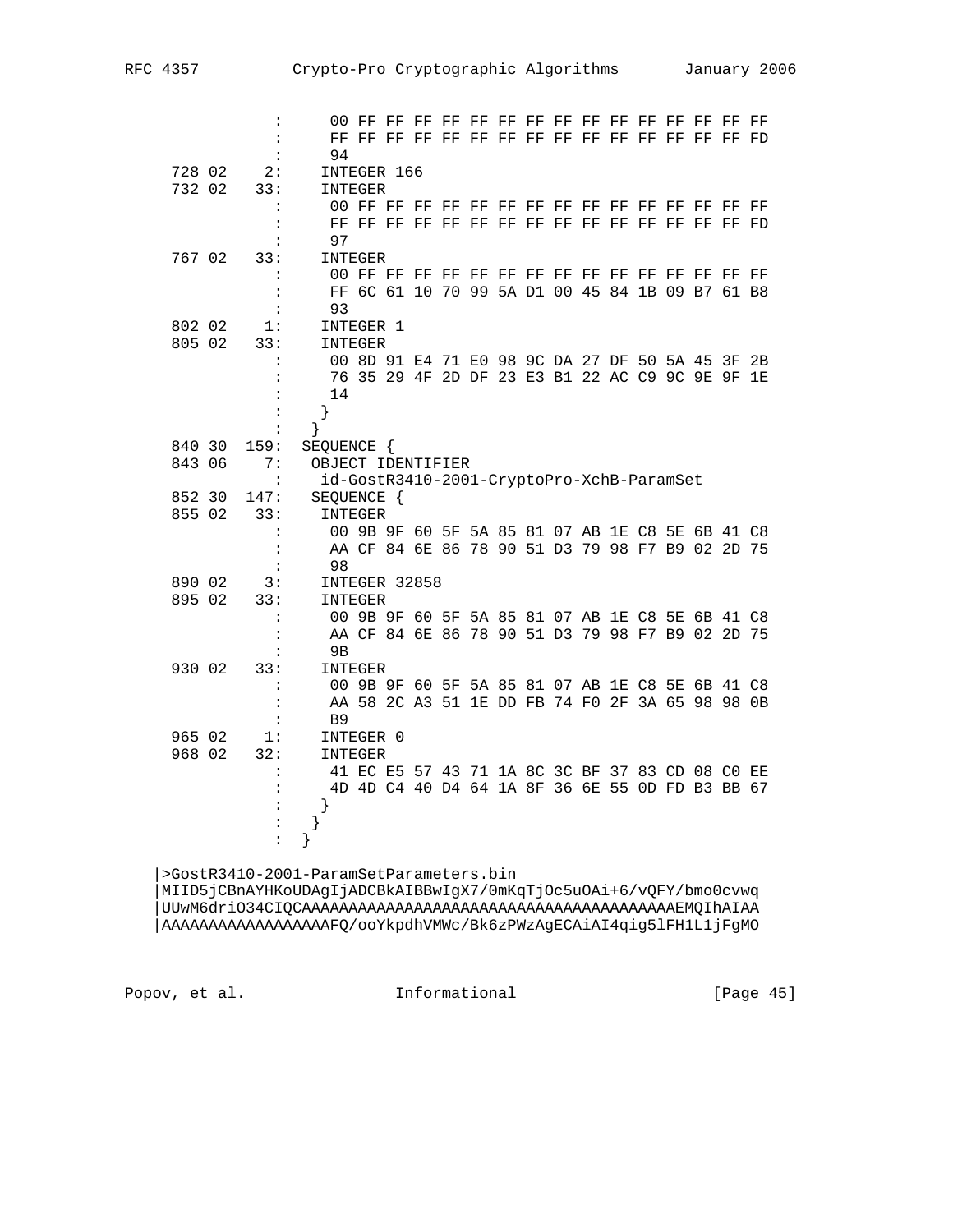```
               :      00 FF FF FF FF FF FF FF FF FF FF FF FF FF FF FF
               :      FF FF FF FF FF FF FF FF FF FF FF FF FF FF FF FD
               :      94
     728 02    2:     INTEGER 166
     732 02   33:     INTEGER
               :      00 FF FF FF FF FF FF FF FF FF FF FF FF FF FF FF
               :      FF FF FF FF FF FF FF FF FF FF FF FF FF FF FF FD
               :      97
     767 02   33:     INTEGER
               :      00 FF FF FF FF FF FF FF FF FF FF FF FF FF FF FF
               :      FF 6C 61 10 70 99 5A D1 00 45 84 1B 09 B7 61 B8
               :      93
     802 02    1:     INTEGER 1
     805 02   33:     INTEGER
               :      00 8D 91 E4 71 E0 98 9C DA 27 DF 50 5A 45 3F 2B
               :      76 35 29 4F 2D DF 23 E3 B1 22 AC C9 9C 9E 9F 1E
               :      14
               :     }
               :    }
     840 30  159:  SEQUENCE {
     843 06    7:   OBJECT IDENTIFIER
               :    id-GostR3410-2001-CryptoPro-XchB-ParamSet
     852 30  147:   SEQUENCE {
     855 02   33:     INTEGER
               :      00 9B 9F 60 5F 5A 85 81 07 AB 1E C8 5E 6B 41 C8
               :      AA CF 84 6E 86 78 90 51 D3 79 98 F7 B9 02 2D 75
               :      98
     890 02    3:     INTEGER 32858
     895 02   33:     INTEGER
               :      00 9B 9F 60 5F 5A 85 81 07 AB 1E C8 5E 6B 41 C8
               :      AA CF 84 6E 86 78 90 51 D3 79 98 F7 B9 02 2D 75
               :      9B
     930 02   33:     INTEGER
               :      00 9B 9F 60 5F 5A 85 81 07 AB 1E C8 5E 6B 41 C8
               :      AA 58 2C A3 51 1E DD FB 74 F0 2F 3A 65 98 98 0B
               :      B9
     965 02    1:     INTEGER 0
     968 02   32:     INTEGER
               :      41 EC E5 57 43 71 1A 8C 3C BF 37 83 CD 08 C0 EE
               :      4D 4D C4 40 D4 64 1A 8F 36 6E 55 0D FD B3 BB 67
               :     }
               :    }
               :  }

   |>GostR3410-2001-ParamSetParameters.bin
   |MIID5jCBnAYHKoUDAgIjADCBkAIBBwIgX7/0mKqTjOc5uOAi+6/vQFY/bmo0cvwq
   |UUwM6driO34CIQCAAAAAAAAAAAAAAAAAAAAAAAAAAAAAAAAAAAAAAAAAAAEMQIhAIAA
   |AAAAAAAAAAAAAAAAFQ/ooYkpdhVMWc/Bk6zPWzAgECAiAI4qig5lFH1L1jFgMO
```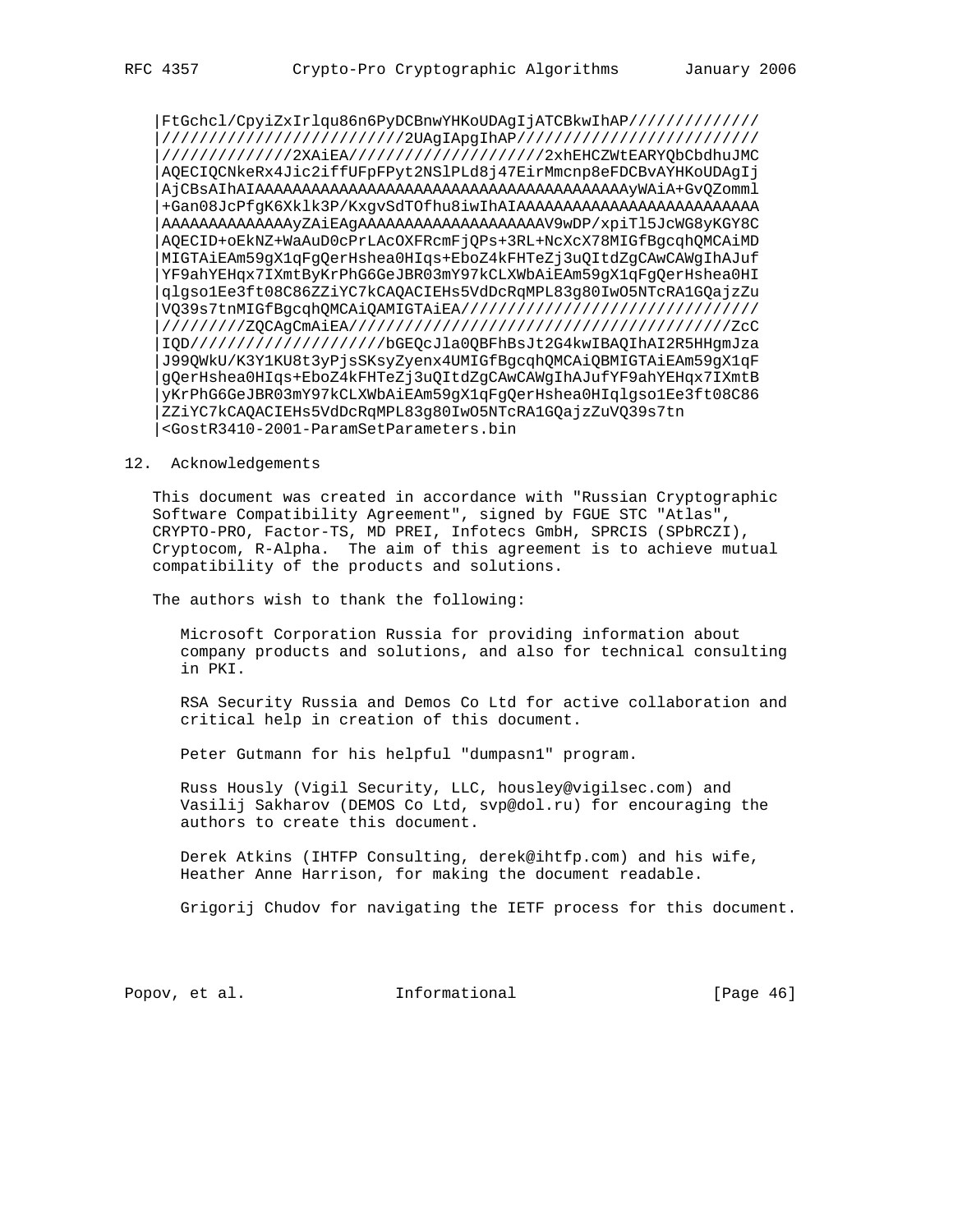```
|FtGchcl/CpyiZxIrlqu86n6PyDCBnwYHKoUDAgIjATCBkwIhAP//////////////
|//////////////////////////2UAgIApgIhAP//////////////////////////
|//////////////2XAiEA/////////////////////2xhEHCZWtEARYQbCbdhuJMC
|AQECIQCNkeRx4Jic2iffUFpFPyt2NSlPLd8j47EirMmcnp8eFDCBvAYHKoUDAgIj
|AjCBsAIhAIAAAAAAAAAAAAAAAAAAAAAAAAAAAAAAAAAAAAAAAAyWAiA+GvQZomml
|+Gan08JcPfgK6Xklk3P/KxgvSdTOfhu8iwIhAIAAAAAAAAAAAAAAAAAAAAAAAAAA
|AAAAAAAAAAAAAAyZAiEAgAAAAAAAAAAAAAAAAAAAAV9wDP/xpiTl5JcWG8yKGY8C
|AQECID+oEkNZ+WaAuD0cPrLAcOXFRcmFjQPs+3RL+NcXcX78MIGfBgcqhQMCAiMD
|MIGTAiEAm59gX1qFgQerHshea0HIqs+EboZ4kFHTeZj3uQItdZgCAwCAWgIhAJuf
|YF9ahYEHqx7IXmtByKrPhG6GeJBR03mY97kCLXWbAiEAm59gX1qFgQerHshea0HI
|qlgso1Ee3ft08C86ZZiYC7kCAQACIEHs5VdDcRqMPL83g80IwO5NTcRA1GQajzZu
|VQ39s7tnMIGfBgcqhQMCAiQAMIGTAiEA////////////////////////////////
|/////////ZQCAgCmAiEA/////////////////////////////////////////ZcC
|IQD////////////////////bGEQcJla0QBFhBsJt2G4kwIBAQIhAI2R5HHgmJza
|J99QWkU/K3Y1KU8t3yPjsSKsyZyenx4UMIGfBgcqhQMCAiQBMIGTAiEAm59gX1qF
|gQerHshea0HIqs+EboZ4kFHTeZj3uQItdZgCAwCAWgIhAJufYF9ahYEHqx7IXmtB
|yKrPhG6GeJBR03mY97kCLXWbAiEAm59gX1qFgQerHshea0HIqlgso1Ee3ft08C86
|ZZiYC7kCAQACIEHs5VdDcRqMPL83g80IwO5NTcRA1GQajzZuVQ39s7tn
|<GostR3410-2001-ParamSetParameters.bin
```

## 12. Acknowledgements

This document was created in accordance with "Russian Cryptographic Software Compatibility Agreement", signed by FGUE STC "Atlas", CRYPTO-PRO, Factor-TS, MD PREI, Infotecs GmbH, SPRCIS (SPbRCZI), Cryptocom, R-Alpha. The aim of this agreement is to achieve mutual compatibility of the products and solutions.

The authors wish to thank the following:

Microsoft Corporation Russia for providing information about company products and solutions, and also for technical consulting in PKI.

RSA Security Russia and Demos Co Ltd for active collaboration and critical help in creation of this document.

Peter Gutmann for his helpful "dumpasn1" program.

Russ Hously (Vigil Security, LLC, housley@vigilsec.com) and Vasilij Sakharov (DEMOS Co Ltd, svp@dol.ru) for encouraging the authors to create this document.

Derek Atkins (IHTFP Consulting, derek@ihtfp.com) and his wife, Heather Anne Harrison, for making the document readable.

Grigorij Chudov for navigating the IETF process for this document.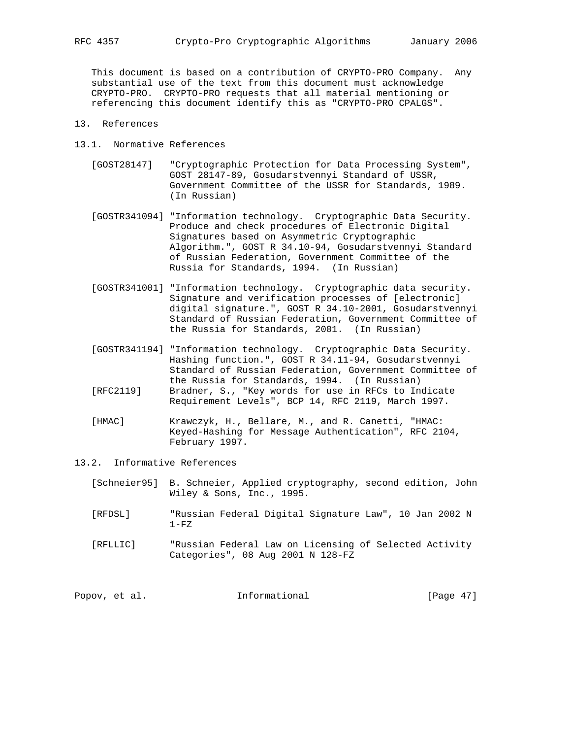This document is based on a contribution of CRYPTO-PRO Company. Any substantial use of the text from this document must acknowledge CRYPTO-PRO. CRYPTO-PRO requests that all material mentioning or referencing this document identify this as "CRYPTO-PRO CPALGS".

## 13. References

### 13.1. Normative References

[GOST28147] "Cryptographic Protection for Data Processing System", GOST 28147-89, Gosudarstvennyi Standard of USSR, Government Committee of the USSR for Standards, 1989. (In Russian)

[GOSTR341094] "Information technology. Cryptographic Data Security. Produce and check procedures of Electronic Digital Signatures based on Asymmetric Cryptographic Algorithm.", GOST R 34.10-94, Gosudarstvennyi Standard of Russian Federation, Government Committee of the Russia for Standards, 1994. (In Russian)

[GOSTR341001] "Information technology. Cryptographic data security. Signature and verification processes of [electronic] digital signature.", GOST R 34.10-2001, Gosudarstvennyi Standard of Russian Federation, Government Committee of the Russia for Standards, 2001. (In Russian)

[GOSTR341194] "Information technology. Cryptographic Data Security. Hashing function.", GOST R 34.11-94, Gosudarstvennyi Standard of Russian Federation, Government Committee of the Russia for Standards, 1994. (In Russian)

[RFC2119] Bradner, S., "Key words for use in RFCs to Indicate Requirement Levels", BCP 14, RFC 2119, March 1997.

[HMAC] Krawczyk, H., Bellare, M., and R. Canetti, "HMAC: Keyed-Hashing for Message Authentication", RFC 2104, February 1997.

### 13.2. Informative References

[Schneier95] B. Schneier, Applied cryptography, second edition, John Wiley & Sons, Inc., 1995.

[RFDSL] "Russian Federal Digital Signature Law", 10 Jan 2002 N 1-FZ

[RFLLIC] "Russian Federal Law on Licensing of Selected Activity Categories", 08 Aug 2001 N 128-FZ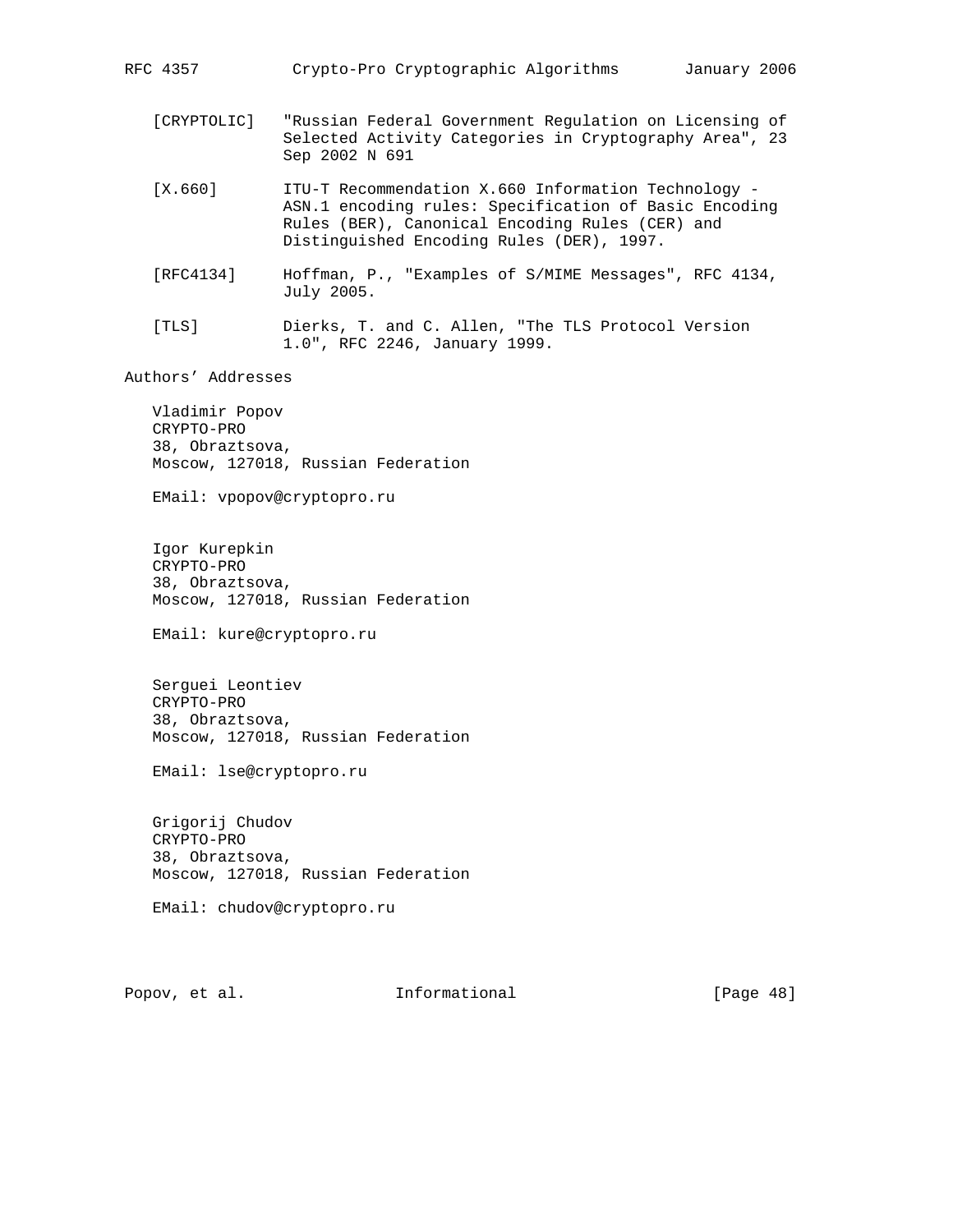[CRYPTOLIC] "Russian Federal Government Regulation on Licensing of Selected Activity Categories in Cryptography Area", 23 Sep 2002 N 691

[X.660] ITU-T Recommendation X.660 Information Technology - ASN.1 encoding rules: Specification of Basic Encoding Rules (BER), Canonical Encoding Rules (CER) and Distinguished Encoding Rules (DER), 1997.

[RFC4134] Hoffman, P., "Examples of S/MIME Messages", RFC 4134, July 2005.

[TLS] Dierks, T. and C. Allen, "The TLS Protocol Version 1.0", RFC 2246, January 1999.

## Authors' Addresses

Vladimir Popov
CRYPTO-PRO
38, Obraztsova,
Moscow, 127018, Russian Federation

EMail: vpopov@cryptopro.ru

Igor Kurepkin
CRYPTO-PRO
38, Obraztsova,
Moscow, 127018, Russian Federation

EMail: kure@cryptopro.ru

Serguei Leontiev
CRYPTO-PRO
38, Obraztsova,
Moscow, 127018, Russian Federation

EMail: lse@cryptopro.ru

Grigorij Chudov
CRYPTO-PRO
38, Obraztsova,
Moscow, 127018, Russian Federation

EMail: chudov@cryptopro.ru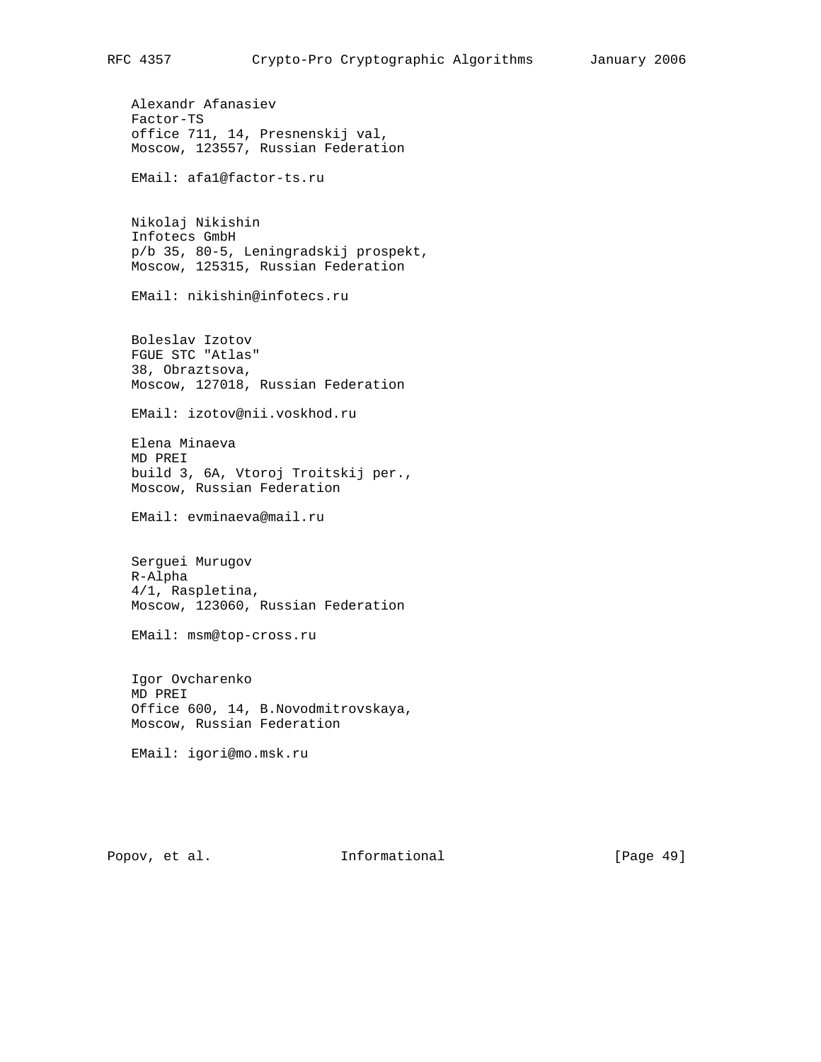Alexandr Afanasiev
Factor-TS
office 711, 14, Presnenskij val,
Moscow, 123557, Russian Federation

EMail: afa1@factor-ts.ru

Nikolaj Nikishin
Infotecs GmbH
p/b 35, 80-5, Leningradskij prospekt,
Moscow, 125315, Russian Federation

EMail: nikishin@infotecs.ru

Boleslav Izotov
FGUE STC "Atlas"
38, Obraztsova,
Moscow, 127018, Russian Federation

EMail: izotov@nii.voskhod.ru

Elena Minaeva
MD PREI
build 3, 6A, Vtoroj Troitskij per.,
Moscow, Russian Federation

EMail: evminaeva@mail.ru

Serguei Murugov
R-Alpha
4/1, Raspletina,
Moscow, 123060, Russian Federation

EMail: msm@top-cross.ru

Igor Ovcharenko
MD PREI
Office 600, 14, B.Novodmitrovskaya,
Moscow, Russian Federation

EMail: igori@mo.msk.ru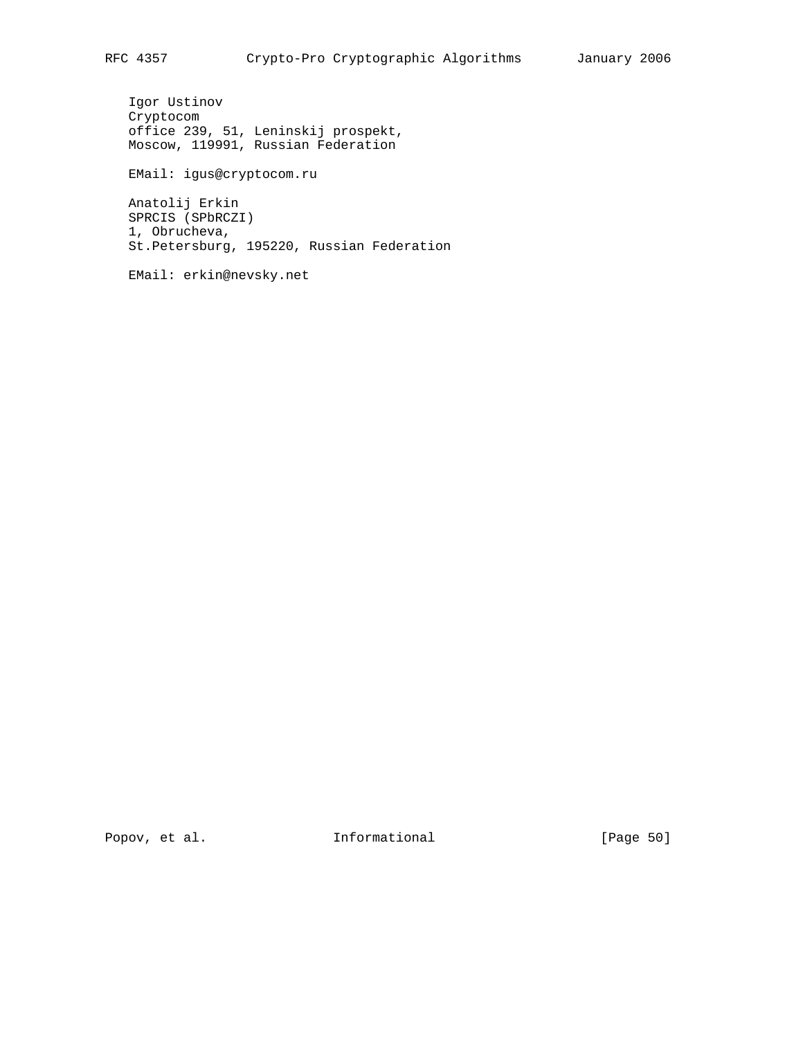Igor Ustinov
Cryptocom
office 239, 51, Leninskij prospekt,
Moscow, 119991, Russian Federation

EMail: igus@cryptocom.ru

Anatolij Erkin
SPRCIS (SPbRCZI)
1, Obrucheva,
St.Petersburg, 195220, Russian Federation

EMail: erkin@nevsky.net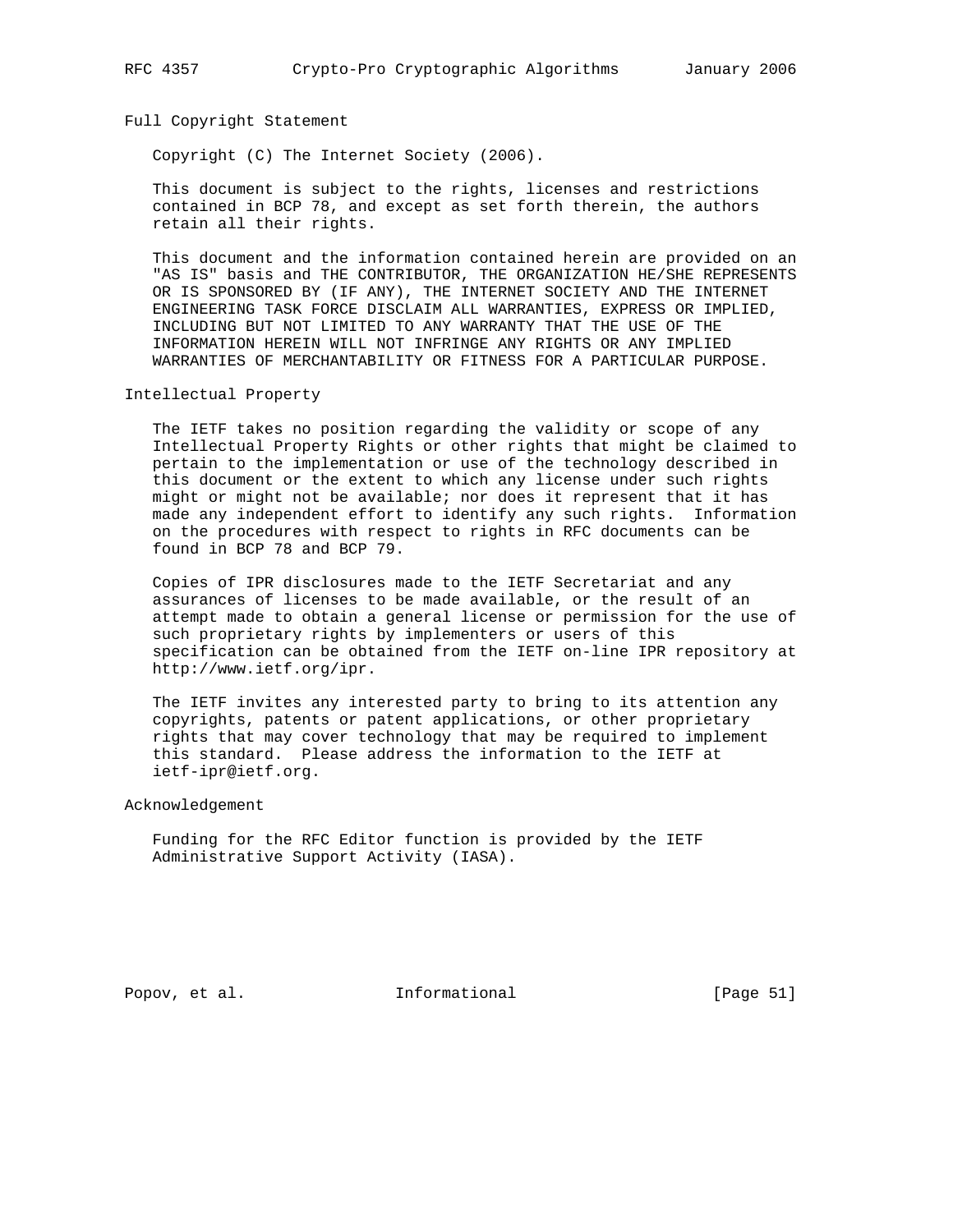## Full Copyright Statement

Copyright (C) The Internet Society (2006).

This document is subject to the rights, licenses and restrictions contained in BCP 78, and except as set forth therein, the authors retain all their rights.

This document and the information contained herein are provided on an "AS IS" basis and THE CONTRIBUTOR, THE ORGANIZATION HE/SHE REPRESENTS OR IS SPONSORED BY (IF ANY), THE INTERNET SOCIETY AND THE INTERNET ENGINEERING TASK FORCE DISCLAIM ALL WARRANTIES, EXPRESS OR IMPLIED, INCLUDING BUT NOT LIMITED TO ANY WARRANTY THAT THE USE OF THE INFORMATION HEREIN WILL NOT INFRINGE ANY RIGHTS OR ANY IMPLIED WARRANTIES OF MERCHANTABILITY OR FITNESS FOR A PARTICULAR PURPOSE.

## Intellectual Property

The IETF takes no position regarding the validity or scope of any Intellectual Property Rights or other rights that might be claimed to pertain to the implementation or use of the technology described in this document or the extent to which any license under such rights might or might not be available; nor does it represent that it has made any independent effort to identify any such rights. Information on the procedures with respect to rights in RFC documents can be found in BCP 78 and BCP 79.

Copies of IPR disclosures made to the IETF Secretariat and any assurances of licenses to be made available, or the result of an attempt made to obtain a general license or permission for the use of such proprietary rights by implementers or users of this specification can be obtained from the IETF on-line IPR repository at http://www.ietf.org/ipr.

The IETF invites any interested party to bring to its attention any copyrights, patents or patent applications, or other proprietary rights that may cover technology that may be required to implement this standard. Please address the information to the IETF at ietf-ipr@ietf.org.

## Acknowledgement

Funding for the RFC Editor function is provided by the IETF Administrative Support Activity (IASA).